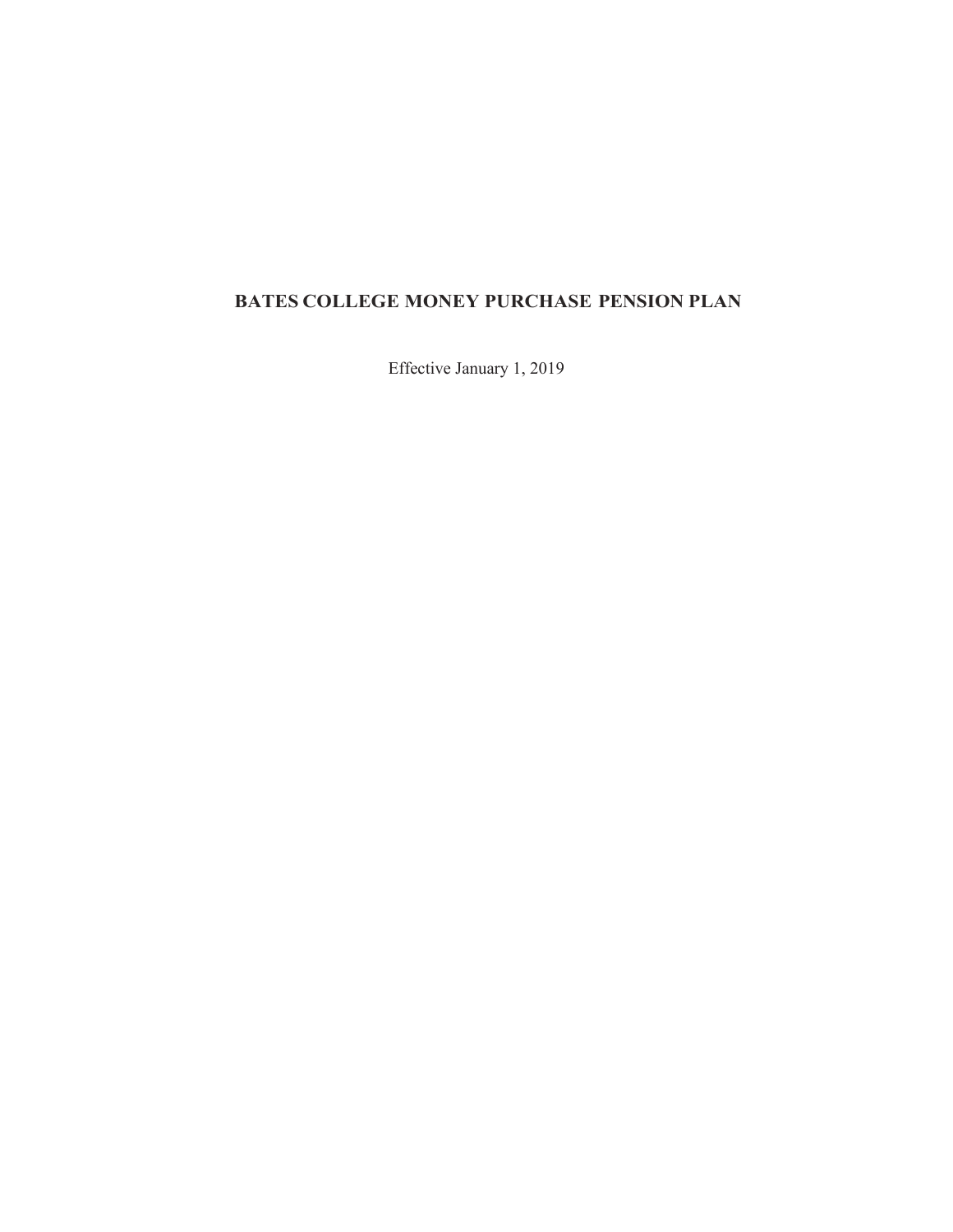# BATES COLLEGE MONEY PURCHASE PENSION PLAN

Effective January 1, 2019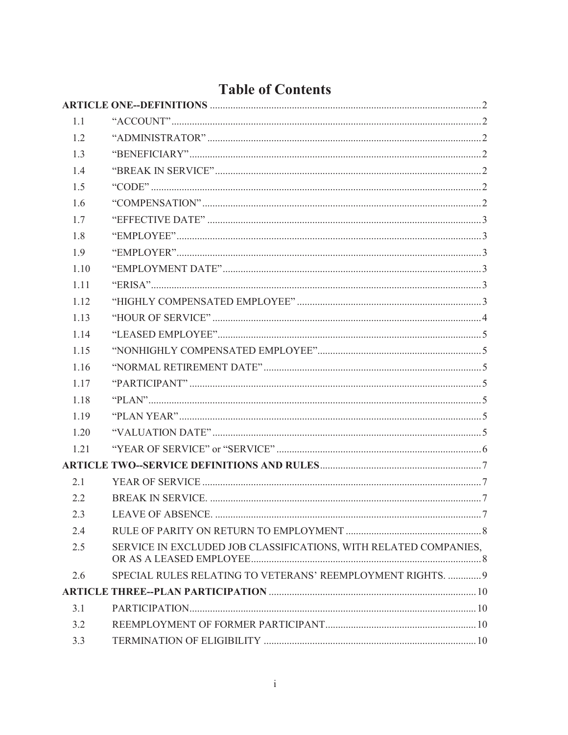# Table of Contents

| | | |
|---|---|---|
| **ARTICLE ONE--DEFINITIONS** | | **2** |
| 1.1 | "ACCOUNT" | 2 |
| 1.2 | "ADMINISTRATOR" | 2 |
| 1.3 | "BENEFICIARY" | 2 |
| 1.4 | "BREAK IN SERVICE" | 2 |
| 1.5 | "CODE" | 2 |
| 1.6 | "COMPENSATION" | 2 |
| 1.7 | "EFFECTIVE DATE" | 3 |
| 1.8 | "EMPLOYEE" | 3 |
| 1.9 | "EMPLOYER" | 3 |
| 1.10 | "EMPLOYMENT DATE" | 3 |
| 1.11 | "ERISA" | 3 |
| 1.12 | "HIGHLY COMPENSATED EMPLOYEE" | 3 |
| 1.13 | "HOUR OF SERVICE" | 4 |
| 1.14 | "LEASED EMPLOYEE" | 5 |
| 1.15 | "NONHIGHLY COMPENSATED EMPLOYEE" | 5 |
| 1.16 | "NORMAL RETIREMENT DATE" | 5 |
| 1.17 | "PARTICIPANT" | 5 |
| 1.18 | "PLAN" | 5 |
| 1.19 | "PLAN YEAR" | 5 |
| 1.20 | "VALUATION DATE" | 5 |
| 1.21 | "YEAR OF SERVICE" or "SERVICE" | 6 |
| **ARTICLE TWO--SERVICE DEFINITIONS AND RULES** | | **7** |
| 2.1 | YEAR OF SERVICE | 7 |
| 2.2 | BREAK IN SERVICE. | 7 |
| 2.3 | LEAVE OF ABSENCE. | 7 |
| 2.4 | RULE OF PARITY ON RETURN TO EMPLOYMENT | 8 |
| 2.5 | SERVICE IN EXCLUDED JOB CLASSIFICATIONS, WITH RELATED COMPANIES, OR AS A LEASED EMPLOYEE | 8 |
| 2.6 | SPECIAL RULES RELATING TO VETERANS' REEMPLOYMENT RIGHTS. | 9 |
| **ARTICLE THREE--PLAN PARTICIPATION** | | **10** |
| 3.1 | PARTICIPATION | 10 |
| 3.2 | REEMPLOYMENT OF FORMER PARTICIPANT | 10 |
| 3.3 | TERMINATION OF ELIGIBILITY | 10 |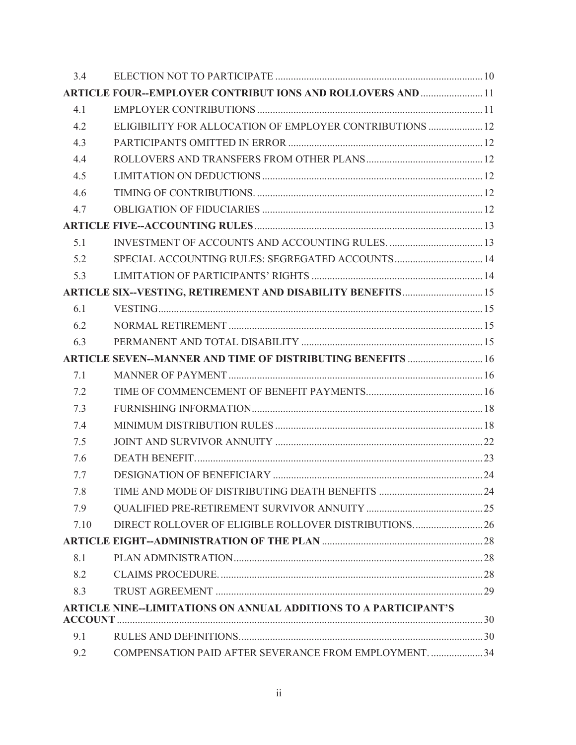| | | |
|---|---|---|
| 3.4 | ELECTION NOT TO PARTICIPATE | 10 |
| **ARTICLE FOUR--EMPLOYER CONTRIBUT IONS AND ROLLOVERS AND** | | **11** |
| 4.1 | EMPLOYER CONTRIBUTIONS | 11 |
| 4.2 | ELIGIBILITY FOR ALLOCATION OF EMPLOYER CONTRIBUTIONS | 12 |
| 4.3 | PARTICIPANTS OMITTED IN ERROR | 12 |
| 4.4 | ROLLOVERS AND TRANSFERS FROM OTHER PLANS | 12 |
| 4.5 | LIMITATION ON DEDUCTIONS | 12 |
| 4.6 | TIMING OF CONTRIBUTIONS. | 12 |
| 4.7 | OBLIGATION OF FIDUCIARIES | 12 |
| **ARTICLE FIVE--ACCOUNTING RULES** | | **13** |
| 5.1 | INVESTMENT OF ACCOUNTS AND ACCOUNTING RULES. | 13 |
| 5.2 | SPECIAL ACCOUNTING RULES: SEGREGATED ACCOUNTS | 14 |
| 5.3 | LIMITATION OF PARTICIPANTS' RIGHTS | 14 |
| **ARTICLE SIX--VESTING, RETIREMENT AND DISABILITY BENEFITS** | | **15** |
| 6.1 | VESTING | 15 |
| 6.2 | NORMAL RETIREMENT | 15 |
| 6.3 | PERMANENT AND TOTAL DISABILITY | 15 |
| **ARTICLE SEVEN--MANNER AND TIME OF DISTRIBUTING BENEFITS** | | **16** |
| 7.1 | MANNER OF PAYMENT | 16 |
| 7.2 | TIME OF COMMENCEMENT OF BENEFIT PAYMENTS | 16 |
| 7.3 | FURNISHING INFORMATION | 18 |
| 7.4 | MINIMUM DISTRIBUTION RULES | 18 |
| 7.5 | JOINT AND SURVIVOR ANNUITY | 22 |
| 7.6 | DEATH BENEFIT. | 23 |
| 7.7 | DESIGNATION OF BENEFICIARY | 24 |
| 7.8 | TIME AND MODE OF DISTRIBUTING DEATH BENEFITS | 24 |
| 7.9 | QUALIFIED PRE-RETIREMENT SURVIVOR ANNUITY | 25 |
| 7.10 | DIRECT ROLLOVER OF ELIGIBLE ROLLOVER DISTRIBUTIONS. | 26 |
| **ARTICLE EIGHT--ADMINISTRATION OF THE PLAN** | | **28** |
| 8.1 | PLAN ADMINISTRATION | 28 |
| 8.2 | CLAIMS PROCEDURE. | 28 |
| 8.3 | TRUST AGREEMENT | 29 |
| **ARTICLE NINE--LIMITATIONS ON ANNUAL ADDITIONS TO A PARTICIPANT'S ACCOUNT** | | **30** |
| 9.1 | RULES AND DEFINITIONS. | 30 |
| 9.2 | COMPENSATION PAID AFTER SEVERANCE FROM EMPLOYMENT. | 34 |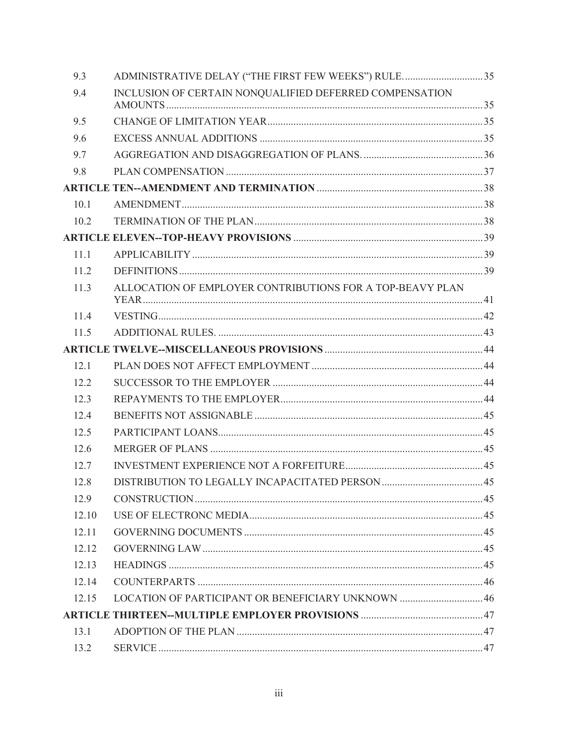| | | |
|---|---|---|
| 9.3 | ADMINISTRATIVE DELAY ("THE FIRST FEW WEEKS") RULE. | 35 |
| 9.4 | INCLUSION OF CERTAIN NONQUALIFIED DEFERRED COMPENSATION AMOUNTS | 35 |
| 9.5 | CHANGE OF LIMITATION YEAR | 35 |
| 9.6 | EXCESS ANNUAL ADDITIONS | 35 |
| 9.7 | AGGREGATION AND DISAGGREGATION OF PLANS. | 36 |
| 9.8 | PLAN COMPENSATION | 37 |
| **ARTICLE TEN--AMENDMENT AND TERMINATION** | | **38** |
| 10.1 | AMENDMENT | 38 |
| 10.2 | TERMINATION OF THE PLAN | 38 |
| **ARTICLE ELEVEN--TOP-HEAVY PROVISIONS** | | **39** |
| 11.1 | APPLICABILITY | 39 |
| 11.2 | DEFINITIONS | 39 |
| 11.3 | ALLOCATION OF EMPLOYER CONTRIBUTIONS FOR A TOP-BEAVY PLAN YEAR | 41 |
| 11.4 | VESTING | 42 |
| 11.5 | ADDITIONAL RULES. | 43 |
| **ARTICLE TWELVE--MISCELLANEOUS PROVISIONS** | | **44** |
| 12.1 | PLAN DOES NOT AFFECT EMPLOYMENT | 44 |
| 12.2 | SUCCESSOR TO THE EMPLOYER | 44 |
| 12.3 | REPAYMENTS TO THE EMPLOYER | 44 |
| 12.4 | BENEFITS NOT ASSIGNABLE | 45 |
| 12.5 | PARTICIPANT LOANS | 45 |
| 12.6 | MERGER OF PLANS | 45 |
| 12.7 | INVESTMENT EXPERIENCE NOT A FORFEITURE | 45 |
| 12.8 | DISTRIBUTION TO LEGALLY INCAPACITATED PERSON | 45 |
| 12.9 | CONSTRUCTION | 45 |
| 12.10 | USE OF ELECTRONC MEDIA | 45 |
| 12.11 | GOVERNING DOCUMENTS | 45 |
| 12.12 | GOVERNING LAW | 45 |
| 12.13 | HEADINGS | 45 |
| 12.14 | COUNTERPARTS | 46 |
| 12.15 | LOCATION OF PARTICIPANT OR BENEFICIARY UNKNOWN | 46 |
| **ARTICLE THIRTEEN--MULTIPLE EMPLOYER PROVISIONS** | | **47** |
| 13.1 | ADOPTION OF THE PLAN | 47 |
| 13.2 | SERVICE | 47 |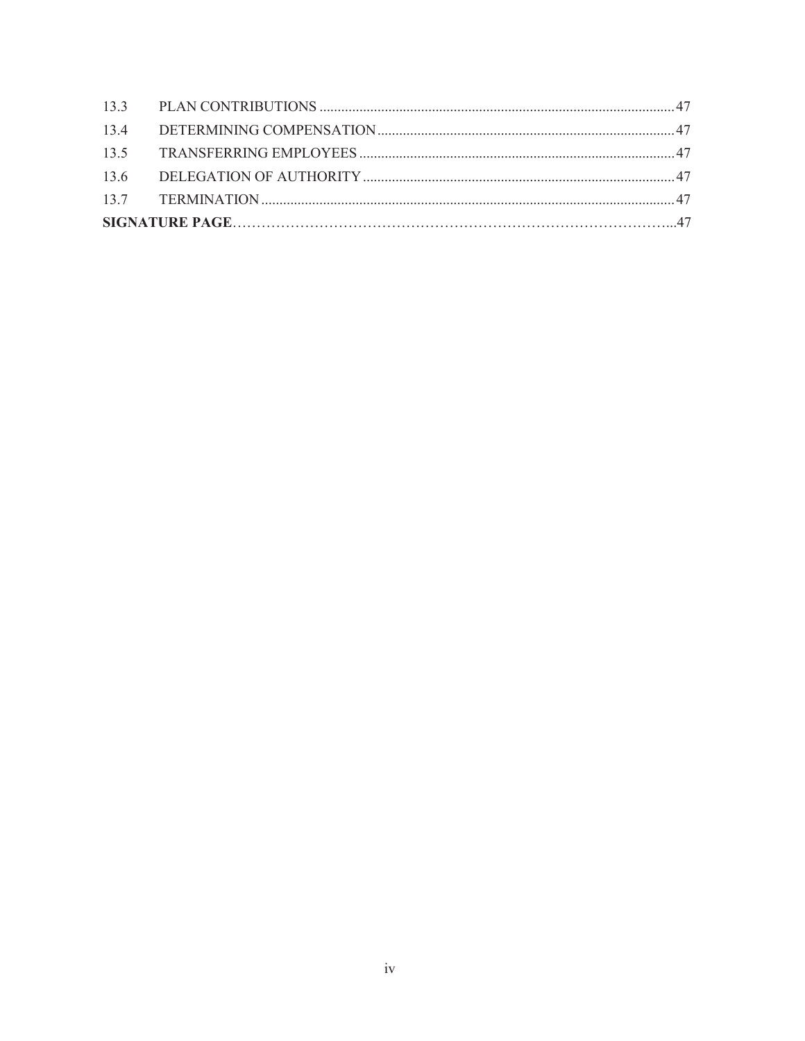| | | |
|---|---|---|
| 13.3 | PLAN CONTRIBUTIONS | 47 |
| 13.4 | DETERMINING COMPENSATION | 47 |
| 13.5 | TRANSFERRING EMPLOYEES | 47 |
| 13.6 | DELEGATION OF AUTHORITY | 47 |
| 13.7 | TERMINATION | 47 |
| **SIGNATURE PAGE** | | 47 |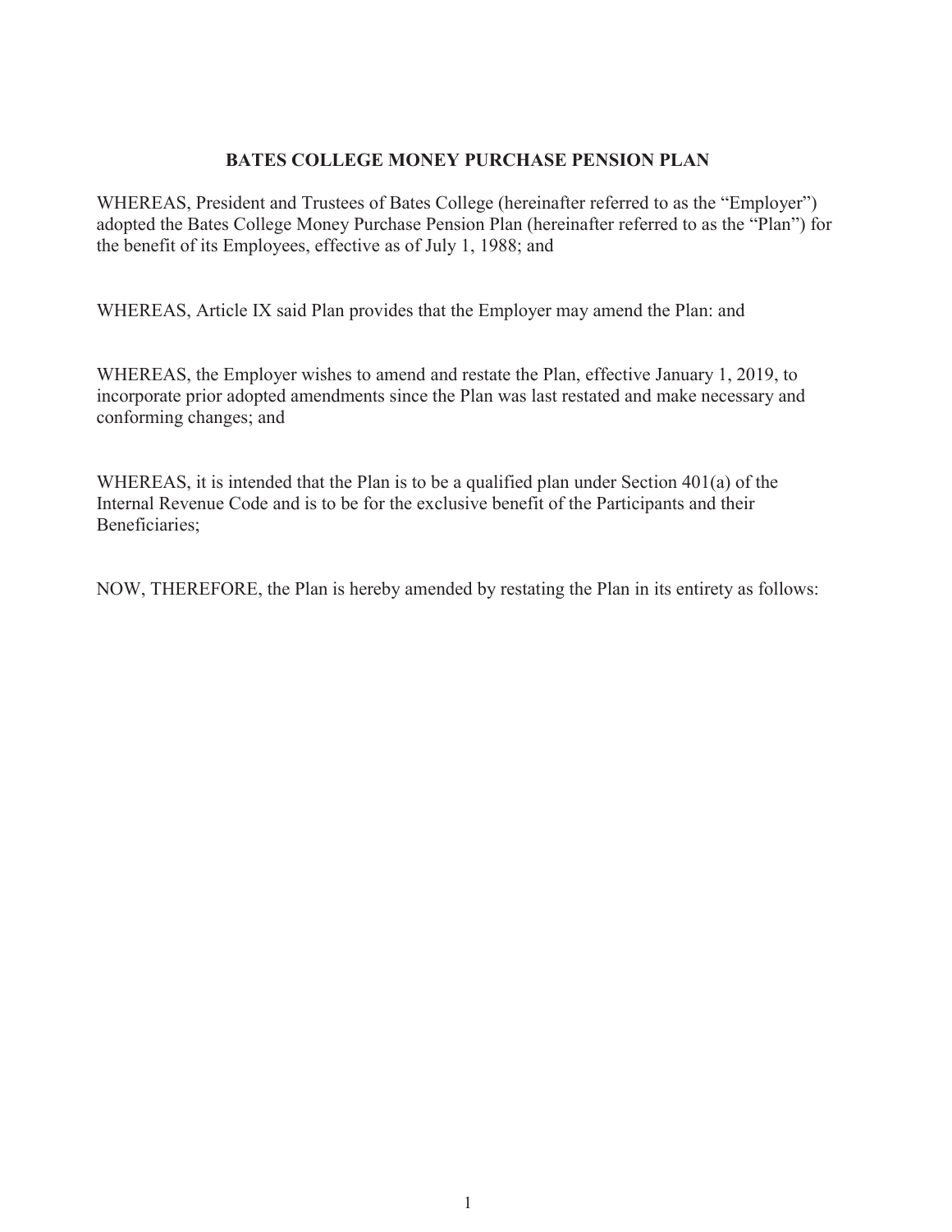# BATES COLLEGE MONEY PURCHASE PENSION PLAN

WHEREAS, President and Trustees of Bates College (hereinafter referred to as the "Employer") adopted the Bates College Money Purchase Pension Plan (hereinafter referred to as the "Plan") for the benefit of its Employees, effective as of July 1, 1988; and

WHEREAS, Article IX said Plan provides that the Employer may amend the Plan: and

WHEREAS, the Employer wishes to amend and restate the Plan, effective January 1, 2019, to incorporate prior adopted amendments since the Plan was last restated and make necessary and conforming changes; and

WHEREAS, it is intended that the Plan is to be a qualified plan under Section 401(a) of the Internal Revenue Code and is to be for the exclusive benefit of the Participants and their Beneficiaries;

NOW, THEREFORE, the Plan is hereby amended by restating the Plan in its entirety as follows: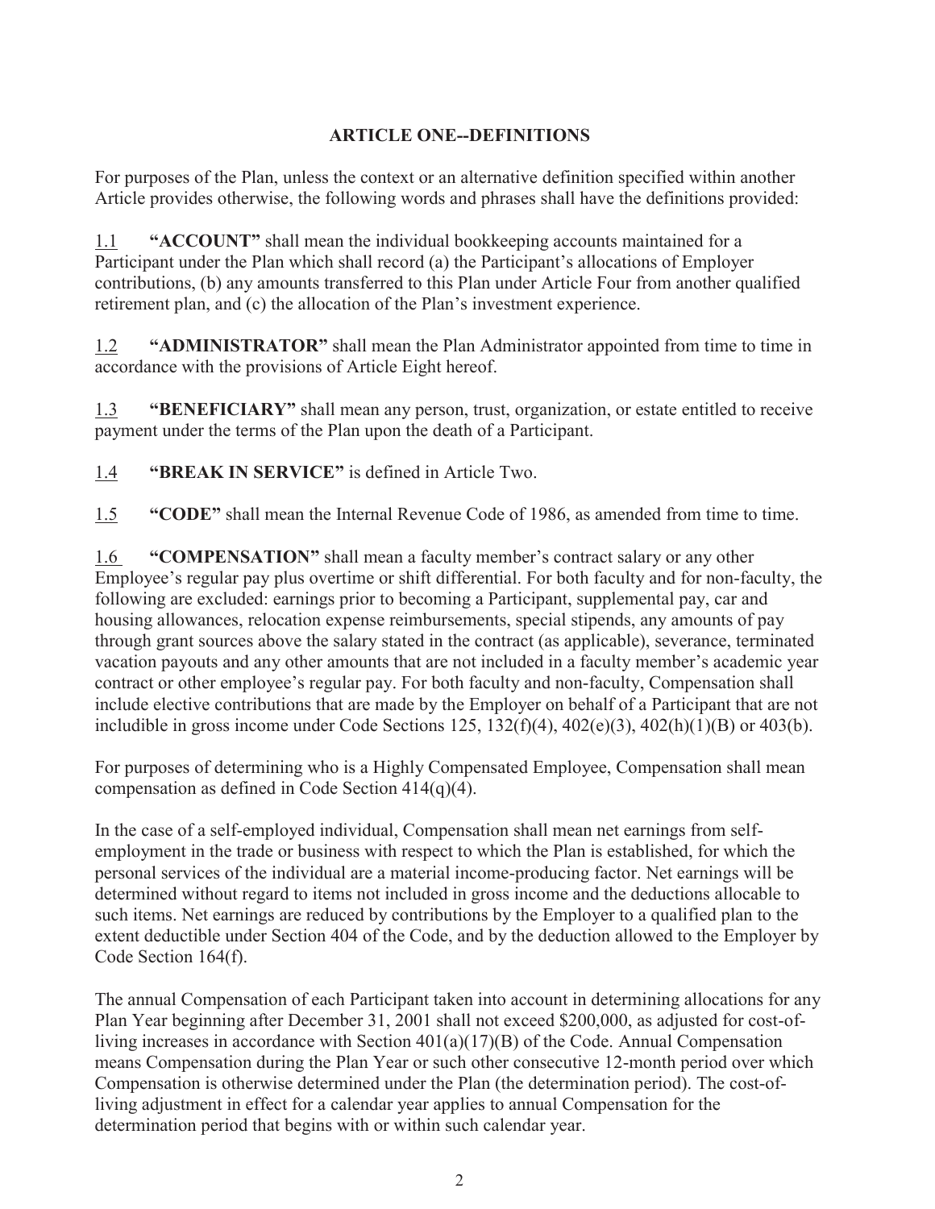## ARTICLE ONE--DEFINITIONS

For purposes of the Plan, unless the context or an alternative definition specified within another Article provides otherwise, the following words and phrases shall have the definitions provided:

1.1 **"ACCOUNT"** shall mean the individual bookkeeping accounts maintained for a Participant under the Plan which shall record (a) the Participant's allocations of Employer contributions, (b) any amounts transferred to this Plan under Article Four from another qualified retirement plan, and (c) the allocation of the Plan's investment experience.

1.2 **"ADMINISTRATOR"** shall mean the Plan Administrator appointed from time to time in accordance with the provisions of Article Eight hereof.

1.3 **"BENEFICIARY"** shall mean any person, trust, organization, or estate entitled to receive payment under the terms of the Plan upon the death of a Participant.

1.4 **"BREAK IN SERVICE"** is defined in Article Two.

1.5 **"CODE"** shall mean the Internal Revenue Code of 1986, as amended from time to time.

1.6 **"COMPENSATION"** shall mean a faculty member's contract salary or any other Employee's regular pay plus overtime or shift differential. For both faculty and for non-faculty, the following are excluded: earnings prior to becoming a Participant, supplemental pay, car and housing allowances, relocation expense reimbursements, special stipends, any amounts of pay through grant sources above the salary stated in the contract (as applicable), severance, terminated vacation payouts and any other amounts that are not included in a faculty member's academic year contract or other employee's regular pay. For both faculty and non-faculty, Compensation shall include elective contributions that are made by the Employer on behalf of a Participant that are not includible in gross income under Code Sections 125, 132(f)(4), 402(e)(3), 402(h)(1)(B) or 403(b).

For purposes of determining who is a Highly Compensated Employee, Compensation shall mean compensation as defined in Code Section 414(q)(4).

In the case of a self-employed individual, Compensation shall mean net earnings from self-employment in the trade or business with respect to which the Plan is established, for which the personal services of the individual are a material income-producing factor. Net earnings will be determined without regard to items not included in gross income and the deductions allocable to such items. Net earnings are reduced by contributions by the Employer to a qualified plan to the extent deductible under Section 404 of the Code, and by the deduction allowed to the Employer by Code Section 164(f).

The annual Compensation of each Participant taken into account in determining allocations for any Plan Year beginning after December 31, 2001 shall not exceed $200,000, as adjusted for cost-of-living increases in accordance with Section 401(a)(17)(B) of the Code. Annual Compensation means Compensation during the Plan Year or such other consecutive 12-month period over which Compensation is otherwise determined under the Plan (the determination period). The cost-of-living adjustment in effect for a calendar year applies to annual Compensation for the determination period that begins with or within such calendar year.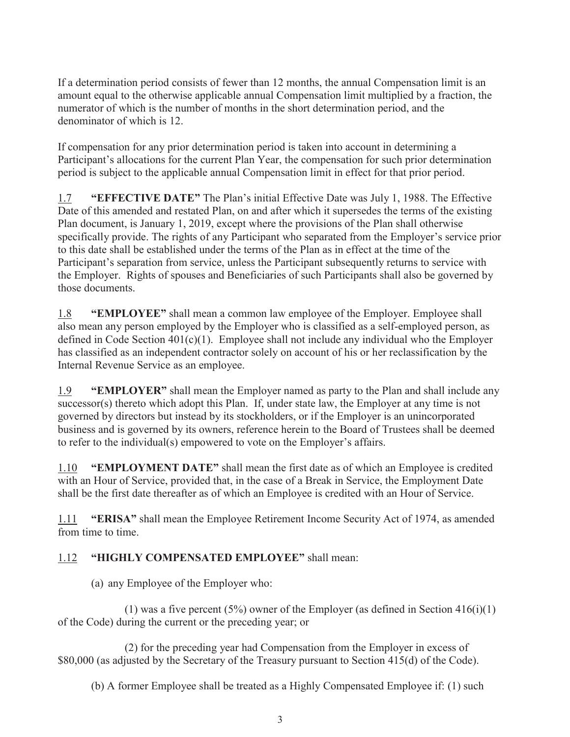If a determination period consists of fewer than 12 months, the annual Compensation limit is an amount equal to the otherwise applicable annual Compensation limit multiplied by a fraction, the numerator of which is the number of months in the short determination period, and the denominator of which is 12.

If compensation for any prior determination period is taken into account in determining a Participant's allocations for the current Plan Year, the compensation for such prior determination period is subject to the applicable annual Compensation limit in effect for that prior period.

1.7 **"EFFECTIVE DATE"** The Plan's initial Effective Date was July 1, 1988. The Effective Date of this amended and restated Plan, on and after which it supersedes the terms of the existing Plan document, is January 1, 2019, except where the provisions of the Plan shall otherwise specifically provide. The rights of any Participant who separated from the Employer's service prior to this date shall be established under the terms of the Plan as in effect at the time of the Participant's separation from service, unless the Participant subsequently returns to service with the Employer. Rights of spouses and Beneficiaries of such Participants shall also be governed by those documents.

1.8 **"EMPLOYEE"** shall mean a common law employee of the Employer. Employee shall also mean any person employed by the Employer who is classified as a self-employed person, as defined in Code Section 401(c)(1). Employee shall not include any individual who the Employer has classified as an independent contractor solely on account of his or her reclassification by the Internal Revenue Service as an employee.

1.9 **"EMPLOYER"** shall mean the Employer named as party to the Plan and shall include any successor(s) thereto which adopt this Plan. If, under state law, the Employer at any time is not governed by directors but instead by its stockholders, or if the Employer is an unincorporated business and is governed by its owners, reference herein to the Board of Trustees shall be deemed to refer to the individual(s) empowered to vote on the Employer's affairs.

1.10 **"EMPLOYMENT DATE"** shall mean the first date as of which an Employee is credited with an Hour of Service, provided that, in the case of a Break in Service, the Employment Date shall be the first date thereafter as of which an Employee is credited with an Hour of Service.

1.11 **"ERISA"** shall mean the Employee Retirement Income Security Act of 1974, as amended from time to time.

1.12 **"HIGHLY COMPENSATED EMPLOYEE"** shall mean:

(a) any Employee of the Employer who:

(1) was a five percent (5%) owner of the Employer (as defined in Section 416(i)(1) of the Code) during the current or the preceding year; or

(2) for the preceding year had Compensation from the Employer in excess of \$80,000 (as adjusted by the Secretary of the Treasury pursuant to Section 415(d) of the Code).

(b) A former Employee shall be treated as a Highly Compensated Employee if: (1) such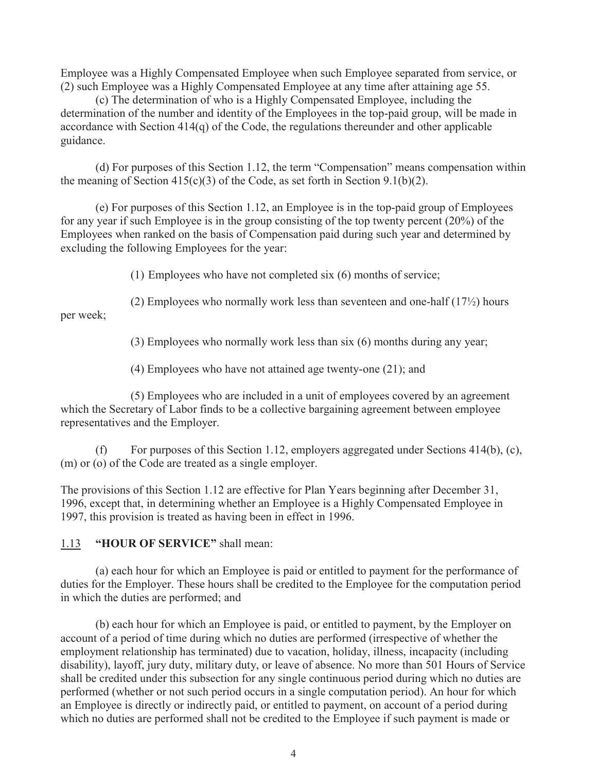Employee was a Highly Compensated Employee when such Employee separated from service, or (2) such Employee was a Highly Compensated Employee at any time after attaining age 55.

(c) The determination of who is a Highly Compensated Employee, including the determination of the number and identity of the Employees in the top-paid group, will be made in accordance with Section 414(q) of the Code, the regulations thereunder and other applicable guidance.

(d) For purposes of this Section 1.12, the term "Compensation" means compensation within the meaning of Section 415(c)(3) of the Code, as set forth in Section 9.1(b)(2).

(e) For purposes of this Section 1.12, an Employee is in the top-paid group of Employees for any year if such Employee is in the group consisting of the top twenty percent (20%) of the Employees when ranked on the basis of Compensation paid during such year and determined by excluding the following Employees for the year:

(1) Employees who have not completed six (6) months of service;

(2) Employees who normally work less than seventeen and one-half (17½) hours per week;

(3) Employees who normally work less than six (6) months during any year;

(4) Employees who have not attained age twenty-one (21); and

(5) Employees who are included in a unit of employees covered by an agreement which the Secretary of Labor finds to be a collective bargaining agreement between employee representatives and the Employer.

(f) For purposes of this Section 1.12, employers aggregated under Sections 414(b), (c), (m) or (o) of the Code are treated as a single employer.

The provisions of this Section 1.12 are effective for Plan Years beginning after December 31, 1996, except that, in determining whether an Employee is a Highly Compensated Employee in 1997, this provision is treated as having been in effect in 1996.

1.13 **"HOUR OF SERVICE"** shall mean:

(a) each hour for which an Employee is paid or entitled to payment for the performance of duties for the Employer. These hours shall be credited to the Employee for the computation period in which the duties are performed; and

(b) each hour for which an Employee is paid, or entitled to payment, by the Employer on account of a period of time during which no duties are performed (irrespective of whether the employment relationship has terminated) due to vacation, holiday, illness, incapacity (including disability), layoff, jury duty, military duty, or leave of absence. No more than 501 Hours of Service shall be credited under this subsection for any single continuous period during which no duties are performed (whether or not such period occurs in a single computation period). An hour for which an Employee is directly or indirectly paid, or entitled to payment, on account of a period during which no duties are performed shall not be credited to the Employee if such payment is made or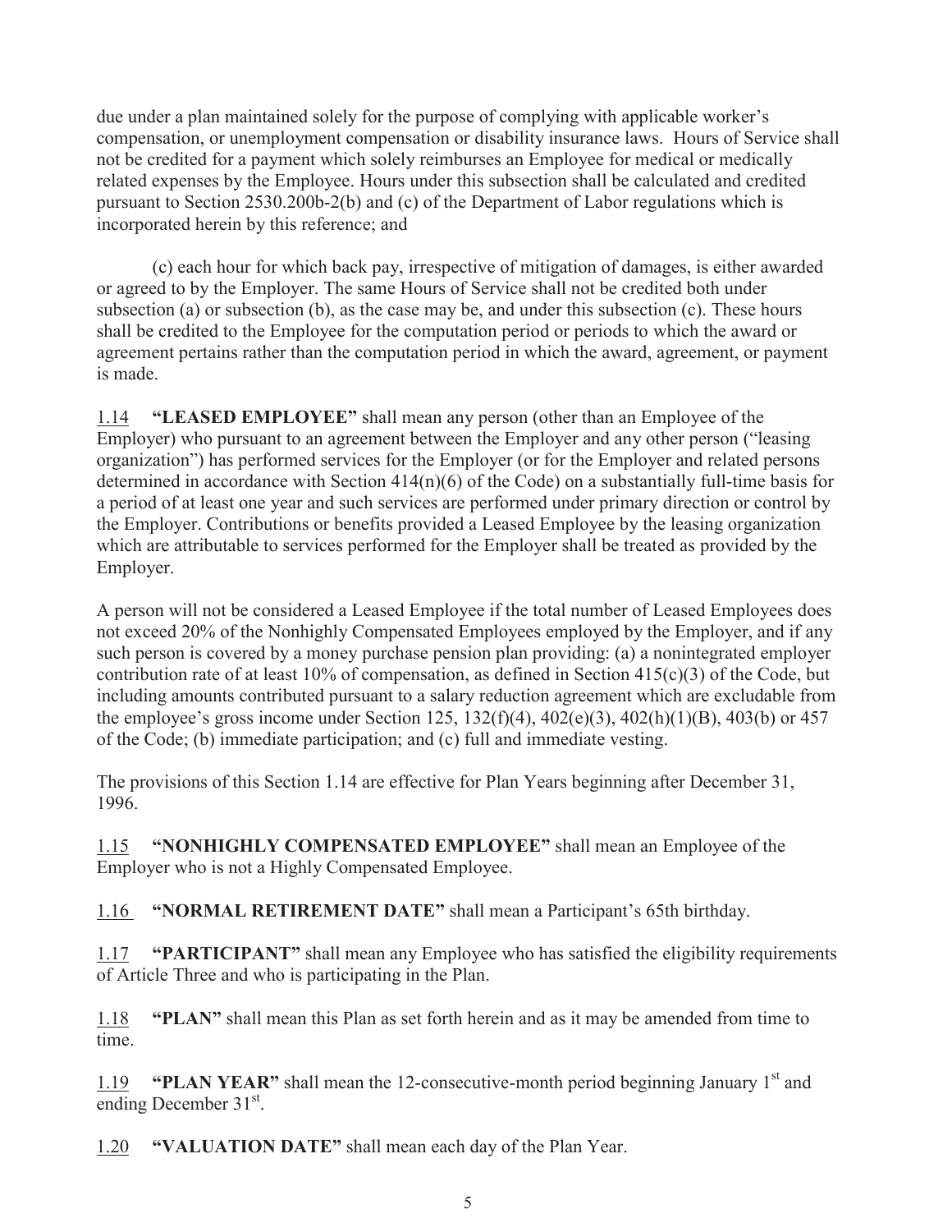due under a plan maintained solely for the purpose of complying with applicable worker's compensation, or unemployment compensation or disability insurance laws. Hours of Service shall not be credited for a payment which solely reimburses an Employee for medical or medically related expenses by the Employee. Hours under this subsection shall be calculated and credited pursuant to Section 2530.200b-2(b) and (c) of the Department of Labor regulations which is incorporated herein by this reference; and

(c) each hour for which back pay, irrespective of mitigation of damages, is either awarded or agreed to by the Employer. The same Hours of Service shall not be credited both under subsection (a) or subsection (b), as the case may be, and under this subsection (c). These hours shall be credited to the Employee for the computation period or periods to which the award or agreement pertains rather than the computation period in which the award, agreement, or payment is made.

1.14 **"LEASED EMPLOYEE"** shall mean any person (other than an Employee of the Employer) who pursuant to an agreement between the Employer and any other person ("leasing organization") has performed services for the Employer (or for the Employer and related persons determined in accordance with Section 414(n)(6) of the Code) on a substantially full-time basis for a period of at least one year and such services are performed under primary direction or control by the Employer. Contributions or benefits provided a Leased Employee by the leasing organization which are attributable to services performed for the Employer shall be treated as provided by the Employer.

A person will not be considered a Leased Employee if the total number of Leased Employees does not exceed 20% of the Nonhighly Compensated Employees employed by the Employer, and if any such person is covered by a money purchase pension plan providing: (a) a nonintegrated employer contribution rate of at least 10% of compensation, as defined in Section 415(c)(3) of the Code, but including amounts contributed pursuant to a salary reduction agreement which are excludable from the employee's gross income under Section 125, 132(f)(4), 402(e)(3), 402(h)(1)(B), 403(b) or 457 of the Code; (b) immediate participation; and (c) full and immediate vesting.

The provisions of this Section 1.14 are effective for Plan Years beginning after December 31, 1996.

1.15 **"NONHIGHLY COMPENSATED EMPLOYEE"** shall mean an Employee of the Employer who is not a Highly Compensated Employee.

1.16 **"NORMAL RETIREMENT DATE"** shall mean a Participant's 65th birthday.

1.17 **"PARTICIPANT"** shall mean any Employee who has satisfied the eligibility requirements of Article Three and who is participating in the Plan.

1.18 **"PLAN"** shall mean this Plan as set forth herein and as it may be amended from time to time.

1.19 **"PLAN YEAR"** shall mean the 12-consecutive-month period beginning January 1st and ending December 31st.

1.20 **"VALUATION DATE"** shall mean each day of the Plan Year.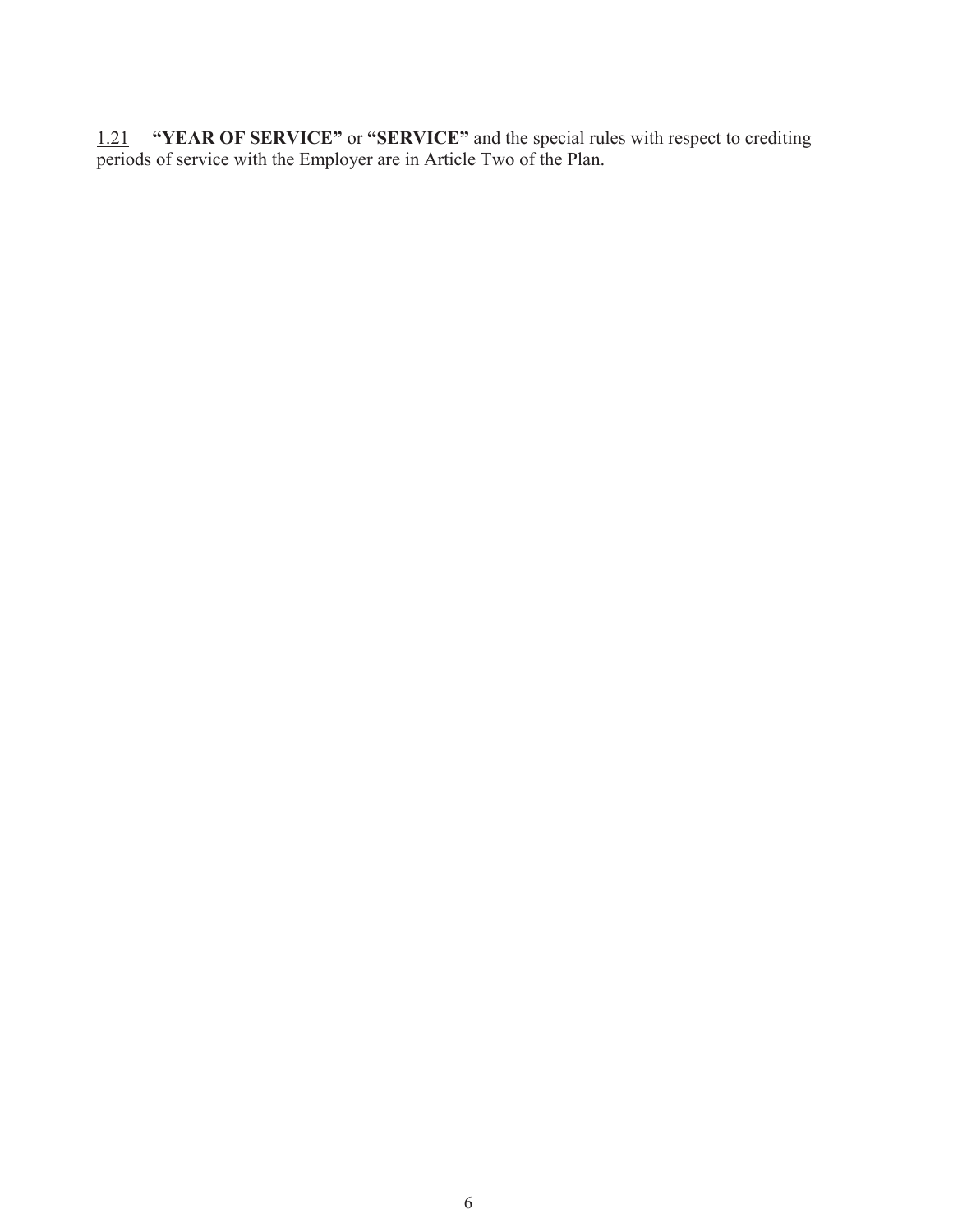<u>1.21</u> **"YEAR OF SERVICE"** or **"SERVICE"** and the special rules with respect to crediting periods of service with the Employer are in Article Two of the Plan.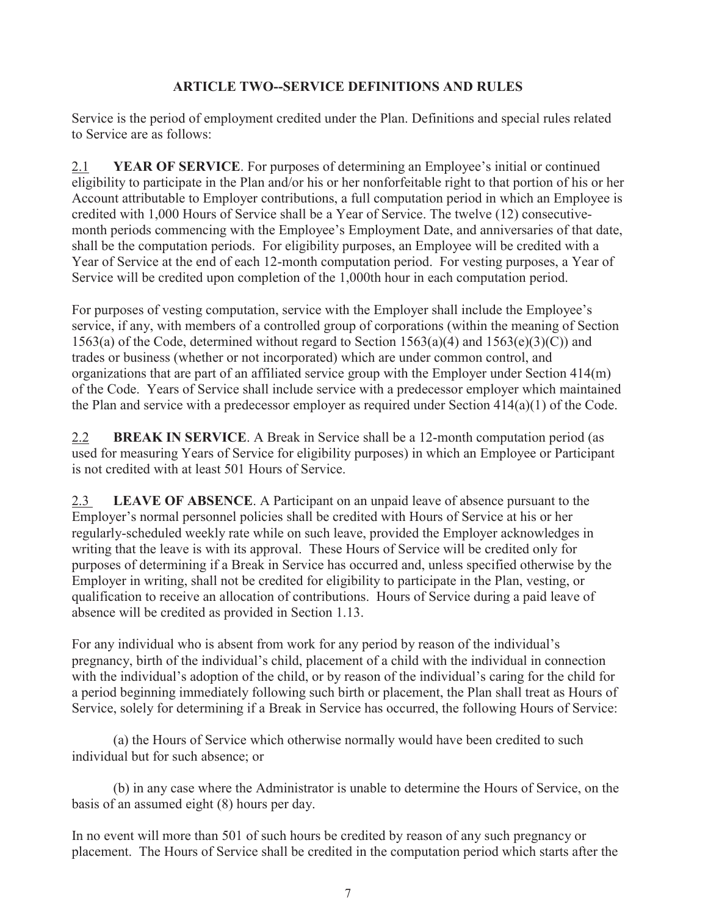## ARTICLE TWO--SERVICE DEFINITIONS AND RULES

Service is the period of employment credited under the Plan. Definitions and special rules related to Service are as follows:

2.1 **YEAR OF SERVICE**. For purposes of determining an Employee's initial or continued eligibility to participate in the Plan and/or his or her nonforfeitable right to that portion of his or her Account attributable to Employer contributions, a full computation period in which an Employee is credited with 1,000 Hours of Service shall be a Year of Service. The twelve (12) consecutive-month periods commencing with the Employee's Employment Date, and anniversaries of that date, shall be the computation periods. For eligibility purposes, an Employee will be credited with a Year of Service at the end of each 12-month computation period. For vesting purposes, a Year of Service will be credited upon completion of the 1,000th hour in each computation period.

For purposes of vesting computation, service with the Employer shall include the Employee's service, if any, with members of a controlled group of corporations (within the meaning of Section 1563(a) of the Code, determined without regard to Section 1563(a)(4) and 1563(e)(3)(C)) and trades or business (whether or not incorporated) which are under common control, and organizations that are part of an affiliated service group with the Employer under Section 414(m) of the Code. Years of Service shall include service with a predecessor employer which maintained the Plan and service with a predecessor employer as required under Section 414(a)(1) of the Code.

2.2 **BREAK IN SERVICE**. A Break in Service shall be a 12-month computation period (as used for measuring Years of Service for eligibility purposes) in which an Employee or Participant is not credited with at least 501 Hours of Service.

2.3 **LEAVE OF ABSENCE**. A Participant on an unpaid leave of absence pursuant to the Employer's normal personnel policies shall be credited with Hours of Service at his or her regularly-scheduled weekly rate while on such leave, provided the Employer acknowledges in writing that the leave is with its approval. These Hours of Service will be credited only for purposes of determining if a Break in Service has occurred and, unless specified otherwise by the Employer in writing, shall not be credited for eligibility to participate in the Plan, vesting, or qualification to receive an allocation of contributions. Hours of Service during a paid leave of absence will be credited as provided in Section 1.13.

For any individual who is absent from work for any period by reason of the individual's pregnancy, birth of the individual's child, placement of a child with the individual in connection with the individual's adoption of the child, or by reason of the individual's caring for the child for a period beginning immediately following such birth or placement, the Plan shall treat as Hours of Service, solely for determining if a Break in Service has occurred, the following Hours of Service:

(a) the Hours of Service which otherwise normally would have been credited to such individual but for such absence; or

(b) in any case where the Administrator is unable to determine the Hours of Service, on the basis of an assumed eight (8) hours per day.

In no event will more than 501 of such hours be credited by reason of any such pregnancy or placement. The Hours of Service shall be credited in the computation period which starts after the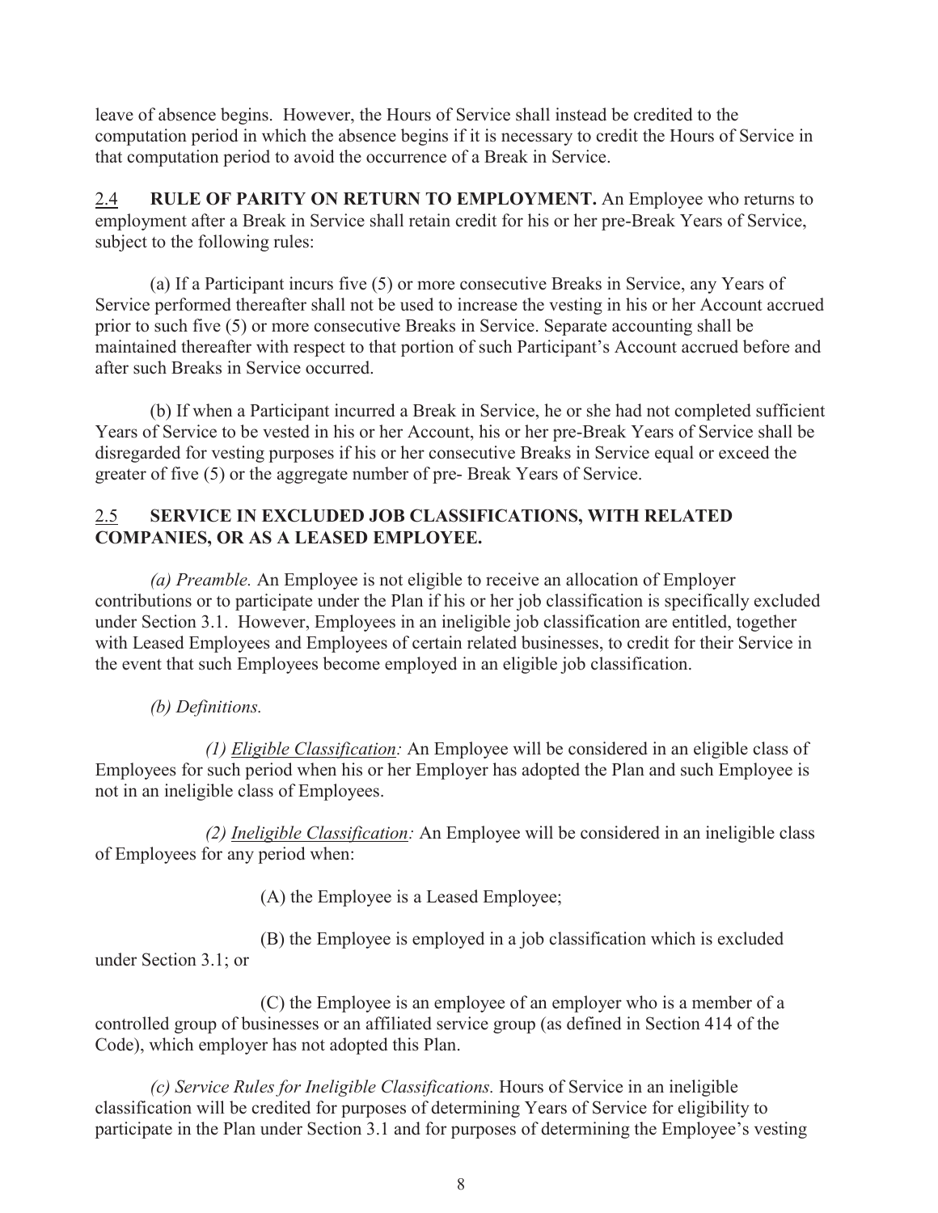leave of absence begins. However, the Hours of Service shall instead be credited to the computation period in which the absence begins if it is necessary to credit the Hours of Service in that computation period to avoid the occurrence of a Break in Service.

2.4 **RULE OF PARITY ON RETURN TO EMPLOYMENT.** An Employee who returns to employment after a Break in Service shall retain credit for his or her pre-Break Years of Service, subject to the following rules:

(a) If a Participant incurs five (5) or more consecutive Breaks in Service, any Years of Service performed thereafter shall not be used to increase the vesting in his or her Account accrued prior to such five (5) or more consecutive Breaks in Service. Separate accounting shall be maintained thereafter with respect to that portion of such Participant's Account accrued before and after such Breaks in Service occurred.

(b) If when a Participant incurred a Break in Service, he or she had not completed sufficient Years of Service to be vested in his or her Account, his or her pre-Break Years of Service shall be disregarded for vesting purposes if his or her consecutive Breaks in Service equal or exceed the greater of five (5) or the aggregate number of pre- Break Years of Service.

## 2.5 SERVICE IN EXCLUDED JOB CLASSIFICATIONS, WITH RELATED COMPANIES, OR AS A LEASED EMPLOYEE.

*(a) Preamble.* An Employee is not eligible to receive an allocation of Employer contributions or to participate under the Plan if his or her job classification is specifically excluded under Section 3.1. However, Employees in an ineligible job classification are entitled, together with Leased Employees and Employees of certain related businesses, to credit for their Service in the event that such Employees become employed in an eligible job classification.

*(b) Definitions.*

*(1) Eligible Classification:* An Employee will be considered in an eligible class of Employees for such period when his or her Employer has adopted the Plan and such Employee is not in an ineligible class of Employees.

*(2) Ineligible Classification:* An Employee will be considered in an ineligible class of Employees for any period when:

(A) the Employee is a Leased Employee;

(B) the Employee is employed in a job classification which is excluded under Section 3.1; or

(C) the Employee is an employee of an employer who is a member of a controlled group of businesses or an affiliated service group (as defined in Section 414 of the Code), which employer has not adopted this Plan.

*(c) Service Rules for Ineligible Classifications.* Hours of Service in an ineligible classification will be credited for purposes of determining Years of Service for eligibility to participate in the Plan under Section 3.1 and for purposes of determining the Employee's vesting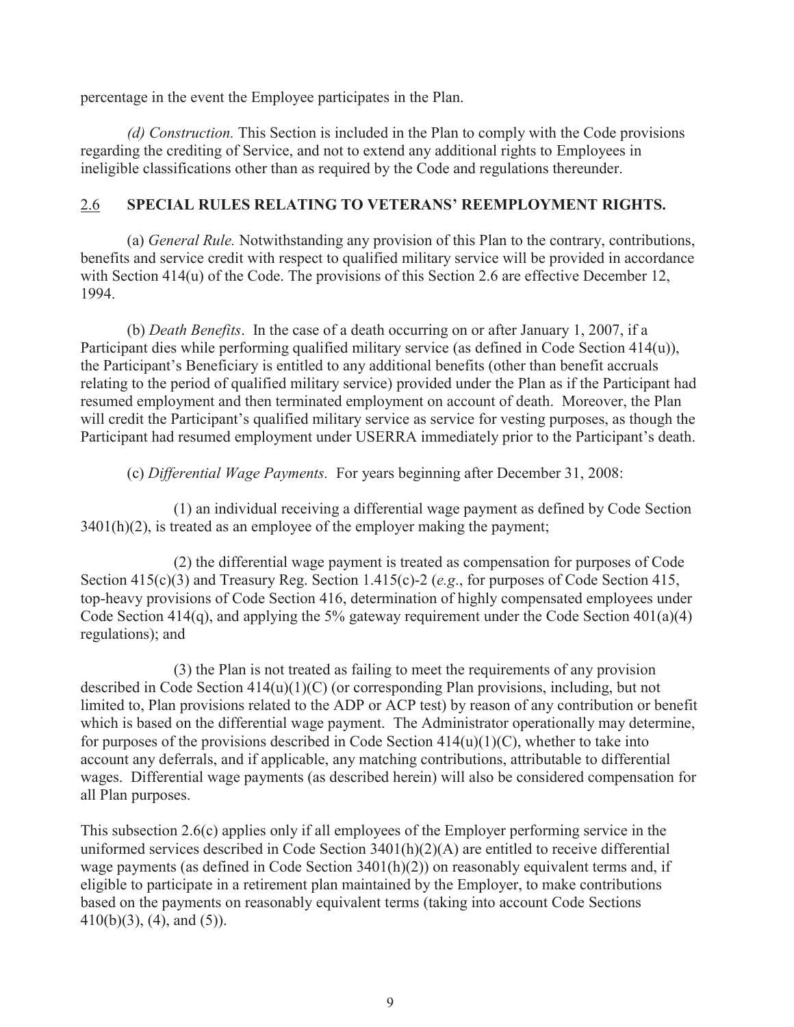percentage in the event the Employee participates in the Plan.

*(d) Construction.* This Section is included in the Plan to comply with the Code provisions regarding the crediting of Service, and not to extend any additional rights to Employees in ineligible classifications other than as required by the Code and regulations thereunder.

## 2.6 SPECIAL RULES RELATING TO VETERANS' REEMPLOYMENT RIGHTS.

(a) *General Rule.* Notwithstanding any provision of this Plan to the contrary, contributions, benefits and service credit with respect to qualified military service will be provided in accordance with Section 414(u) of the Code. The provisions of this Section 2.6 are effective December 12, 1994.

(b) *Death Benefits*. In the case of a death occurring on or after January 1, 2007, if a Participant dies while performing qualified military service (as defined in Code Section 414(u)), the Participant's Beneficiary is entitled to any additional benefits (other than benefit accruals relating to the period of qualified military service) provided under the Plan as if the Participant had resumed employment and then terminated employment on account of death. Moreover, the Plan will credit the Participant's qualified military service as service for vesting purposes, as though the Participant had resumed employment under USERRA immediately prior to the Participant's death.

(c) *Differential Wage Payments*. For years beginning after December 31, 2008:

(1) an individual receiving a differential wage payment as defined by Code Section 3401(h)(2), is treated as an employee of the employer making the payment;

(2) the differential wage payment is treated as compensation for purposes of Code Section 415(c)(3) and Treasury Reg. Section 1.415(c)-2 (*e.g*., for purposes of Code Section 415, top-heavy provisions of Code Section 416, determination of highly compensated employees under Code Section 414(q), and applying the 5% gateway requirement under the Code Section 401(a)(4) regulations); and

(3) the Plan is not treated as failing to meet the requirements of any provision described in Code Section 414(u)(1)(C) (or corresponding Plan provisions, including, but not limited to, Plan provisions related to the ADP or ACP test) by reason of any contribution or benefit which is based on the differential wage payment. The Administrator operationally may determine, for purposes of the provisions described in Code Section 414(u)(1)(C), whether to take into account any deferrals, and if applicable, any matching contributions, attributable to differential wages. Differential wage payments (as described herein) will also be considered compensation for all Plan purposes.

This subsection 2.6(c) applies only if all employees of the Employer performing service in the uniformed services described in Code Section 3401(h)(2)(A) are entitled to receive differential wage payments (as defined in Code Section 3401(h)(2)) on reasonably equivalent terms and, if eligible to participate in a retirement plan maintained by the Employer, to make contributions based on the payments on reasonably equivalent terms (taking into account Code Sections 410(b)(3), (4), and (5)).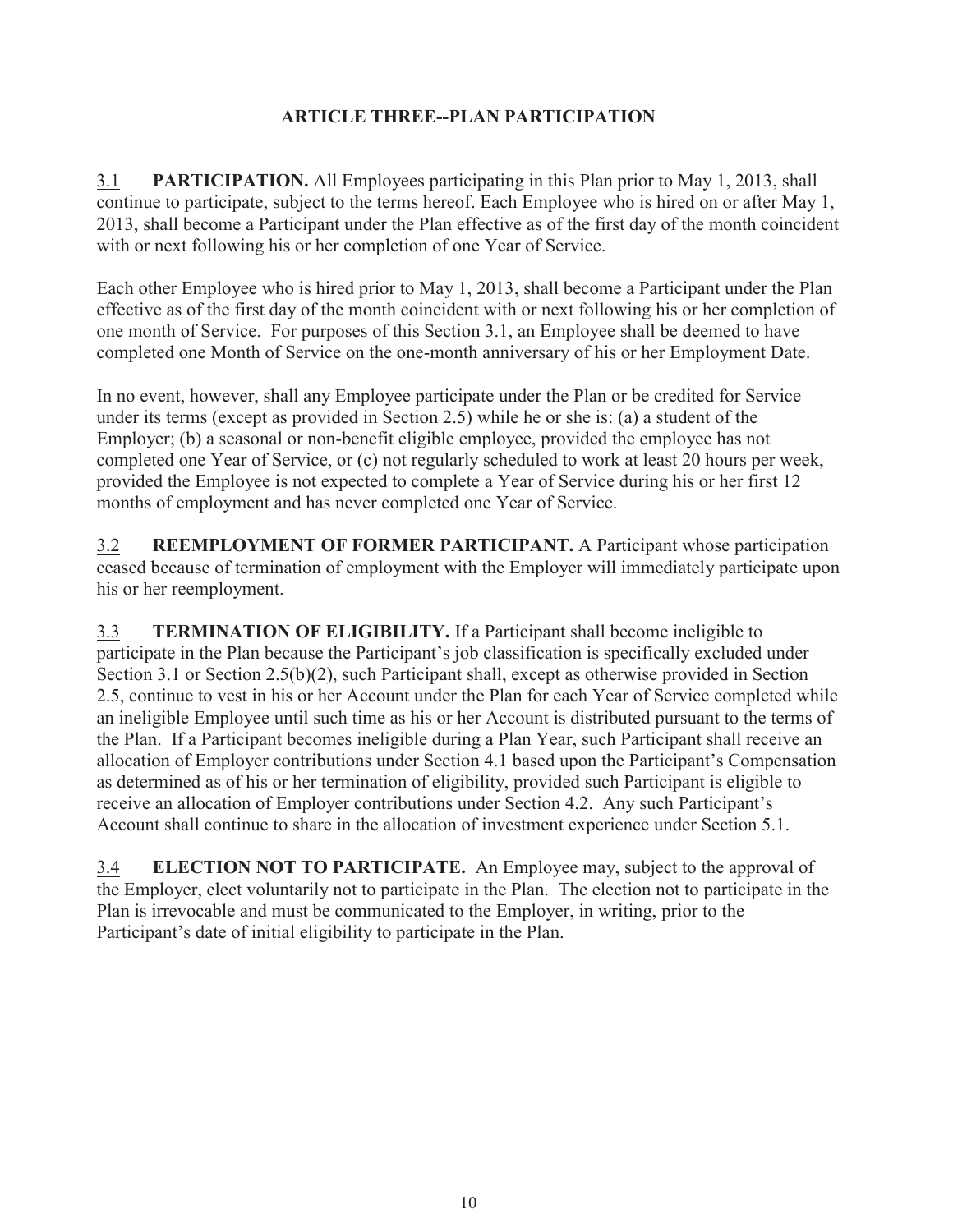## ARTICLE THREE--PLAN PARTICIPATION

3.1 **PARTICIPATION.** All Employees participating in this Plan prior to May 1, 2013, shall continue to participate, subject to the terms hereof. Each Employee who is hired on or after May 1, 2013, shall become a Participant under the Plan effective as of the first day of the month coincident with or next following his or her completion of one Year of Service.

Each other Employee who is hired prior to May 1, 2013, shall become a Participant under the Plan effective as of the first day of the month coincident with or next following his or her completion of one month of Service. For purposes of this Section 3.1, an Employee shall be deemed to have completed one Month of Service on the one-month anniversary of his or her Employment Date.

In no event, however, shall any Employee participate under the Plan or be credited for Service under its terms (except as provided in Section 2.5) while he or she is: (a) a student of the Employer; (b) a seasonal or non-benefit eligible employee, provided the employee has not completed one Year of Service, or (c) not regularly scheduled to work at least 20 hours per week, provided the Employee is not expected to complete a Year of Service during his or her first 12 months of employment and has never completed one Year of Service.

3.2 **REEMPLOYMENT OF FORMER PARTICIPANT.** A Participant whose participation ceased because of termination of employment with the Employer will immediately participate upon his or her reemployment.

3.3 **TERMINATION OF ELIGIBILITY.** If a Participant shall become ineligible to participate in the Plan because the Participant's job classification is specifically excluded under Section 3.1 or Section 2.5(b)(2), such Participant shall, except as otherwise provided in Section 2.5, continue to vest in his or her Account under the Plan for each Year of Service completed while an ineligible Employee until such time as his or her Account is distributed pursuant to the terms of the Plan. If a Participant becomes ineligible during a Plan Year, such Participant shall receive an allocation of Employer contributions under Section 4.1 based upon the Participant's Compensation as determined as of his or her termination of eligibility, provided such Participant is eligible to receive an allocation of Employer contributions under Section 4.2. Any such Participant's Account shall continue to share in the allocation of investment experience under Section 5.1.

3.4 **ELECTION NOT TO PARTICIPATE.** An Employee may, subject to the approval of the Employer, elect voluntarily not to participate in the Plan. The election not to participate in the Plan is irrevocable and must be communicated to the Employer, in writing, prior to the Participant's date of initial eligibility to participate in the Plan.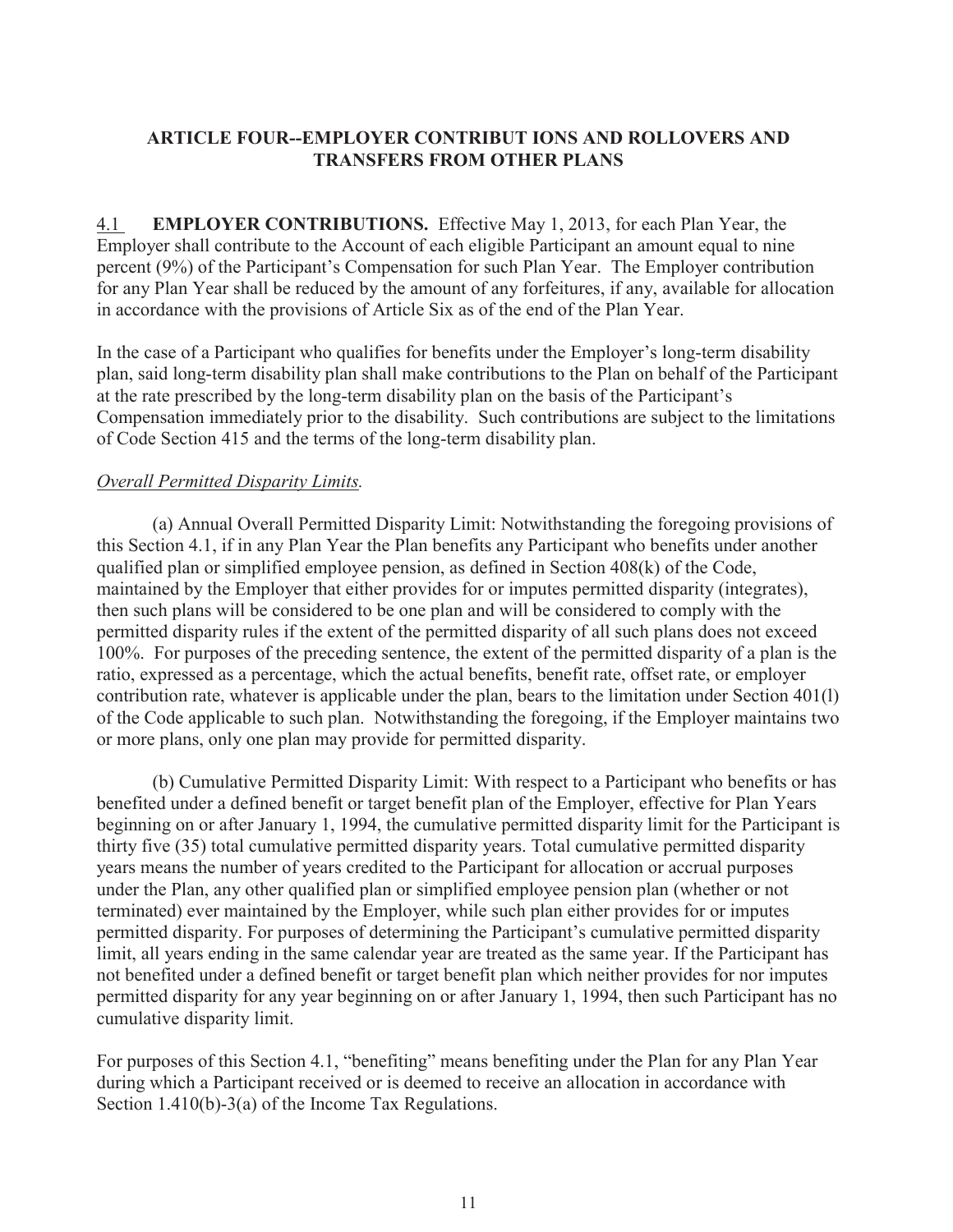## ARTICLE FOUR--EMPLOYER CONTRIBUT IONS AND ROLLOVERS AND TRANSFERS FROM OTHER PLANS

4.1 **EMPLOYER CONTRIBUTIONS.** Effective May 1, 2013, for each Plan Year, the Employer shall contribute to the Account of each eligible Participant an amount equal to nine percent (9%) of the Participant's Compensation for such Plan Year. The Employer contribution for any Plan Year shall be reduced by the amount of any forfeitures, if any, available for allocation in accordance with the provisions of Article Six as of the end of the Plan Year.

In the case of a Participant who qualifies for benefits under the Employer's long-term disability plan, said long-term disability plan shall make contributions to the Plan on behalf of the Participant at the rate prescribed by the long-term disability plan on the basis of the Participant's Compensation immediately prior to the disability. Such contributions are subject to the limitations of Code Section 415 and the terms of the long-term disability plan.

*Overall Permitted Disparity Limits.*

(a) Annual Overall Permitted Disparity Limit: Notwithstanding the foregoing provisions of this Section 4.1, if in any Plan Year the Plan benefits any Participant who benefits under another qualified plan or simplified employee pension, as defined in Section 408(k) of the Code, maintained by the Employer that either provides for or imputes permitted disparity (integrates), then such plans will be considered to be one plan and will be considered to comply with the permitted disparity rules if the extent of the permitted disparity of all such plans does not exceed 100%. For purposes of the preceding sentence, the extent of the permitted disparity of a plan is the ratio, expressed as a percentage, which the actual benefits, benefit rate, offset rate, or employer contribution rate, whatever is applicable under the plan, bears to the limitation under Section 401(l) of the Code applicable to such plan. Notwithstanding the foregoing, if the Employer maintains two or more plans, only one plan may provide for permitted disparity.

(b) Cumulative Permitted Disparity Limit: With respect to a Participant who benefits or has benefited under a defined benefit or target benefit plan of the Employer, effective for Plan Years beginning on or after January 1, 1994, the cumulative permitted disparity limit for the Participant is thirty five (35) total cumulative permitted disparity years. Total cumulative permitted disparity years means the number of years credited to the Participant for allocation or accrual purposes under the Plan, any other qualified plan or simplified employee pension plan (whether or not terminated) ever maintained by the Employer, while such plan either provides for or imputes permitted disparity. For purposes of determining the Participant's cumulative permitted disparity limit, all years ending in the same calendar year are treated as the same year. If the Participant has not benefited under a defined benefit or target benefit plan which neither provides for nor imputes permitted disparity for any year beginning on or after January 1, 1994, then such Participant has no cumulative disparity limit.

For purposes of this Section 4.1, "benefiting" means benefiting under the Plan for any Plan Year during which a Participant received or is deemed to receive an allocation in accordance with Section 1.410(b)-3(a) of the Income Tax Regulations.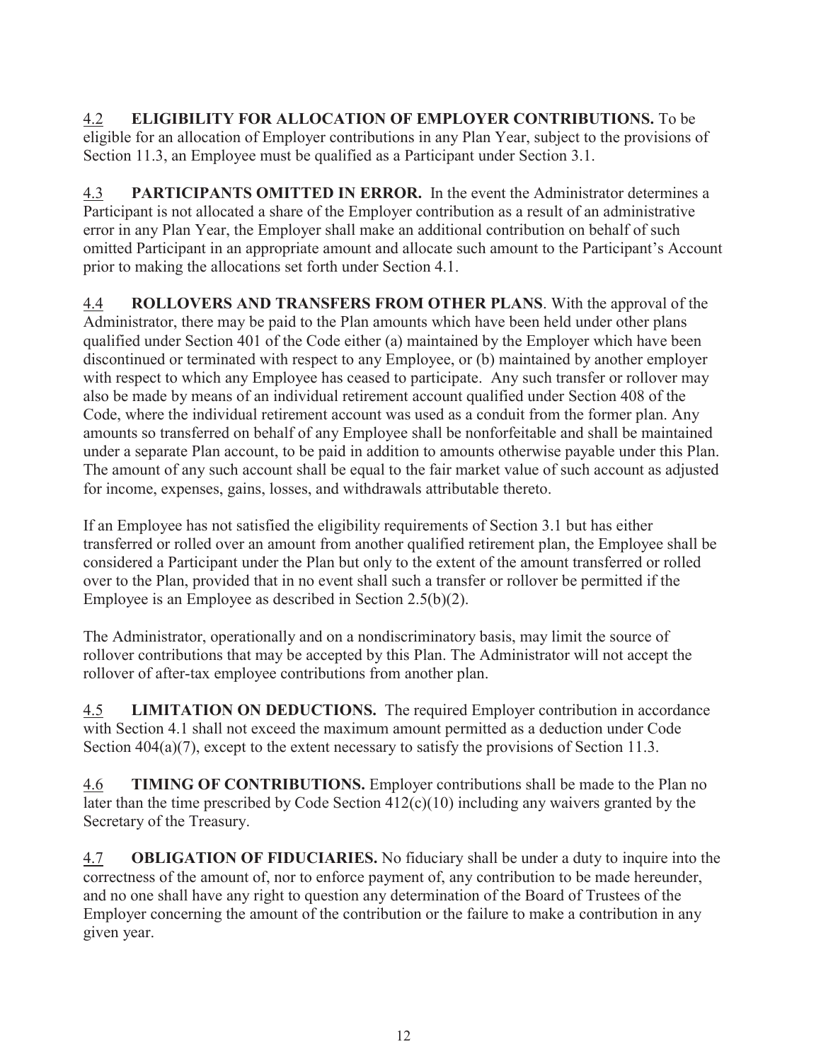4.2 **ELIGIBILITY FOR ALLOCATION OF EMPLOYER CONTRIBUTIONS.** To be eligible for an allocation of Employer contributions in any Plan Year, subject to the provisions of Section 11.3, an Employee must be qualified as a Participant under Section 3.1.

4.3 **PARTICIPANTS OMITTED IN ERROR.** In the event the Administrator determines a Participant is not allocated a share of the Employer contribution as a result of an administrative error in any Plan Year, the Employer shall make an additional contribution on behalf of such omitted Participant in an appropriate amount and allocate such amount to the Participant's Account prior to making the allocations set forth under Section 4.1.

4.4 **ROLLOVERS AND TRANSFERS FROM OTHER PLANS**. With the approval of the Administrator, there may be paid to the Plan amounts which have been held under other plans qualified under Section 401 of the Code either (a) maintained by the Employer which have been discontinued or terminated with respect to any Employee, or (b) maintained by another employer with respect to which any Employee has ceased to participate. Any such transfer or rollover may also be made by means of an individual retirement account qualified under Section 408 of the Code, where the individual retirement account was used as a conduit from the former plan. Any amounts so transferred on behalf of any Employee shall be nonforfeitable and shall be maintained under a separate Plan account, to be paid in addition to amounts otherwise payable under this Plan. The amount of any such account shall be equal to the fair market value of such account as adjusted for income, expenses, gains, losses, and withdrawals attributable thereto.

If an Employee has not satisfied the eligibility requirements of Section 3.1 but has either transferred or rolled over an amount from another qualified retirement plan, the Employee shall be considered a Participant under the Plan but only to the extent of the amount transferred or rolled over to the Plan, provided that in no event shall such a transfer or rollover be permitted if the Employee is an Employee as described in Section 2.5(b)(2).

The Administrator, operationally and on a nondiscriminatory basis, may limit the source of rollover contributions that may be accepted by this Plan. The Administrator will not accept the rollover of after-tax employee contributions from another plan.

4.5 **LIMITATION ON DEDUCTIONS.** The required Employer contribution in accordance with Section 4.1 shall not exceed the maximum amount permitted as a deduction under Code Section 404(a)(7), except to the extent necessary to satisfy the provisions of Section 11.3.

4.6 **TIMING OF CONTRIBUTIONS.** Employer contributions shall be made to the Plan no later than the time prescribed by Code Section 412(c)(10) including any waivers granted by the Secretary of the Treasury.

4.7 **OBLIGATION OF FIDUCIARIES.** No fiduciary shall be under a duty to inquire into the correctness of the amount of, nor to enforce payment of, any contribution to be made hereunder, and no one shall have any right to question any determination of the Board of Trustees of the Employer concerning the amount of the contribution or the failure to make a contribution in any given year.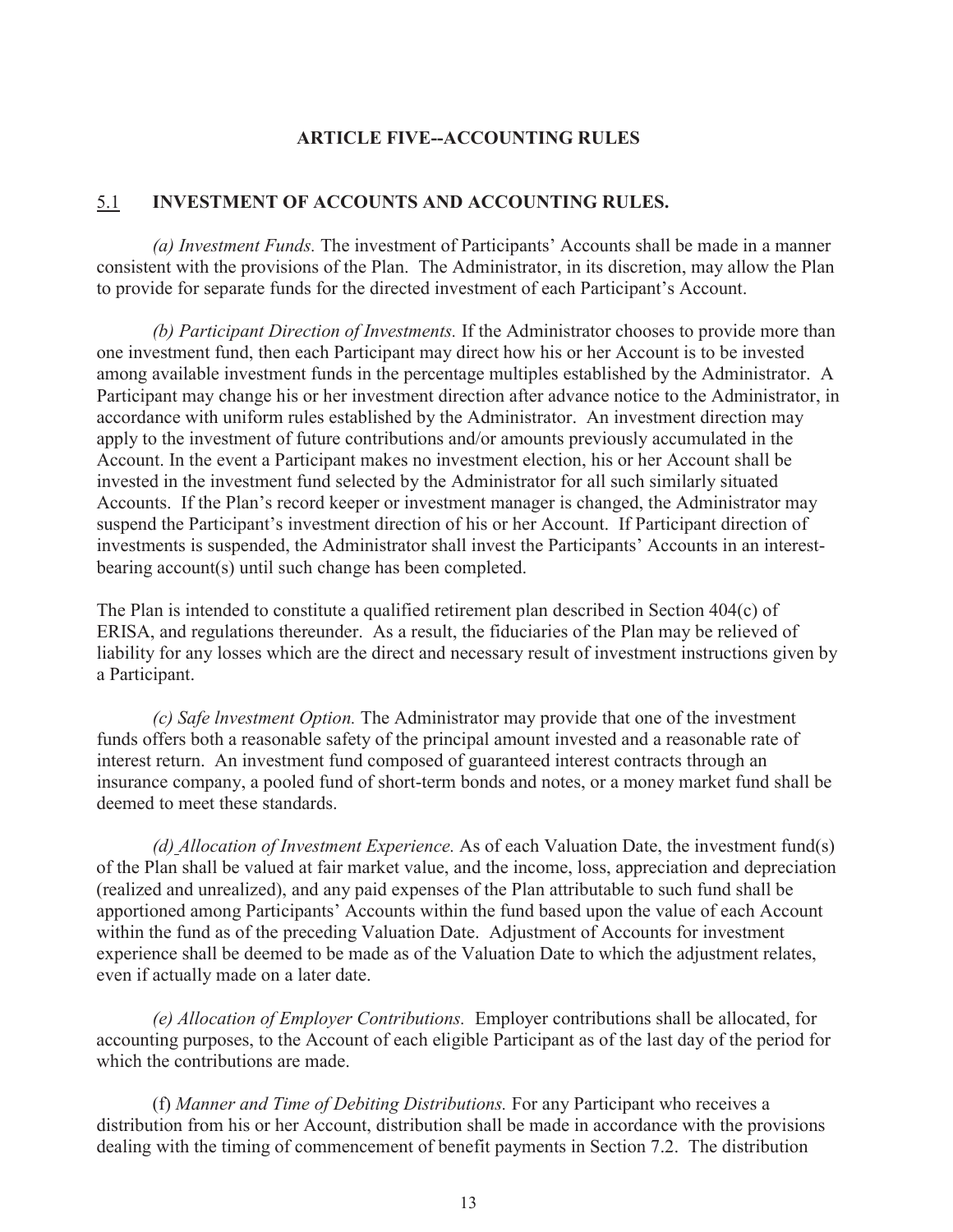## ARTICLE FIVE--ACCOUNTING RULES

### 5.1 INVESTMENT OF ACCOUNTS AND ACCOUNTING RULES.

*(a) Investment Funds.* The investment of Participants' Accounts shall be made in a manner consistent with the provisions of the Plan. The Administrator, in its discretion, may allow the Plan to provide for separate funds for the directed investment of each Participant's Account.

*(b) Participant Direction of Investments.* If the Administrator chooses to provide more than one investment fund, then each Participant may direct how his or her Account is to be invested among available investment funds in the percentage multiples established by the Administrator. A Participant may change his or her investment direction after advance notice to the Administrator, in accordance with uniform rules established by the Administrator. An investment direction may apply to the investment of future contributions and/or amounts previously accumulated in the Account. In the event a Participant makes no investment election, his or her Account shall be invested in the investment fund selected by the Administrator for all such similarly situated Accounts. If the Plan's record keeper or investment manager is changed, the Administrator may suspend the Participant's investment direction of his or her Account. If Participant direction of investments is suspended, the Administrator shall invest the Participants' Accounts in an interest-bearing account(s) until such change has been completed.

The Plan is intended to constitute a qualified retirement plan described in Section 404(c) of ERISA, and regulations thereunder. As a result, the fiduciaries of the Plan may be relieved of liability for any losses which are the direct and necessary result of investment instructions given by a Participant.

*(c) Safe Investment Option.* The Administrator may provide that one of the investment funds offers both a reasonable safety of the principal amount invested and a reasonable rate of interest return. An investment fund composed of guaranteed interest contracts through an insurance company, a pooled fund of short-term bonds and notes, or a money market fund shall be deemed to meet these standards.

*(d) Allocation of Investment Experience.* As of each Valuation Date, the investment fund(s) of the Plan shall be valued at fair market value, and the income, loss, appreciation and depreciation (realized and unrealized), and any paid expenses of the Plan attributable to such fund shall be apportioned among Participants' Accounts within the fund based upon the value of each Account within the fund as of the preceding Valuation Date. Adjustment of Accounts for investment experience shall be deemed to be made as of the Valuation Date to which the adjustment relates, even if actually made on a later date.

*(e) Allocation of Employer Contributions.* Employer contributions shall be allocated, for accounting purposes, to the Account of each eligible Participant as of the last day of the period for which the contributions are made.

(f) *Manner and Time of Debiting Distributions.* For any Participant who receives a distribution from his or her Account, distribution shall be made in accordance with the provisions dealing with the timing of commencement of benefit payments in Section 7.2. The distribution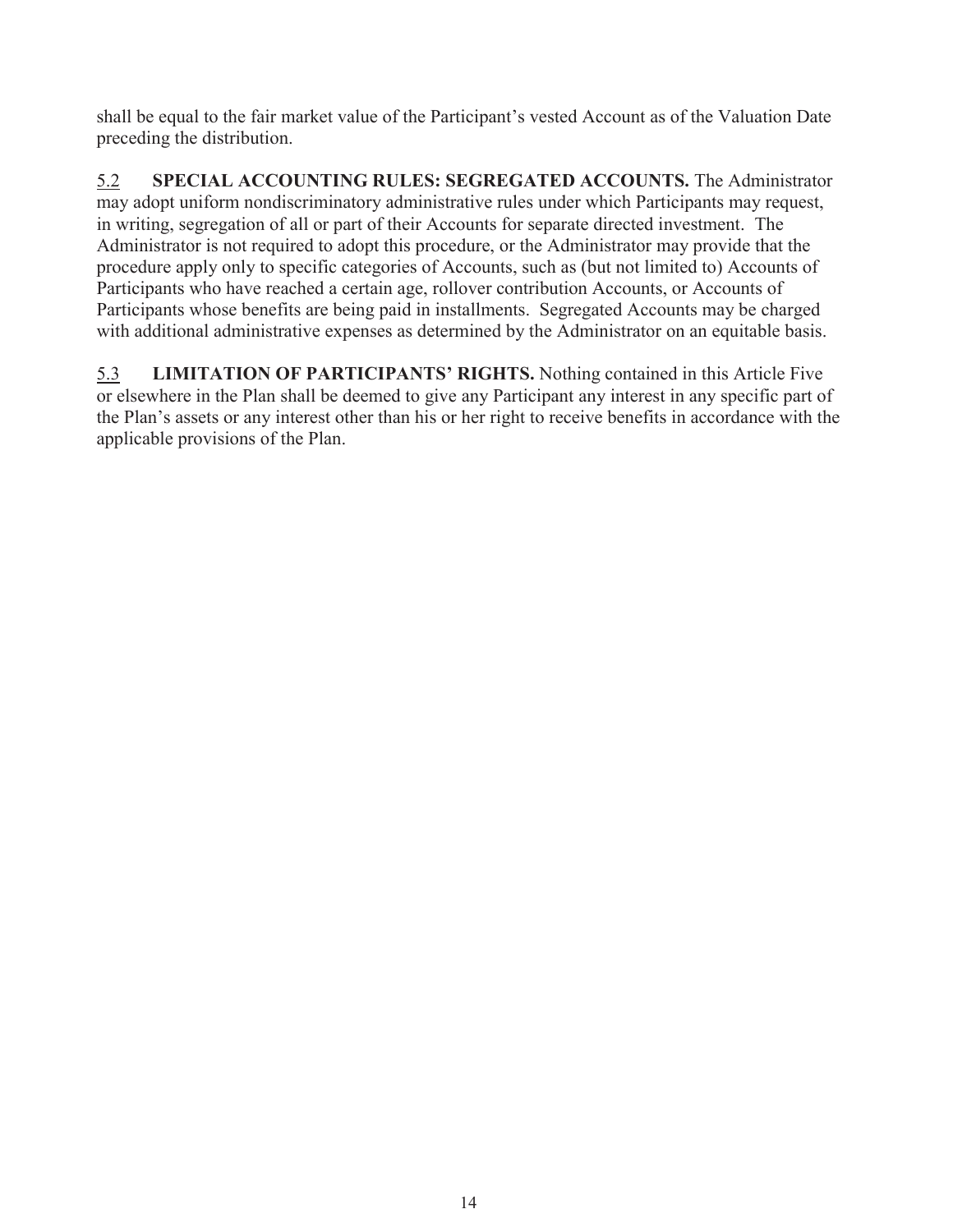shall be equal to the fair market value of the Participant's vested Account as of the Valuation Date preceding the distribution.

5.2 **SPECIAL ACCOUNTING RULES: SEGREGATED ACCOUNTS.** The Administrator may adopt uniform nondiscriminatory administrative rules under which Participants may request, in writing, segregation of all or part of their Accounts for separate directed investment. The Administrator is not required to adopt this procedure, or the Administrator may provide that the procedure apply only to specific categories of Accounts, such as (but not limited to) Accounts of Participants who have reached a certain age, rollover contribution Accounts, or Accounts of Participants whose benefits are being paid in installments. Segregated Accounts may be charged with additional administrative expenses as determined by the Administrator on an equitable basis.

5.3 **LIMITATION OF PARTICIPANTS' RIGHTS.** Nothing contained in this Article Five or elsewhere in the Plan shall be deemed to give any Participant any interest in any specific part of the Plan's assets or any interest other than his or her right to receive benefits in accordance with the applicable provisions of the Plan.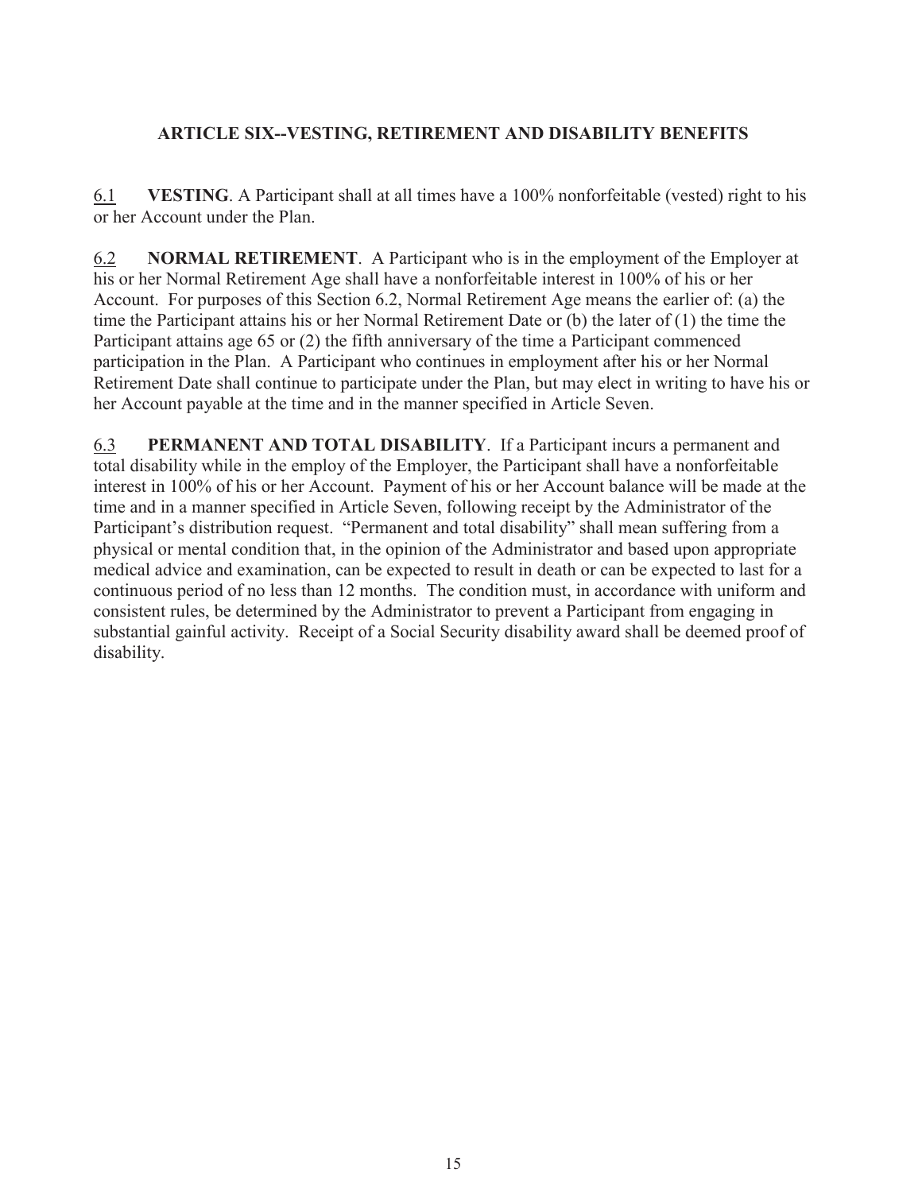## ARTICLE SIX--VESTING, RETIREMENT AND DISABILITY BENEFITS

6.1 **VESTING**. A Participant shall at all times have a 100% nonforfeitable (vested) right to his or her Account under the Plan.

6.2 **NORMAL RETIREMENT**. A Participant who is in the employment of the Employer at his or her Normal Retirement Age shall have a nonforfeitable interest in 100% of his or her Account. For purposes of this Section 6.2, Normal Retirement Age means the earlier of: (a) the time the Participant attains his or her Normal Retirement Date or (b) the later of (1) the time the Participant attains age 65 or (2) the fifth anniversary of the time a Participant commenced participation in the Plan. A Participant who continues in employment after his or her Normal Retirement Date shall continue to participate under the Plan, but may elect in writing to have his or her Account payable at the time and in the manner specified in Article Seven.

6.3 **PERMANENT AND TOTAL DISABILITY**. If a Participant incurs a permanent and total disability while in the employ of the Employer, the Participant shall have a nonforfeitable interest in 100% of his or her Account. Payment of his or her Account balance will be made at the time and in a manner specified in Article Seven, following receipt by the Administrator of the Participant's distribution request. "Permanent and total disability" shall mean suffering from a physical or mental condition that, in the opinion of the Administrator and based upon appropriate medical advice and examination, can be expected to result in death or can be expected to last for a continuous period of no less than 12 months. The condition must, in accordance with uniform and consistent rules, be determined by the Administrator to prevent a Participant from engaging in substantial gainful activity. Receipt of a Social Security disability award shall be deemed proof of disability.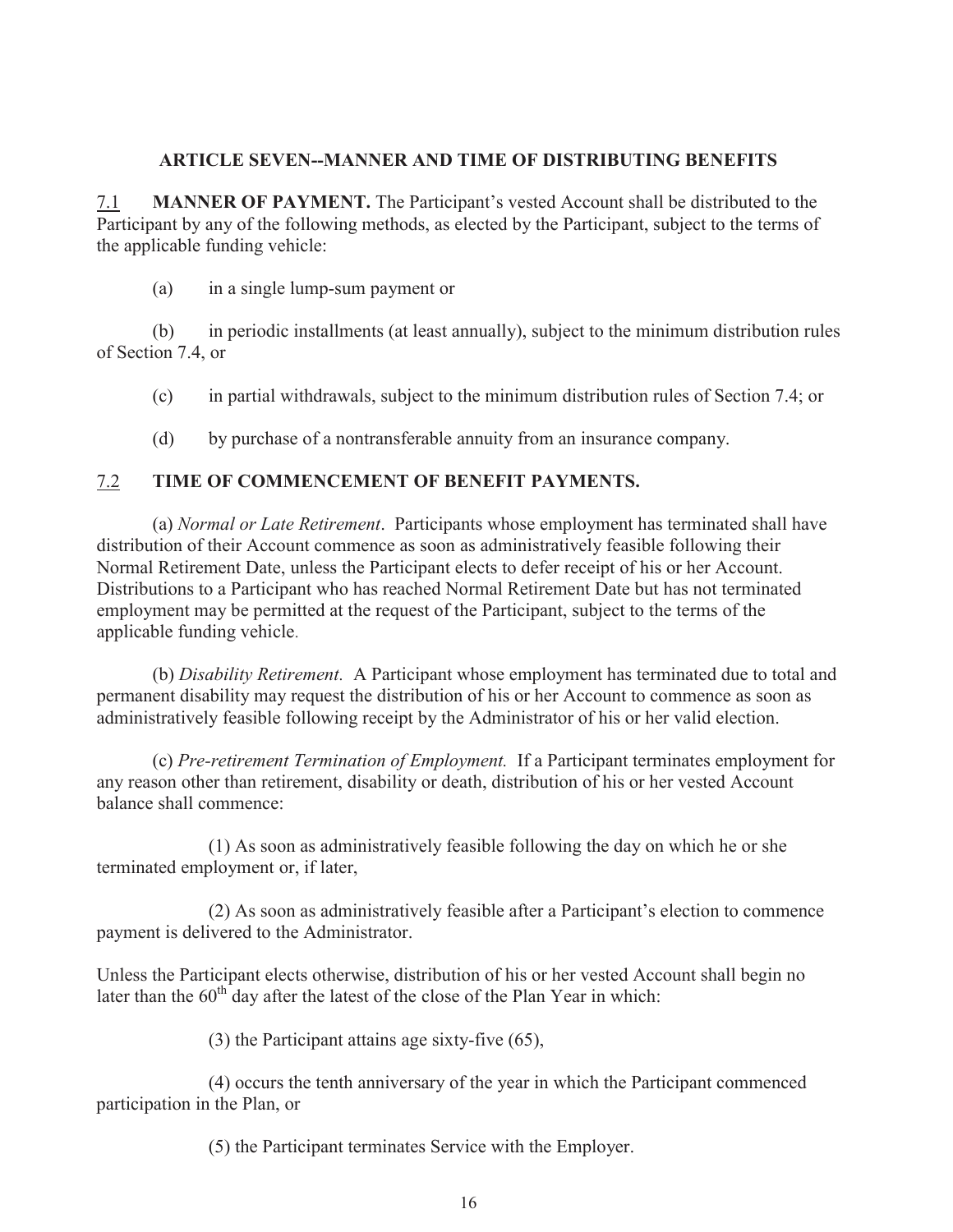## ARTICLE SEVEN--MANNER AND TIME OF DISTRIBUTING BENEFITS

7.1 **MANNER OF PAYMENT.** The Participant's vested Account shall be distributed to the Participant by any of the following methods, as elected by the Participant, subject to the terms of the applicable funding vehicle:

(a) in a single lump-sum payment or

(b) in periodic installments (at least annually), subject to the minimum distribution rules of Section 7.4, or

(c) in partial withdrawals, subject to the minimum distribution rules of Section 7.4; or

(d) by purchase of a nontransferable annuity from an insurance company.

7.2 **TIME OF COMMENCEMENT OF BENEFIT PAYMENTS.**

(a) *Normal or Late Retirement*. Participants whose employment has terminated shall have distribution of their Account commence as soon as administratively feasible following their Normal Retirement Date, unless the Participant elects to defer receipt of his or her Account. Distributions to a Participant who has reached Normal Retirement Date but has not terminated employment may be permitted at the request of the Participant, subject to the terms of the applicable funding vehicle.

(b) *Disability Retirement.* A Participant whose employment has terminated due to total and permanent disability may request the distribution of his or her Account to commence as soon as administratively feasible following receipt by the Administrator of his or her valid election.

(c) *Pre-retirement Termination of Employment.* If a Participant terminates employment for any reason other than retirement, disability or death, distribution of his or her vested Account balance shall commence:

(1) As soon as administratively feasible following the day on which he or she terminated employment or, if later,

(2) As soon as administratively feasible after a Participant's election to commence payment is delivered to the Administrator.

Unless the Participant elects otherwise, distribution of his or her vested Account shall begin no later than the 60th day after the latest of the close of the Plan Year in which:

(3) the Participant attains age sixty-five (65),

(4) occurs the tenth anniversary of the year in which the Participant commenced participation in the Plan, or

(5) the Participant terminates Service with the Employer.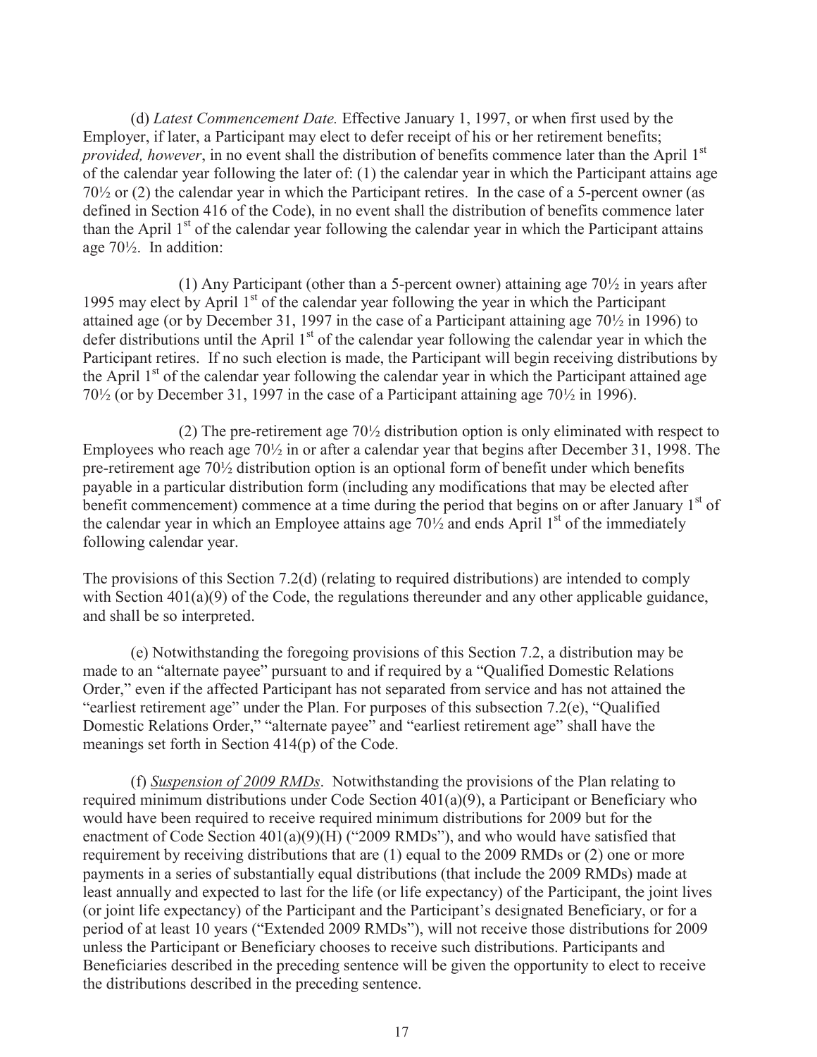(d) *Latest Commencement Date.* Effective January 1, 1997, or when first used by the Employer, if later, a Participant may elect to defer receipt of his or her retirement benefits; *provided, however*, in no event shall the distribution of benefits commence later than the April 1st of the calendar year following the later of: (1) the calendar year in which the Participant attains age 70½ or (2) the calendar year in which the Participant retires. In the case of a 5-percent owner (as defined in Section 416 of the Code), in no event shall the distribution of benefits commence later than the April 1st of the calendar year following the calendar year in which the Participant attains age 70½. In addition:

(1) Any Participant (other than a 5-percent owner) attaining age 70½ in years after 1995 may elect by April 1st of the calendar year following the year in which the Participant attained age (or by December 31, 1997 in the case of a Participant attaining age 70½ in 1996) to defer distributions until the April 1st of the calendar year following the calendar year in which the Participant retires. If no such election is made, the Participant will begin receiving distributions by the April 1st of the calendar year following the calendar year in which the Participant attained age 70½ (or by December 31, 1997 in the case of a Participant attaining age 70½ in 1996).

(2) The pre-retirement age 70½ distribution option is only eliminated with respect to Employees who reach age 70½ in or after a calendar year that begins after December 31, 1998. The pre-retirement age 70½ distribution option is an optional form of benefit under which benefits payable in a particular distribution form (including any modifications that may be elected after benefit commencement) commence at a time during the period that begins on or after January 1st of the calendar year in which an Employee attains age 70½ and ends April 1st of the immediately following calendar year.

The provisions of this Section 7.2(d) (relating to required distributions) are intended to comply with Section 401(a)(9) of the Code, the regulations thereunder and any other applicable guidance, and shall be so interpreted.

(e) Notwithstanding the foregoing provisions of this Section 7.2, a distribution may be made to an "alternate payee" pursuant to and if required by a "Qualified Domestic Relations Order," even if the affected Participant has not separated from service and has not attained the "earliest retirement age" under the Plan. For purposes of this subsection 7.2(e), "Qualified Domestic Relations Order," "alternate payee" and "earliest retirement age" shall have the meanings set forth in Section 414(p) of the Code.

(f) *Suspension of 2009 RMDs*. Notwithstanding the provisions of the Plan relating to required minimum distributions under Code Section 401(a)(9), a Participant or Beneficiary who would have been required to receive required minimum distributions for 2009 but for the enactment of Code Section 401(a)(9)(H) ("2009 RMDs"), and who would have satisfied that requirement by receiving distributions that are (1) equal to the 2009 RMDs or (2) one or more payments in a series of substantially equal distributions (that include the 2009 RMDs) made at least annually and expected to last for the life (or life expectancy) of the Participant, the joint lives (or joint life expectancy) of the Participant and the Participant's designated Beneficiary, or for a period of at least 10 years ("Extended 2009 RMDs"), will not receive those distributions for 2009 unless the Participant or Beneficiary chooses to receive such distributions. Participants and Beneficiaries described in the preceding sentence will be given the opportunity to elect to receive the distributions described in the preceding sentence.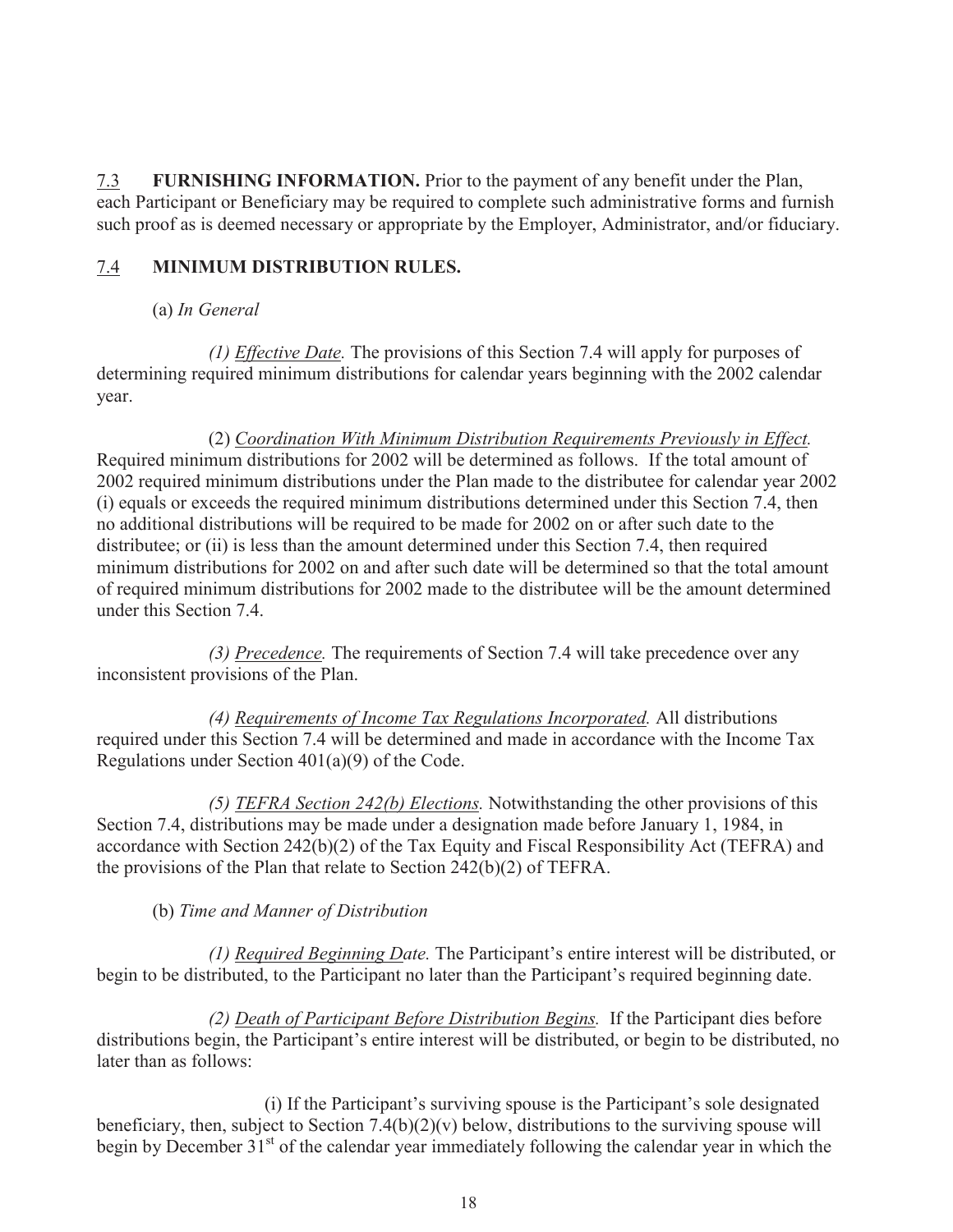7.3 **FURNISHING INFORMATION.** Prior to the payment of any benefit under the Plan, each Participant or Beneficiary may be required to complete such administrative forms and furnish such proof as is deemed necessary or appropriate by the Employer, Administrator, and/or fiduciary.

7.4 **MINIMUM DISTRIBUTION RULES.**

(a) *In General*

*(1) Effective Date.* The provisions of this Section 7.4 will apply for purposes of determining required minimum distributions for calendar years beginning with the 2002 calendar year.

(2) *Coordination With Minimum Distribution Requirements Previously in Effect.* Required minimum distributions for 2002 will be determined as follows. If the total amount of 2002 required minimum distributions under the Plan made to the distributee for calendar year 2002 (i) equals or exceeds the required minimum distributions determined under this Section 7.4, then no additional distributions will be required to be made for 2002 on or after such date to the distributee; or (ii) is less than the amount determined under this Section 7.4, then required minimum distributions for 2002 on and after such date will be determined so that the total amount of required minimum distributions for 2002 made to the distributee will be the amount determined under this Section 7.4.

*(3) Precedence.* The requirements of Section 7.4 will take precedence over any inconsistent provisions of the Plan.

*(4) Requirements of Income Tax Regulations Incorporated.* All distributions required under this Section 7.4 will be determined and made in accordance with the Income Tax Regulations under Section 401(a)(9) of the Code.

*(5) TEFRA Section 242(b) Elections.* Notwithstanding the other provisions of this Section 7.4, distributions may be made under a designation made before January 1, 1984, in accordance with Section 242(b)(2) of the Tax Equity and Fiscal Responsibility Act (TEFRA) and the provisions of the Plan that relate to Section 242(b)(2) of TEFRA.

(b) *Time and Manner of Distribution*

*(1) Required Beginning Date.* The Participant's entire interest will be distributed, or begin to be distributed, to the Participant no later than the Participant's required beginning date.

*(2) Death of Participant Before Distribution Begins.* If the Participant dies before distributions begin, the Participant's entire interest will be distributed, or begin to be distributed, no later than as follows:

(i) If the Participant's surviving spouse is the Participant's sole designated beneficiary, then, subject to Section 7.4(b)(2)(v) below, distributions to the surviving spouse will begin by December 31st of the calendar year immediately following the calendar year in which the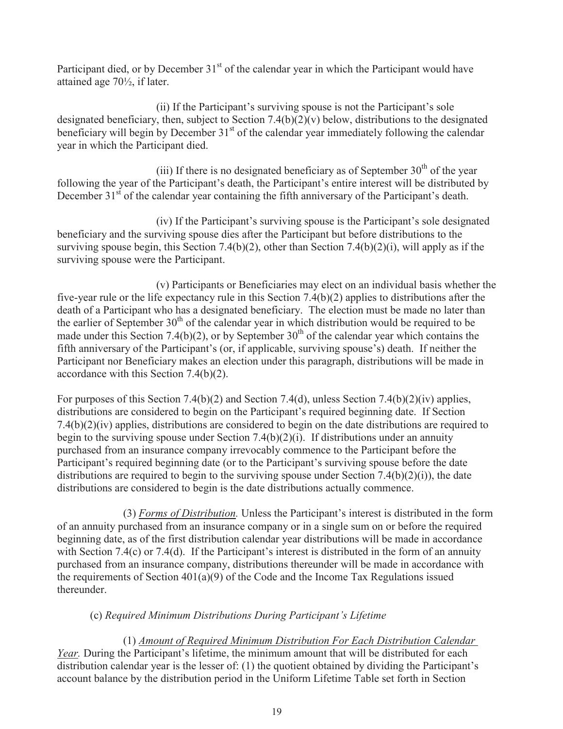Participant died, or by December 31st of the calendar year in which the Participant would have attained age 70½, if later.

(ii) If the Participant's surviving spouse is not the Participant's sole designated beneficiary, then, subject to Section 7.4(b)(2)(v) below, distributions to the designated beneficiary will begin by December 31st of the calendar year immediately following the calendar year in which the Participant died.

(iii) If there is no designated beneficiary as of September 30th of the year following the year of the Participant's death, the Participant's entire interest will be distributed by December 31st of the calendar year containing the fifth anniversary of the Participant's death.

(iv) If the Participant's surviving spouse is the Participant's sole designated beneficiary and the surviving spouse dies after the Participant but before distributions to the surviving spouse begin, this Section 7.4(b)(2), other than Section 7.4(b)(2)(i), will apply as if the surviving spouse were the Participant.

(v) Participants or Beneficiaries may elect on an individual basis whether the five-year rule or the life expectancy rule in this Section 7.4(b)(2) applies to distributions after the death of a Participant who has a designated beneficiary. The election must be made no later than the earlier of September 30th of the calendar year in which distribution would be required to be made under this Section 7.4(b)(2), or by September 30th of the calendar year which contains the fifth anniversary of the Participant's (or, if applicable, surviving spouse's) death. If neither the Participant nor Beneficiary makes an election under this paragraph, distributions will be made in accordance with this Section 7.4(b)(2).

For purposes of this Section 7.4(b)(2) and Section 7.4(d), unless Section 7.4(b)(2)(iv) applies, distributions are considered to begin on the Participant's required beginning date. If Section 7.4(b)(2)(iv) applies, distributions are considered to begin on the date distributions are required to begin to the surviving spouse under Section 7.4(b)(2)(i). If distributions under an annuity purchased from an insurance company irrevocably commence to the Participant before the Participant's required beginning date (or to the Participant's surviving spouse before the date distributions are required to begin to the surviving spouse under Section 7.4(b)(2)(i)), the date distributions are considered to begin is the date distributions actually commence.

(3) *Forms of Distribution.* Unless the Participant's interest is distributed in the form of an annuity purchased from an insurance company or in a single sum on or before the required beginning date, as of the first distribution calendar year distributions will be made in accordance with Section 7.4(c) or 7.4(d). If the Participant's interest is distributed in the form of an annuity purchased from an insurance company, distributions thereunder will be made in accordance with the requirements of Section 401(a)(9) of the Code and the Income Tax Regulations issued thereunder.

(c) *Required Minimum Distributions During Participant's Lifetime*

(1) *Amount of Required Minimum Distribution For Each Distribution Calendar Year.* During the Participant's lifetime, the minimum amount that will be distributed for each distribution calendar year is the lesser of: (1) the quotient obtained by dividing the Participant's account balance by the distribution period in the Uniform Lifetime Table set forth in Section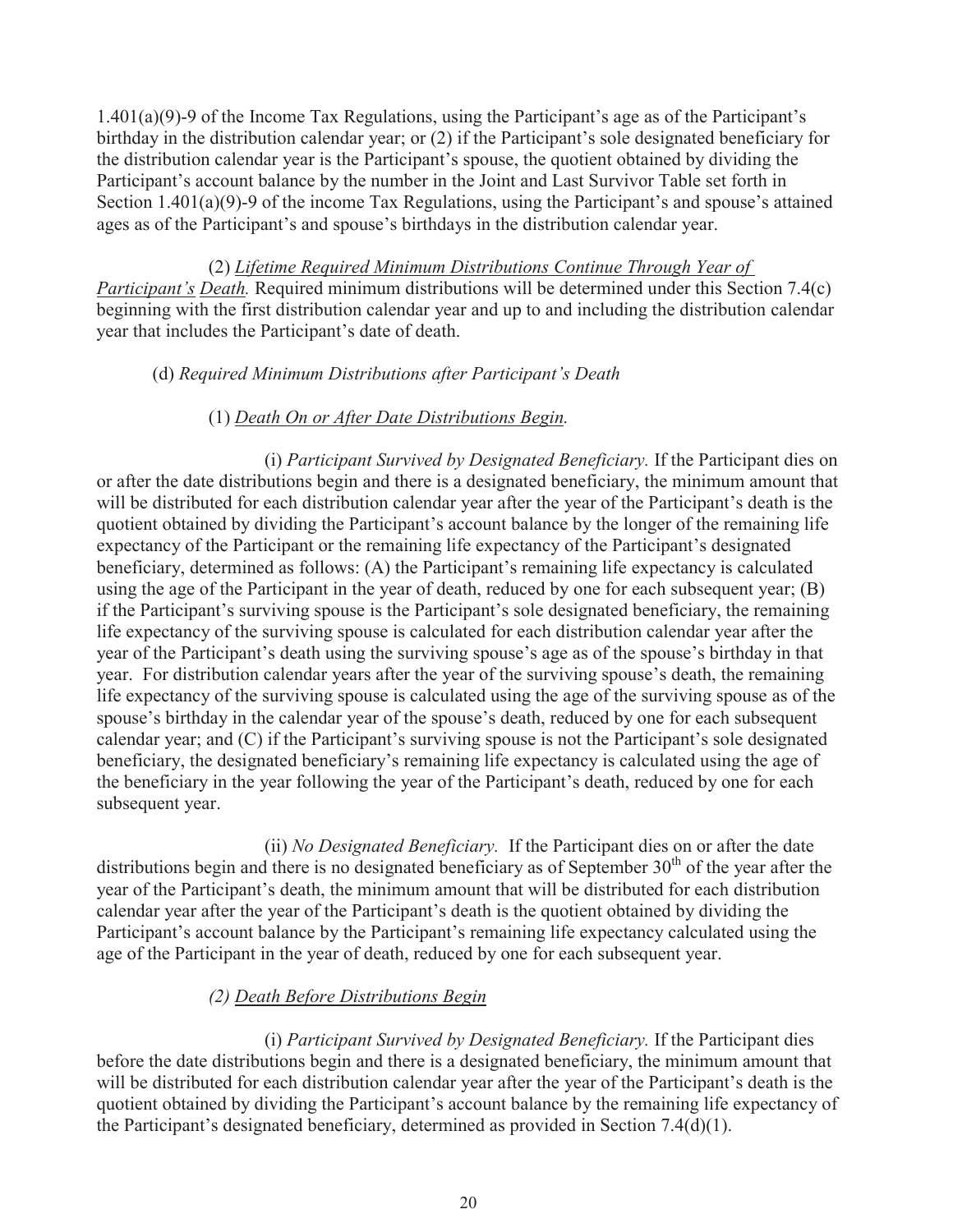1.401(a)(9)-9 of the Income Tax Regulations, using the Participant's age as of the Participant's birthday in the distribution calendar year; or (2) if the Participant's sole designated beneficiary for the distribution calendar year is the Participant's spouse, the quotient obtained by dividing the Participant's account balance by the number in the Joint and Last Survivor Table set forth in Section 1.401(a)(9)-9 of the income Tax Regulations, using the Participant's and spouse's attained ages as of the Participant's and spouse's birthdays in the distribution calendar year.

(2) *Lifetime Required Minimum Distributions Continue Through Year of Participant's Death.* Required minimum distributions will be determined under this Section 7.4(c) beginning with the first distribution calendar year and up to and including the distribution calendar year that includes the Participant's date of death.

(d) *Required Minimum Distributions after Participant's Death*

(1) *Death On or After Date Distributions Begin.*

(i) *Participant Survived by Designated Beneficiary.* If the Participant dies on or after the date distributions begin and there is a designated beneficiary, the minimum amount that will be distributed for each distribution calendar year after the year of the Participant's death is the quotient obtained by dividing the Participant's account balance by the longer of the remaining life expectancy of the Participant or the remaining life expectancy of the Participant's designated beneficiary, determined as follows: (A) the Participant's remaining life expectancy is calculated using the age of the Participant in the year of death, reduced by one for each subsequent year; (B) if the Participant's surviving spouse is the Participant's sole designated beneficiary, the remaining life expectancy of the surviving spouse is calculated for each distribution calendar year after the year of the Participant's death using the surviving spouse's age as of the spouse's birthday in that year. For distribution calendar years after the year of the surviving spouse's death, the remaining life expectancy of the surviving spouse is calculated using the age of the surviving spouse as of the spouse's birthday in the calendar year of the spouse's death, reduced by one for each subsequent calendar year; and (C) if the Participant's surviving spouse is not the Participant's sole designated beneficiary, the designated beneficiary's remaining life expectancy is calculated using the age of the beneficiary in the year following the year of the Participant's death, reduced by one for each subsequent year.

(ii) *No Designated Beneficiary.* If the Participant dies on or after the date distributions begin and there is no designated beneficiary as of September 30th of the year after the year of the Participant's death, the minimum amount that will be distributed for each distribution calendar year after the year of the Participant's death is the quotient obtained by dividing the Participant's account balance by the Participant's remaining life expectancy calculated using the age of the Participant in the year of death, reduced by one for each subsequent year.

(2) *Death Before Distributions Begin*

(i) *Participant Survived by Designated Beneficiary.* If the Participant dies before the date distributions begin and there is a designated beneficiary, the minimum amount that will be distributed for each distribution calendar year after the year of the Participant's death is the quotient obtained by dividing the Participant's account balance by the remaining life expectancy of the Participant's designated beneficiary, determined as provided in Section 7.4(d)(1).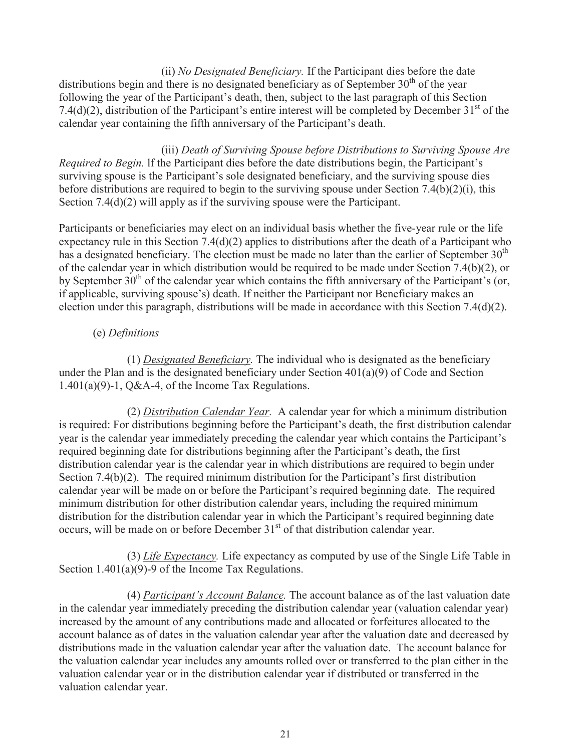(ii) *No Designated Beneficiary.* If the Participant dies before the date distributions begin and there is no designated beneficiary as of September 30th of the year following the year of the Participant's death, then, subject to the last paragraph of this Section 7.4(d)(2), distribution of the Participant's entire interest will be completed by December 31st of the calendar year containing the fifth anniversary of the Participant's death.

(iii) *Death of Surviving Spouse before Distributions to Surviving Spouse Are Required to Begin.* lf the Participant dies before the date distributions begin, the Participant's surviving spouse is the Participant's sole designated beneficiary, and the surviving spouse dies before distributions are required to begin to the surviving spouse under Section 7.4(b)(2)(i), this Section 7.4(d)(2) will apply as if the surviving spouse were the Participant.

Participants or beneficiaries may elect on an individual basis whether the five-year rule or the life expectancy rule in this Section 7.4(d)(2) applies to distributions after the death of a Participant who has a designated beneficiary. The election must be made no later than the earlier of September 30th of the calendar year in which distribution would be required to be made under Section 7.4(b)(2), or by September 30th of the calendar year which contains the fifth anniversary of the Participant's (or, if applicable, surviving spouse's) death. If neither the Participant nor Beneficiary makes an election under this paragraph, distributions will be made in accordance with this Section 7.4(d)(2).

(e) *Definitions*

(1) *Designated Beneficiary.* The individual who is designated as the beneficiary under the Plan and is the designated beneficiary under Section 401(a)(9) of Code and Section 1.401(a)(9)-1, Q&A-4, of the Income Tax Regulations.

(2) *Distribution Calendar Year.* A calendar year for which a minimum distribution is required: For distributions beginning before the Participant's death, the first distribution calendar year is the calendar year immediately preceding the calendar year which contains the Participant's required beginning date for distributions beginning after the Participant's death, the first distribution calendar year is the calendar year in which distributions are required to begin under Section 7.4(b)(2). The required minimum distribution for the Participant's first distribution calendar year will be made on or before the Participant's required beginning date. The required minimum distribution for other distribution calendar years, including the required minimum distribution for the distribution calendar year in which the Participant's required beginning date occurs, will be made on or before December 31st of that distribution calendar year.

(3) *Life Expectancy.* Life expectancy as computed by use of the Single Life Table in Section 1.401(a)(9)-9 of the Income Tax Regulations.

(4) *Participant's Account Balance.* The account balance as of the last valuation date in the calendar year immediately preceding the distribution calendar year (valuation calendar year) increased by the amount of any contributions made and allocated or forfeitures allocated to the account balance as of dates in the valuation calendar year after the valuation date and decreased by distributions made in the valuation calendar year after the valuation date. The account balance for the valuation calendar year includes any amounts rolled over or transferred to the plan either in the valuation calendar year or in the distribution calendar year if distributed or transferred in the valuation calendar year.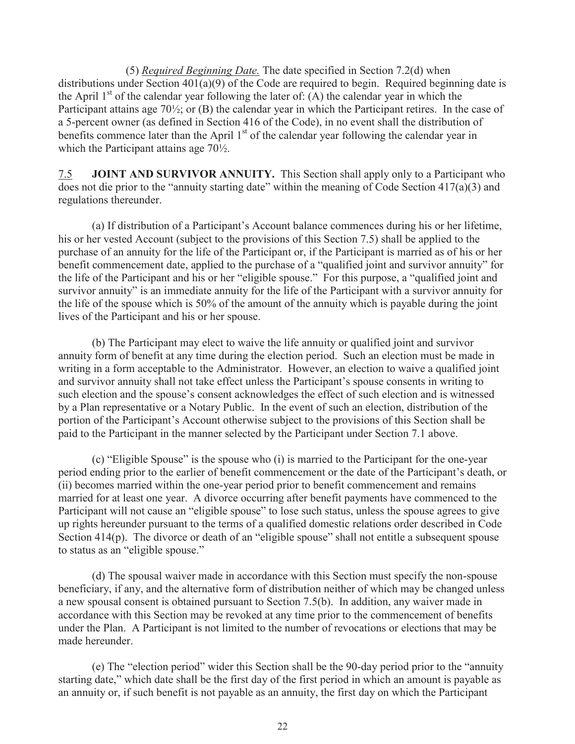(5) *Required Beginning Date.* The date specified in Section 7.2(d) when distributions under Section 401(a)(9) of the Code are required to begin. Required beginning date is the April 1st of the calendar year following the later of: (A) the calendar year in which the Participant attains age 70½; or (B) the calendar year in which the Participant retires. In the case of a 5-percent owner (as defined in Section 416 of the Code), in no event shall the distribution of benefits commence later than the April 1st of the calendar year following the calendar year in which the Participant attains age 70½.

7.5 **JOINT AND SURVIVOR ANNUITY.** This Section shall apply only to a Participant who does not die prior to the "annuity starting date" within the meaning of Code Section 417(a)(3) and regulations thereunder.

(a) If distribution of a Participant's Account balance commences during his or her lifetime, his or her vested Account (subject to the provisions of this Section 7.5) shall be applied to the purchase of an annuity for the life of the Participant or, if the Participant is married as of his or her benefit commencement date, applied to the purchase of a "qualified joint and survivor annuity" for the life of the Participant and his or her "eligible spouse." For this purpose, a "qualified joint and survivor annuity" is an immediate annuity for the life of the Participant with a survivor annuity for the life of the spouse which is 50% of the amount of the annuity which is payable during the joint lives of the Participant and his or her spouse.

(b) The Participant may elect to waive the life annuity or qualified joint and survivor annuity form of benefit at any time during the election period. Such an election must be made in writing in a form acceptable to the Administrator. However, an election to waive a qualified joint and survivor annuity shall not take effect unless the Participant's spouse consents in writing to such election and the spouse's consent acknowledges the effect of such election and is witnessed by a Plan representative or a Notary Public. In the event of such an election, distribution of the portion of the Participant's Account otherwise subject to the provisions of this Section shall be paid to the Participant in the manner selected by the Participant under Section 7.1 above.

(c) "Eligible Spouse" is the spouse who (i) is married to the Participant for the one-year period ending prior to the earlier of benefit commencement or the date of the Participant's death, or (ii) becomes married within the one-year period prior to benefit commencement and remains married for at least one year. A divorce occurring after benefit payments have commenced to the Participant will not cause an "eligible spouse" to lose such status, unless the spouse agrees to give up rights hereunder pursuant to the terms of a qualified domestic relations order described in Code Section 414(p). The divorce or death of an "eligible spouse" shall not entitle a subsequent spouse to status as an "eligible spouse."

(d) The spousal waiver made in accordance with this Section must specify the non-spouse beneficiary, if any, and the alternative form of distribution neither of which may be changed unless a new spousal consent is obtained pursuant to Section 7.5(b). In addition, any waiver made in accordance with this Section may be revoked at any time prior to the commencement of benefits under the Plan. A Participant is not limited to the number of revocations or elections that may be made hereunder.

(e) The "election period" wider this Section shall be the 90-day period prior to the "annuity starting date," which date shall be the first day of the first period in which an amount is payable as an annuity or, if such benefit is not payable as an annuity, the first day on which the Participant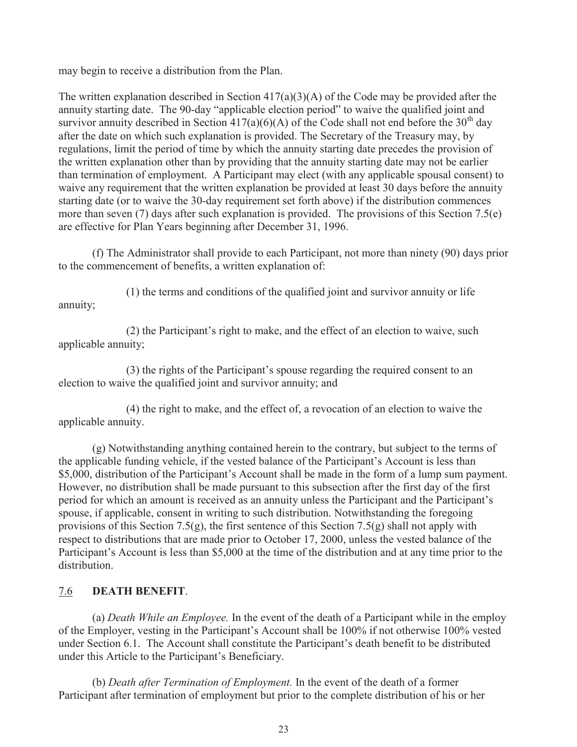may begin to receive a distribution from the Plan.

The written explanation described in Section 417(a)(3)(A) of the Code may be provided after the annuity starting date. The 90-day "applicable election period" to waive the qualified joint and survivor annuity described in Section 417(a)(6)(A) of the Code shall not end before the 30th day after the date on which such explanation is provided. The Secretary of the Treasury may, by regulations, limit the period of time by which the annuity starting date precedes the provision of the written explanation other than by providing that the annuity starting date may not be earlier than termination of employment. A Participant may elect (with any applicable spousal consent) to waive any requirement that the written explanation be provided at least 30 days before the annuity starting date (or to waive the 30-day requirement set forth above) if the distribution commences more than seven (7) days after such explanation is provided. The provisions of this Section 7.5(e) are effective for Plan Years beginning after December 31, 1996.

(f) The Administrator shall provide to each Participant, not more than ninety (90) days prior to the commencement of benefits, a written explanation of:

(1) the terms and conditions of the qualified joint and survivor annuity or life annuity;

(2) the Participant's right to make, and the effect of an election to waive, such applicable annuity;

(3) the rights of the Participant's spouse regarding the required consent to an election to waive the qualified joint and survivor annuity; and

(4) the right to make, and the effect of, a revocation of an election to waive the applicable annuity.

(g) Notwithstanding anything contained herein to the contrary, but subject to the terms of the applicable funding vehicle, if the vested balance of the Participant's Account is less than $5,000, distribution of the Participant's Account shall be made in the form of a lump sum payment. However, no distribution shall be made pursuant to this subsection after the first day of the first period for which an amount is received as an annuity unless the Participant and the Participant's spouse, if applicable, consent in writing to such distribution. Notwithstanding the foregoing provisions of this Section 7.5(g), the first sentence of this Section 7.5(g) shall not apply with respect to distributions that are made prior to October 17, 2000, unless the vested balance of the Participant's Account is less than $5,000 at the time of the distribution and at any time prior to the distribution.

## 7.6 DEATH BENEFIT.

(a) *Death While an Employee.* In the event of the death of a Participant while in the employ of the Employer, vesting in the Participant's Account shall be 100% if not otherwise 100% vested under Section 6.1. The Account shall constitute the Participant's death benefit to be distributed under this Article to the Participant's Beneficiary.

(b) *Death after Termination of Employment.* In the event of the death of a former Participant after termination of employment but prior to the complete distribution of his or her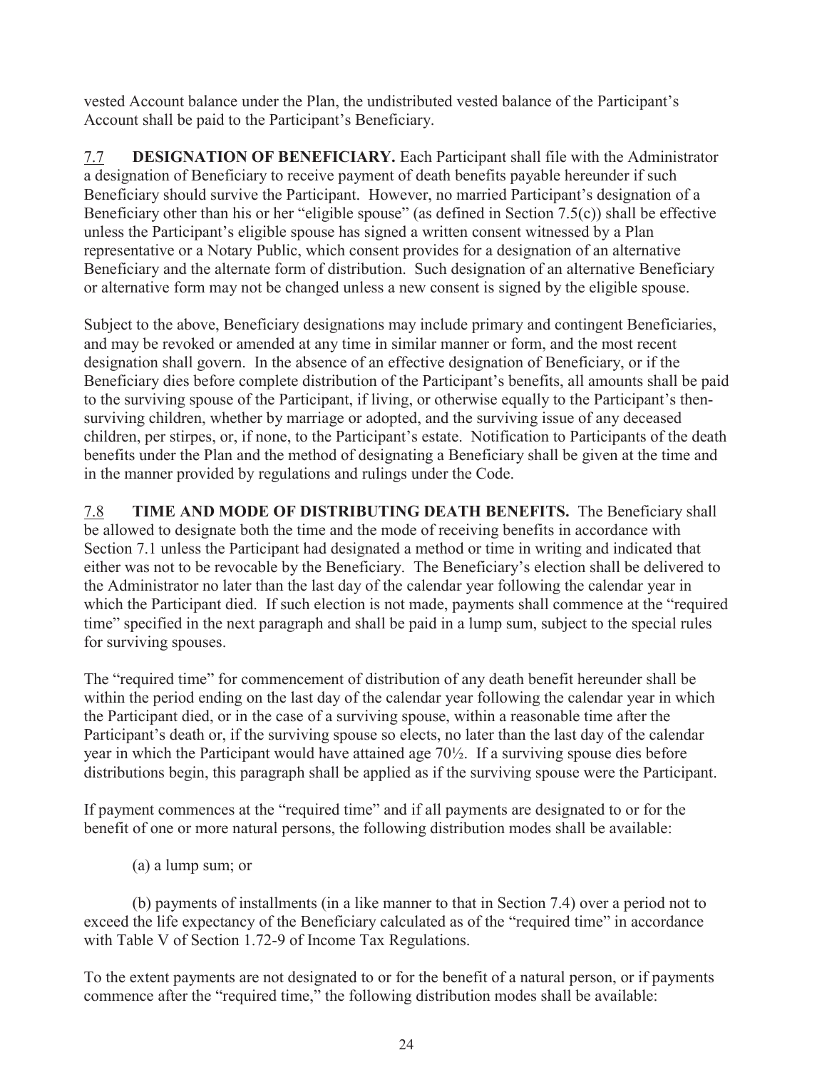vested Account balance under the Plan, the undistributed vested balance of the Participant's Account shall be paid to the Participant's Beneficiary.

7.7 **DESIGNATION OF BENEFICIARY.** Each Participant shall file with the Administrator a designation of Beneficiary to receive payment of death benefits payable hereunder if such Beneficiary should survive the Participant. However, no married Participant's designation of a Beneficiary other than his or her "eligible spouse" (as defined in Section 7.5(c)) shall be effective unless the Participant's eligible spouse has signed a written consent witnessed by a Plan representative or a Notary Public, which consent provides for a designation of an alternative Beneficiary and the alternate form of distribution. Such designation of an alternative Beneficiary or alternative form may not be changed unless a new consent is signed by the eligible spouse.

Subject to the above, Beneficiary designations may include primary and contingent Beneficiaries, and may be revoked or amended at any time in similar manner or form, and the most recent designation shall govern. In the absence of an effective designation of Beneficiary, or if the Beneficiary dies before complete distribution of the Participant's benefits, all amounts shall be paid to the surviving spouse of the Participant, if living, or otherwise equally to the Participant's then-surviving children, whether by marriage or adopted, and the surviving issue of any deceased children, per stirpes, or, if none, to the Participant's estate. Notification to Participants of the death benefits under the Plan and the method of designating a Beneficiary shall be given at the time and in the manner provided by regulations and rulings under the Code.

7.8 **TIME AND MODE OF DISTRIBUTING DEATH BENEFITS.** The Beneficiary shall be allowed to designate both the time and the mode of receiving benefits in accordance with Section 7.1 unless the Participant had designated a method or time in writing and indicated that either was not to be revocable by the Beneficiary. The Beneficiary's election shall be delivered to the Administrator no later than the last day of the calendar year following the calendar year in which the Participant died. If such election is not made, payments shall commence at the "required time" specified in the next paragraph and shall be paid in a lump sum, subject to the special rules for surviving spouses.

The "required time" for commencement of distribution of any death benefit hereunder shall be within the period ending on the last day of the calendar year following the calendar year in which the Participant died, or in the case of a surviving spouse, within a reasonable time after the Participant's death or, if the surviving spouse so elects, no later than the last day of the calendar year in which the Participant would have attained age 70½. If a surviving spouse dies before distributions begin, this paragraph shall be applied as if the surviving spouse were the Participant.

If payment commences at the "required time" and if all payments are designated to or for the benefit of one or more natural persons, the following distribution modes shall be available:

(a) a lump sum; or

(b) payments of installments (in a like manner to that in Section 7.4) over a period not to exceed the life expectancy of the Beneficiary calculated as of the "required time" in accordance with Table V of Section 1.72-9 of Income Tax Regulations.

To the extent payments are not designated to or for the benefit of a natural person, or if payments commence after the "required time," the following distribution modes shall be available: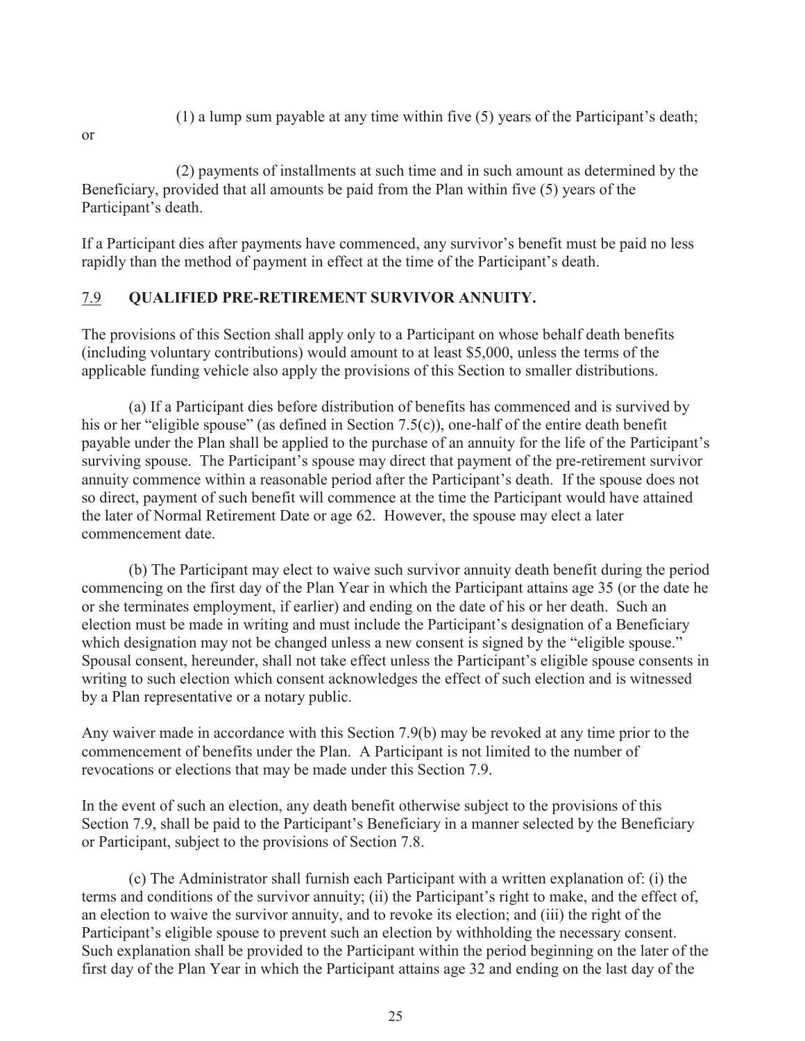(1) a lump sum payable at any time within five (5) years of the Participant's death;

or

(2) payments of installments at such time and in such amount as determined by the Beneficiary, provided that all amounts be paid from the Plan within five (5) years of the Participant's death.

If a Participant dies after payments have commenced, any survivor's benefit must be paid no less rapidly than the method of payment in effect at the time of the Participant's death.

## 7.9 QUALIFIED PRE-RETIREMENT SURVIVOR ANNUITY.

The provisions of this Section shall apply only to a Participant on whose behalf death benefits (including voluntary contributions) would amount to at least $5,000, unless the terms of the applicable funding vehicle also apply the provisions of this Section to smaller distributions.

(a) If a Participant dies before distribution of benefits has commenced and is survived by his or her "eligible spouse" (as defined in Section 7.5(c)), one-half of the entire death benefit payable under the Plan shall be applied to the purchase of an annuity for the life of the Participant's surviving spouse. The Participant's spouse may direct that payment of the pre-retirement survivor annuity commence within a reasonable period after the Participant's death. If the spouse does not so direct, payment of such benefit will commence at the time the Participant would have attained the later of Normal Retirement Date or age 62. However, the spouse may elect a later commencement date.

(b) The Participant may elect to waive such survivor annuity death benefit during the period commencing on the first day of the Plan Year in which the Participant attains age 35 (or the date he or she terminates employment, if earlier) and ending on the date of his or her death. Such an election must be made in writing and must include the Participant's designation of a Beneficiary which designation may not be changed unless a new consent is signed by the "eligible spouse." Spousal consent, hereunder, shall not take effect unless the Participant's eligible spouse consents in writing to such election which consent acknowledges the effect of such election and is witnessed by a Plan representative or a notary public.

Any waiver made in accordance with this Section 7.9(b) may be revoked at any time prior to the commencement of benefits under the Plan. A Participant is not limited to the number of revocations or elections that may be made under this Section 7.9.

In the event of such an election, any death benefit otherwise subject to the provisions of this Section 7.9, shall be paid to the Participant's Beneficiary in a manner selected by the Beneficiary or Participant, subject to the provisions of Section 7.8.

(c) The Administrator shall furnish each Participant with a written explanation of: (i) the terms and conditions of the survivor annuity; (ii) the Participant's right to make, and the effect of, an election to waive the survivor annuity, and to revoke its election; and (iii) the right of the Participant's eligible spouse to prevent such an election by withholding the necessary consent. Such explanation shall be provided to the Participant within the period beginning on the later of the first day of the Plan Year in which the Participant attains age 32 and ending on the last day of the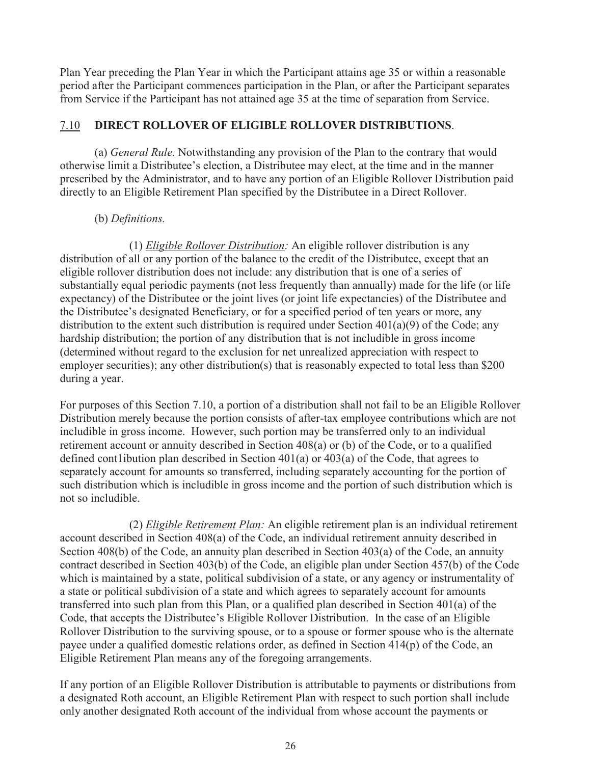Plan Year preceding the Plan Year in which the Participant attains age 35 or within a reasonable period after the Participant commences participation in the Plan, or after the Participant separates from Service if the Participant has not attained age 35 at the time of separation from Service.

## 7.10 DIRECT ROLLOVER OF ELIGIBLE ROLLOVER DISTRIBUTIONS.

(a) *General Rule*. Notwithstanding any provision of the Plan to the contrary that would otherwise limit a Distributee's election, a Distributee may elect, at the time and in the manner prescribed by the Administrator, and to have any portion of an Eligible Rollover Distribution paid directly to an Eligible Retirement Plan specified by the Distributee in a Direct Rollover.

(b) *Definitions.*

(1) *Eligible Rollover Distribution:* An eligible rollover distribution is any distribution of all or any portion of the balance to the credit of the Distributee, except that an eligible rollover distribution does not include: any distribution that is one of a series of substantially equal periodic payments (not less frequently than annually) made for the life (or life expectancy) of the Distributee or the joint lives (or joint life expectancies) of the Distributee and the Distributee's designated Beneficiary, or for a specified period of ten years or more, any distribution to the extent such distribution is required under Section 401(a)(9) of the Code; any hardship distribution; the portion of any distribution that is not includible in gross income (determined without regard to the exclusion for net unrealized appreciation with respect to employer securities); any other distribution(s) that is reasonably expected to total less than $200 during a year.

For purposes of this Section 7.10, a portion of a distribution shall not fail to be an Eligible Rollover Distribution merely because the portion consists of after-tax employee contributions which are not includible in gross income. However, such portion may be transferred only to an individual retirement account or annuity described in Section 408(a) or (b) of the Code, or to a qualified defined cont1ibution plan described in Section 401(a) or 403(a) of the Code, that agrees to separately account for amounts so transferred, including separately accounting for the portion of such distribution which is includible in gross income and the portion of such distribution which is not so includible.

(2) *Eligible Retirement Plan:* An eligible retirement plan is an individual retirement account described in Section 408(a) of the Code, an individual retirement annuity described in Section 408(b) of the Code, an annuity plan described in Section 403(a) of the Code, an annuity contract described in Section 403(b) of the Code, an eligible plan under Section 457(b) of the Code which is maintained by a state, political subdivision of a state, or any agency or instrumentality of a state or political subdivision of a state and which agrees to separately account for amounts transferred into such plan from this Plan, or a qualified plan described in Section 401(a) of the Code, that accepts the Distributee's Eligible Rollover Distribution. In the case of an Eligible Rollover Distribution to the surviving spouse, or to a spouse or former spouse who is the alternate payee under a qualified domestic relations order, as defined in Section 414(p) of the Code, an Eligible Retirement Plan means any of the foregoing arrangements.

If any portion of an Eligible Rollover Distribution is attributable to payments or distributions from a designated Roth account, an Eligible Retirement Plan with respect to such portion shall include only another designated Roth account of the individual from whose account the payments or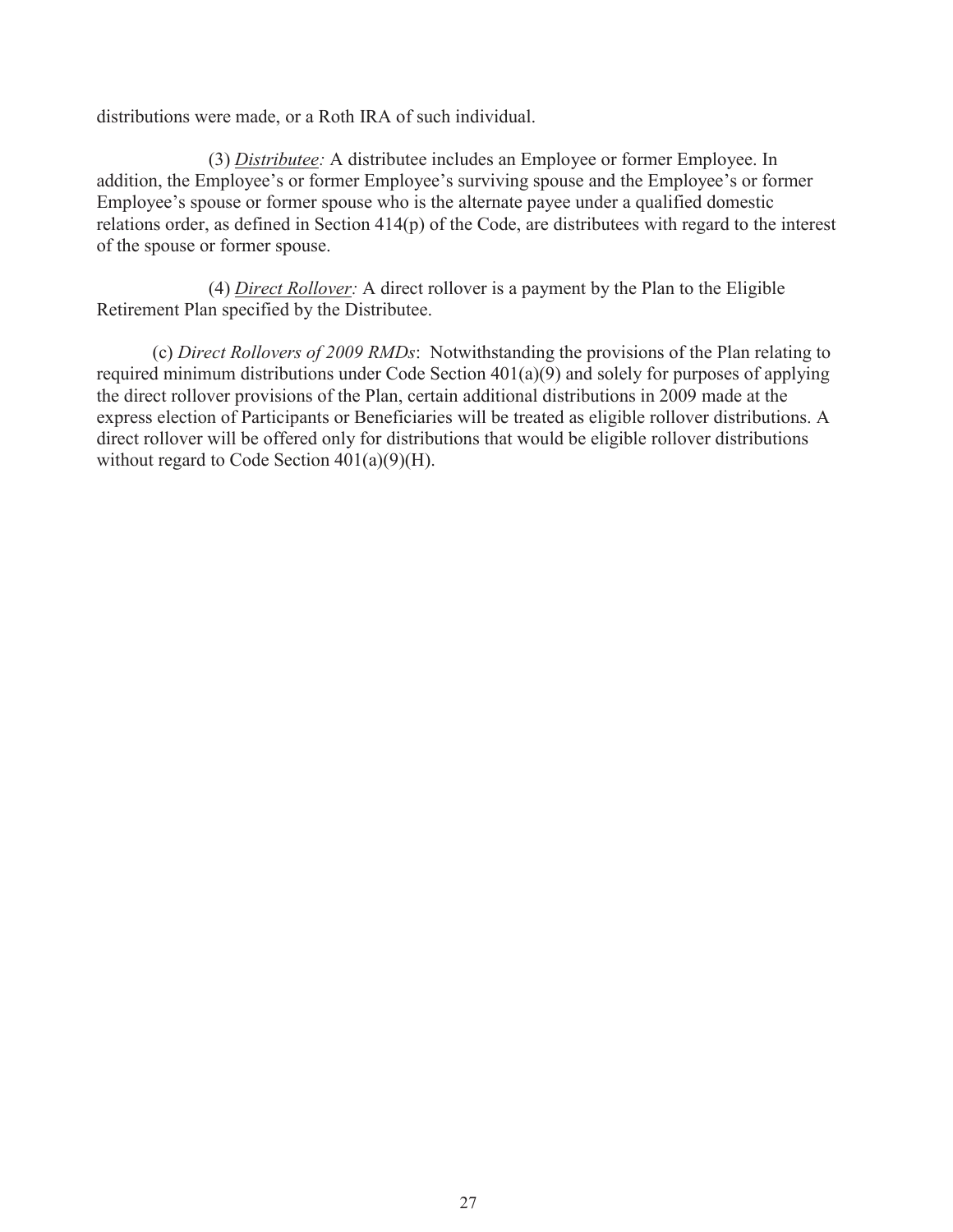distributions were made, or a Roth IRA of such individual.

(3) *<u>Distributee</u>:* A distributee includes an Employee or former Employee. In addition, the Employee's or former Employee's surviving spouse and the Employee's or former Employee's spouse or former spouse who is the alternate payee under a qualified domestic relations order, as defined in Section 414(p) of the Code, are distributees with regard to the interest of the spouse or former spouse.

(4) *<u>Direct Rollover</u>:* A direct rollover is a payment by the Plan to the Eligible Retirement Plan specified by the Distributee.

(c) *Direct Rollovers of 2009 RMDs*: Notwithstanding the provisions of the Plan relating to required minimum distributions under Code Section 401(a)(9) and solely for purposes of applying the direct rollover provisions of the Plan, certain additional distributions in 2009 made at the express election of Participants or Beneficiaries will be treated as eligible rollover distributions. A direct rollover will be offered only for distributions that would be eligible rollover distributions without regard to Code Section 401(a)(9)(H).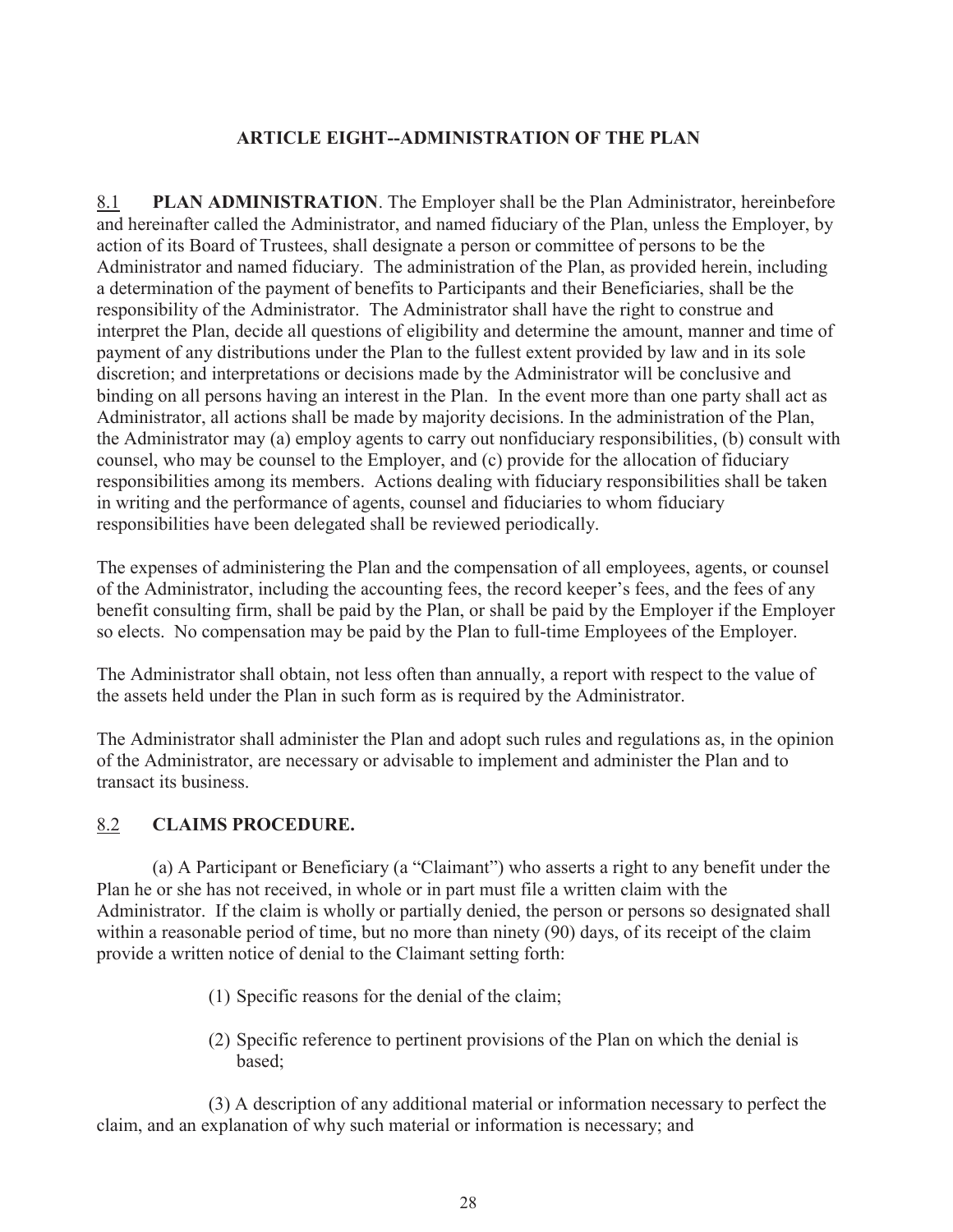## ARTICLE EIGHT--ADMINISTRATION OF THE PLAN

8.1 **PLAN ADMINISTRATION**. The Employer shall be the Plan Administrator, hereinbefore and hereinafter called the Administrator, and named fiduciary of the Plan, unless the Employer, by action of its Board of Trustees, shall designate a person or committee of persons to be the Administrator and named fiduciary. The administration of the Plan, as provided herein, including a determination of the payment of benefits to Participants and their Beneficiaries, shall be the responsibility of the Administrator. The Administrator shall have the right to construe and interpret the Plan, decide all questions of eligibility and determine the amount, manner and time of payment of any distributions under the Plan to the fullest extent provided by law and in its sole discretion; and interpretations or decisions made by the Administrator will be conclusive and binding on all persons having an interest in the Plan. In the event more than one party shall act as Administrator, all actions shall be made by majority decisions. In the administration of the Plan, the Administrator may (a) employ agents to carry out nonfiduciary responsibilities, (b) consult with counsel, who may be counsel to the Employer, and (c) provide for the allocation of fiduciary responsibilities among its members. Actions dealing with fiduciary responsibilities shall be taken in writing and the performance of agents, counsel and fiduciaries to whom fiduciary responsibilities have been delegated shall be reviewed periodically.

The expenses of administering the Plan and the compensation of all employees, agents, or counsel of the Administrator, including the accounting fees, the record keeper's fees, and the fees of any benefit consulting firm, shall be paid by the Plan, or shall be paid by the Employer if the Employer so elects. No compensation may be paid by the Plan to full-time Employees of the Employer.

The Administrator shall obtain, not less often than annually, a report with respect to the value of the assets held under the Plan in such form as is required by the Administrator.

The Administrator shall administer the Plan and adopt such rules and regulations as, in the opinion of the Administrator, are necessary or advisable to implement and administer the Plan and to transact its business.

8.2 **CLAIMS PROCEDURE.**

(a) A Participant or Beneficiary (a "Claimant") who asserts a right to any benefit under the Plan he or she has not received, in whole or in part must file a written claim with the Administrator. If the claim is wholly or partially denied, the person or persons so designated shall within a reasonable period of time, but no more than ninety (90) days, of its receipt of the claim provide a written notice of denial to the Claimant setting forth:

(1) Specific reasons for the denial of the claim;

(2) Specific reference to pertinent provisions of the Plan on which the denial is based;

(3) A description of any additional material or information necessary to perfect the claim, and an explanation of why such material or information is necessary; and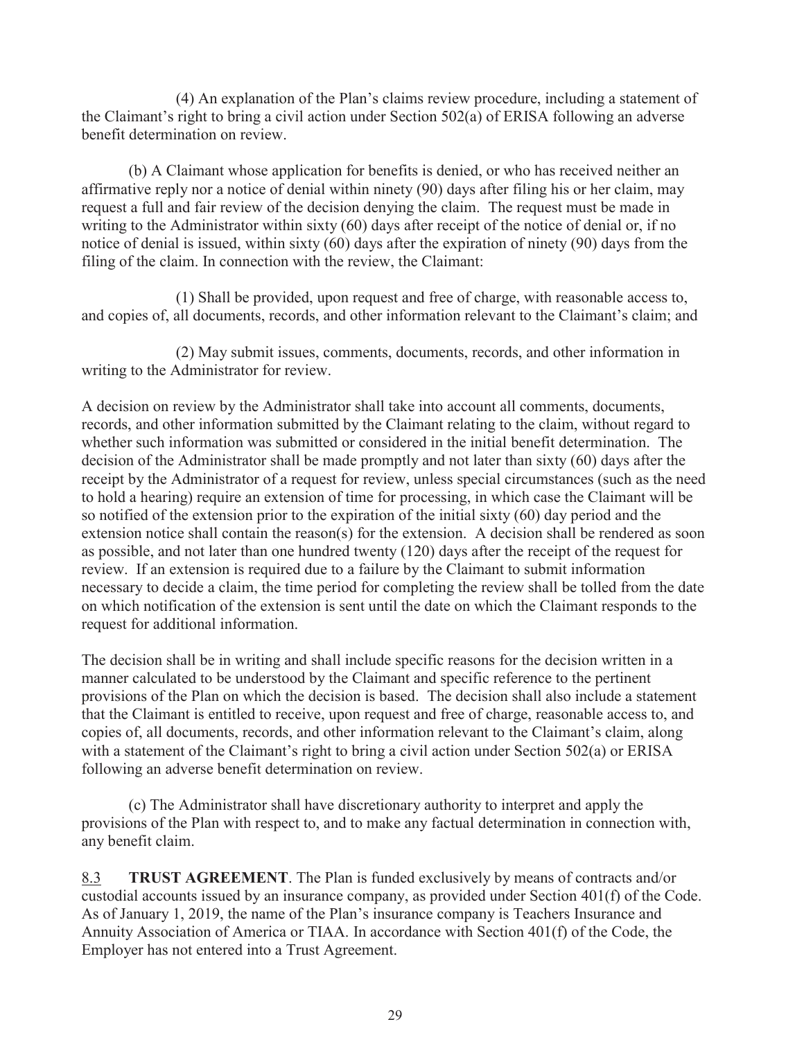(4) An explanation of the Plan's claims review procedure, including a statement of the Claimant's right to bring a civil action under Section 502(a) of ERISA following an adverse benefit determination on review.

(b) A Claimant whose application for benefits is denied, or who has received neither an affirmative reply nor a notice of denial within ninety (90) days after filing his or her claim, may request a full and fair review of the decision denying the claim. The request must be made in writing to the Administrator within sixty (60) days after receipt of the notice of denial or, if no notice of denial is issued, within sixty (60) days after the expiration of ninety (90) days from the filing of the claim. In connection with the review, the Claimant:

(1) Shall be provided, upon request and free of charge, with reasonable access to, and copies of, all documents, records, and other information relevant to the Claimant's claim; and

(2) May submit issues, comments, documents, records, and other information in writing to the Administrator for review.

A decision on review by the Administrator shall take into account all comments, documents, records, and other information submitted by the Claimant relating to the claim, without regard to whether such information was submitted or considered in the initial benefit determination. The decision of the Administrator shall be made promptly and not later than sixty (60) days after the receipt by the Administrator of a request for review, unless special circumstances (such as the need to hold a hearing) require an extension of time for processing, in which case the Claimant will be so notified of the extension prior to the expiration of the initial sixty (60) day period and the extension notice shall contain the reason(s) for the extension. A decision shall be rendered as soon as possible, and not later than one hundred twenty (120) days after the receipt of the request for review. If an extension is required due to a failure by the Claimant to submit information necessary to decide a claim, the time period for completing the review shall be tolled from the date on which notification of the extension is sent until the date on which the Claimant responds to the request for additional information.

The decision shall be in writing and shall include specific reasons for the decision written in a manner calculated to be understood by the Claimant and specific reference to the pertinent provisions of the Plan on which the decision is based. The decision shall also include a statement that the Claimant is entitled to receive, upon request and free of charge, reasonable access to, and copies of, all documents, records, and other information relevant to the Claimant's claim, along with a statement of the Claimant's right to bring a civil action under Section 502(a) or ERISA following an adverse benefit determination on review.

(c) The Administrator shall have discretionary authority to interpret and apply the provisions of the Plan with respect to, and to make any factual determination in connection with, any benefit claim.

8.3 **TRUST AGREEMENT**. The Plan is funded exclusively by means of contracts and/or custodial accounts issued by an insurance company, as provided under Section 401(f) of the Code. As of January 1, 2019, the name of the Plan's insurance company is Teachers Insurance and Annuity Association of America or TIAA. In accordance with Section 401(f) of the Code, the Employer has not entered into a Trust Agreement.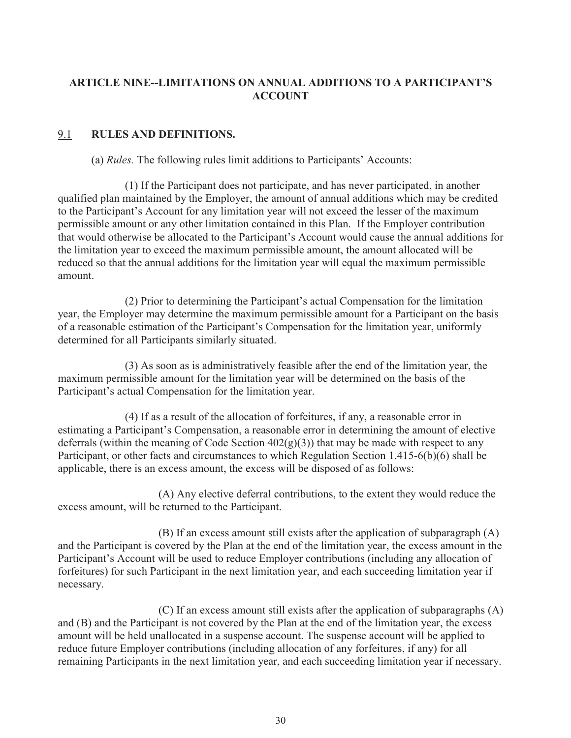## ARTICLE NINE--LIMITATIONS ON ANNUAL ADDITIONS TO A PARTICIPANT'S ACCOUNT

### 9.1 RULES AND DEFINITIONS.

(a) *Rules.* The following rules limit additions to Participants' Accounts:

(1) If the Participant does not participate, and has never participated, in another qualified plan maintained by the Employer, the amount of annual additions which may be credited to the Participant's Account for any limitation year will not exceed the lesser of the maximum permissible amount or any other limitation contained in this Plan. If the Employer contribution that would otherwise be allocated to the Participant's Account would cause the annual additions for the limitation year to exceed the maximum permissible amount, the amount allocated will be reduced so that the annual additions for the limitation year will equal the maximum permissible amount.

(2) Prior to determining the Participant's actual Compensation for the limitation year, the Employer may determine the maximum permissible amount for a Participant on the basis of a reasonable estimation of the Participant's Compensation for the limitation year, uniformly determined for all Participants similarly situated.

(3) As soon as is administratively feasible after the end of the limitation year, the maximum permissible amount for the limitation year will be determined on the basis of the Participant's actual Compensation for the limitation year.

(4) If as a result of the allocation of forfeitures, if any, a reasonable error in estimating a Participant's Compensation, a reasonable error in determining the amount of elective deferrals (within the meaning of Code Section 402(g)(3)) that may be made with respect to any Participant, or other facts and circumstances to which Regulation Section 1.415-6(b)(6) shall be applicable, there is an excess amount, the excess will be disposed of as follows:

(A) Any elective deferral contributions, to the extent they would reduce the excess amount, will be returned to the Participant.

(B) If an excess amount still exists after the application of subparagraph (A) and the Participant is covered by the Plan at the end of the limitation year, the excess amount in the Participant's Account will be used to reduce Employer contributions (including any allocation of forfeitures) for such Participant in the next limitation year, and each succeeding limitation year if necessary.

(C) If an excess amount still exists after the application of subparagraphs (A) and (B) and the Participant is not covered by the Plan at the end of the limitation year, the excess amount will be held unallocated in a suspense account. The suspense account will be applied to reduce future Employer contributions (including allocation of any forfeitures, if any) for all remaining Participants in the next limitation year, and each succeeding limitation year if necessary.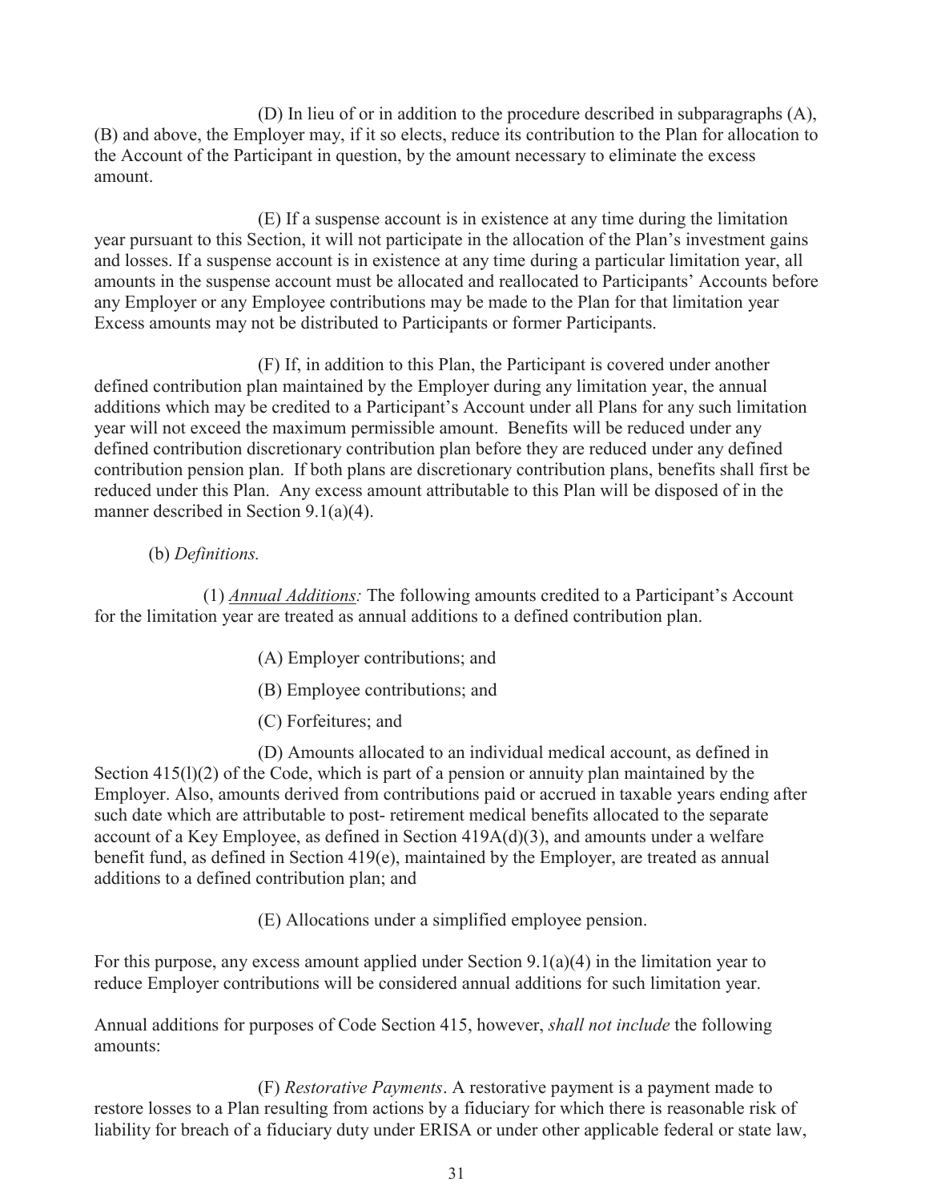(D) In lieu of or in addition to the procedure described in subparagraphs (A), (B) and above, the Employer may, if it so elects, reduce its contribution to the Plan for allocation to the Account of the Participant in question, by the amount necessary to eliminate the excess amount.

(E) If a suspense account is in existence at any time during the limitation year pursuant to this Section, it will not participate in the allocation of the Plan's investment gains and losses. If a suspense account is in existence at any time during a particular limitation year, all amounts in the suspense account must be allocated and reallocated to Participants' Accounts before any Employer or any Employee contributions may be made to the Plan for that limitation year Excess amounts may not be distributed to Participants or former Participants.

(F) If, in addition to this Plan, the Participant is covered under another defined contribution plan maintained by the Employer during any limitation year, the annual additions which may be credited to a Participant's Account under all Plans for any such limitation year will not exceed the maximum permissible amount. Benefits will be reduced under any defined contribution discretionary contribution plan before they are reduced under any defined contribution pension plan. If both plans are discretionary contribution plans, benefits shall first be reduced under this Plan. Any excess amount attributable to this Plan will be disposed of in the manner described in Section 9.1(a)(4).

(b) *Definitions.*

(1) *<u>Annual Additions</u>:* The following amounts credited to a Participant's Account for the limitation year are treated as annual additions to a defined contribution plan.

(A) Employer contributions; and

(B) Employee contributions; and

(C) Forfeitures; and

(D) Amounts allocated to an individual medical account, as defined in Section 415(l)(2) of the Code, which is part of a pension or annuity plan maintained by the Employer. Also, amounts derived from contributions paid or accrued in taxable years ending after such date which are attributable to post- retirement medical benefits allocated to the separate account of a Key Employee, as defined in Section 419A(d)(3), and amounts under a welfare benefit fund, as defined in Section 419(e), maintained by the Employer, are treated as annual additions to a defined contribution plan; and

(E) Allocations under a simplified employee pension.

For this purpose, any excess amount applied under Section 9.1(a)(4) in the limitation year to reduce Employer contributions will be considered annual additions for such limitation year.

Annual additions for purposes of Code Section 415, however, *shall not include* the following amounts:

(F) *Restorative Payments*. A restorative payment is a payment made to restore losses to a Plan resulting from actions by a fiduciary for which there is reasonable risk of liability for breach of a fiduciary duty under ERISA or under other applicable federal or state law,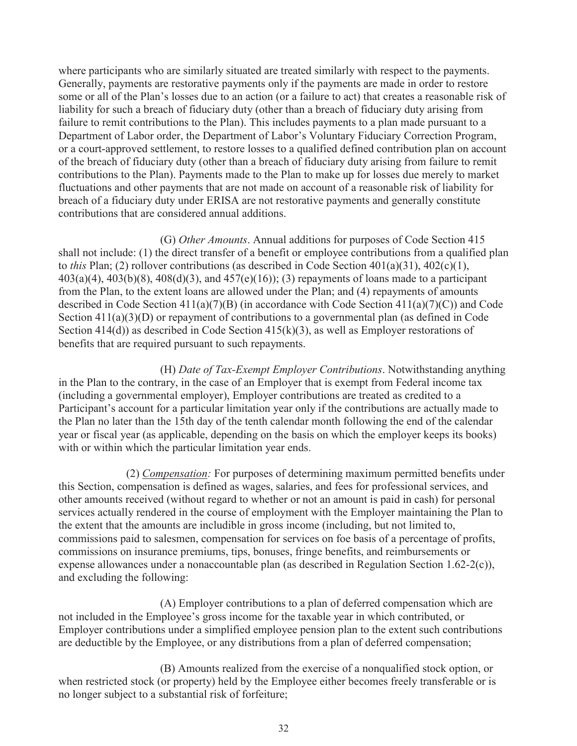where participants who are similarly situated are treated similarly with respect to the payments. Generally, payments are restorative payments only if the payments are made in order to restore some or all of the Plan's losses due to an action (or a failure to act) that creates a reasonable risk of liability for such a breach of fiduciary duty (other than a breach of fiduciary duty arising from failure to remit contributions to the Plan). This includes payments to a plan made pursuant to a Department of Labor order, the Department of Labor's Voluntary Fiduciary Correction Program, or a court-approved settlement, to restore losses to a qualified defined contribution plan on account of the breach of fiduciary duty (other than a breach of fiduciary duty arising from failure to remit contributions to the Plan). Payments made to the Plan to make up for losses due merely to market fluctuations and other payments that are not made on account of a reasonable risk of liability for breach of a fiduciary duty under ERISA are not restorative payments and generally constitute contributions that are considered annual additions.

(G) *Other Amounts*. Annual additions for purposes of Code Section 415 shall not include: (1) the direct transfer of a benefit or employee contributions from a qualified plan to *this* Plan; (2) rollover contributions (as described in Code Section 401(a)(31), 402(c)(1), 403(a)(4), 403(b)(8), 408(d)(3), and 457(e)(16)); (3) repayments of loans made to a participant from the Plan, to the extent loans are allowed under the Plan; and (4) repayments of amounts described in Code Section 411(a)(7)(B) (in accordance with Code Section 411(a)(7)(C)) and Code Section 411(a)(3)(D) or repayment of contributions to a governmental plan (as defined in Code Section 414(d)) as described in Code Section 415(k)(3), as well as Employer restorations of benefits that are required pursuant to such repayments.

(H) *Date of Tax-Exempt Employer Contributions*. Notwithstanding anything in the Plan to the contrary, in the case of an Employer that is exempt from Federal income tax (including a governmental employer), Employer contributions are treated as credited to a Participant's account for a particular limitation year only if the contributions are actually made to the Plan no later than the 15th day of the tenth calendar month following the end of the calendar year or fiscal year (as applicable, depending on the basis on which the employer keeps its books) with or within which the particular limitation year ends.

(2) *Compensation:* For purposes of determining maximum permitted benefits under this Section, compensation is defined as wages, salaries, and fees for professional services, and other amounts received (without regard to whether or not an amount is paid in cash) for personal services actually rendered in the course of employment with the Employer maintaining the Plan to the extent that the amounts are includible in gross income (including, but not limited to, commissions paid to salesmen, compensation for services on foe basis of a percentage of profits, commissions on insurance premiums, tips, bonuses, fringe benefits, and reimbursements or expense allowances under a nonaccountable plan (as described in Regulation Section 1.62-2(c)), and excluding the following:

(A) Employer contributions to a plan of deferred compensation which are not included in the Employee's gross income for the taxable year in which contributed, or Employer contributions under a simplified employee pension plan to the extent such contributions are deductible by the Employee, or any distributions from a plan of deferred compensation;

(B) Amounts realized from the exercise of a nonqualified stock option, or when restricted stock (or property) held by the Employee either becomes freely transferable or is no longer subject to a substantial risk of forfeiture;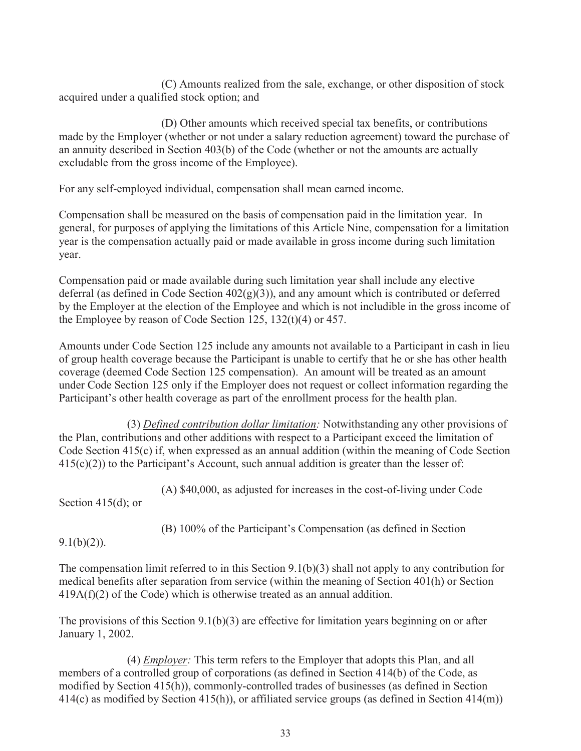(C) Amounts realized from the sale, exchange, or other disposition of stock acquired under a qualified stock option; and

(D) Other amounts which received special tax benefits, or contributions made by the Employer (whether or not under a salary reduction agreement) toward the purchase of an annuity described in Section 403(b) of the Code (whether or not the amounts are actually excludable from the gross income of the Employee).

For any self-employed individual, compensation shall mean earned income.

Compensation shall be measured on the basis of compensation paid in the limitation year. In general, for purposes of applying the limitations of this Article Nine, compensation for a limitation year is the compensation actually paid or made available in gross income during such limitation year.

Compensation paid or made available during such limitation year shall include any elective deferral (as defined in Code Section 402(g)(3)), and any amount which is contributed or deferred by the Employer at the election of the Employee and which is not includible in the gross income of the Employee by reason of Code Section 125, 132(t)(4) or 457.

Amounts under Code Section 125 include any amounts not available to a Participant in cash in lieu of group health coverage because the Participant is unable to certify that he or she has other health coverage (deemed Code Section 125 compensation). An amount will be treated as an amount under Code Section 125 only if the Employer does not request or collect information regarding the Participant's other health coverage as part of the enrollment process for the health plan.

(3) *Defined contribution dollar limitation:* Notwithstanding any other provisions of the Plan, contributions and other additions with respect to a Participant exceed the limitation of Code Section 415(c) if, when expressed as an annual addition (within the meaning of Code Section 415(c)(2)) to the Participant's Account, such annual addition is greater than the lesser of:

(A) $40,000, as adjusted for increases in the cost-of-living under Code Section 415(d); or

(B) 100% of the Participant's Compensation (as defined in Section 9.1(b)(2)).

The compensation limit referred to in this Section 9.1(b)(3) shall not apply to any contribution for medical benefits after separation from service (within the meaning of Section 401(h) or Section 419A(f)(2) of the Code) which is otherwise treated as an annual addition.

The provisions of this Section 9.1(b)(3) are effective for limitation years beginning on or after January 1, 2002.

(4) *Employer:* This term refers to the Employer that adopts this Plan, and all members of a controlled group of corporations (as defined in Section 414(b) of the Code, as modified by Section 415(h)), commonly-controlled trades of businesses (as defined in Section 414(c) as modified by Section 415(h)), or affiliated service groups (as defined in Section 414(m))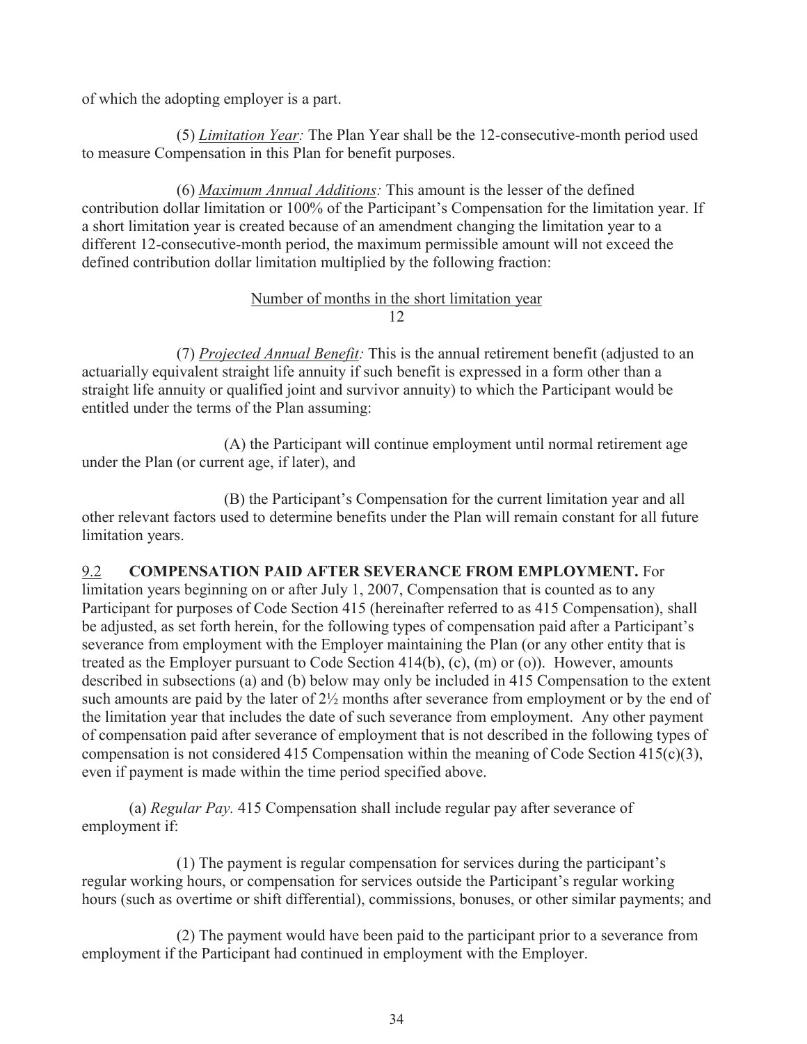of which the adopting employer is a part.

(5) *Limitation Year:* The Plan Year shall be the 12-consecutive-month period used to measure Compensation in this Plan for benefit purposes.

(6) *Maximum Annual Additions:* This amount is the lesser of the defined contribution dollar limitation or 100% of the Participant's Compensation for the limitation year. If a short limitation year is created because of an amendment changing the limitation year to a different 12-consecutive-month period, the maximum permissible amount will not exceed the defined contribution dollar limitation multiplied by the following fraction:

$$\frac{\text{Number of months in the short limitation year}}{12}$$

(7) *Projected Annual Benefit:* This is the annual retirement benefit (adjusted to an actuarially equivalent straight life annuity if such benefit is expressed in a form other than a straight life annuity or qualified joint and survivor annuity) to which the Participant would be entitled under the terms of the Plan assuming:

(A) the Participant will continue employment until normal retirement age under the Plan (or current age, if later), and

(B) the Participant's Compensation for the current limitation year and all other relevant factors used to determine benefits under the Plan will remain constant for all future limitation years.

9.2 **COMPENSATION PAID AFTER SEVERANCE FROM EMPLOYMENT.** For limitation years beginning on or after July 1, 2007, Compensation that is counted as to any Participant for purposes of Code Section 415 (hereinafter referred to as 415 Compensation), shall be adjusted, as set forth herein, for the following types of compensation paid after a Participant's severance from employment with the Employer maintaining the Plan (or any other entity that is treated as the Employer pursuant to Code Section 414(b), (c), (m) or (o)). However, amounts described in subsections (a) and (b) below may only be included in 415 Compensation to the extent such amounts are paid by the later of 2½ months after severance from employment or by the end of the limitation year that includes the date of such severance from employment. Any other payment of compensation paid after severance of employment that is not described in the following types of compensation is not considered 415 Compensation within the meaning of Code Section 415(c)(3), even if payment is made within the time period specified above.

(a) *Regular Pay.* 415 Compensation shall include regular pay after severance of employment if:

(1) The payment is regular compensation for services during the participant's regular working hours, or compensation for services outside the Participant's regular working hours (such as overtime or shift differential), commissions, bonuses, or other similar payments; and

(2) The payment would have been paid to the participant prior to a severance from employment if the Participant had continued in employment with the Employer.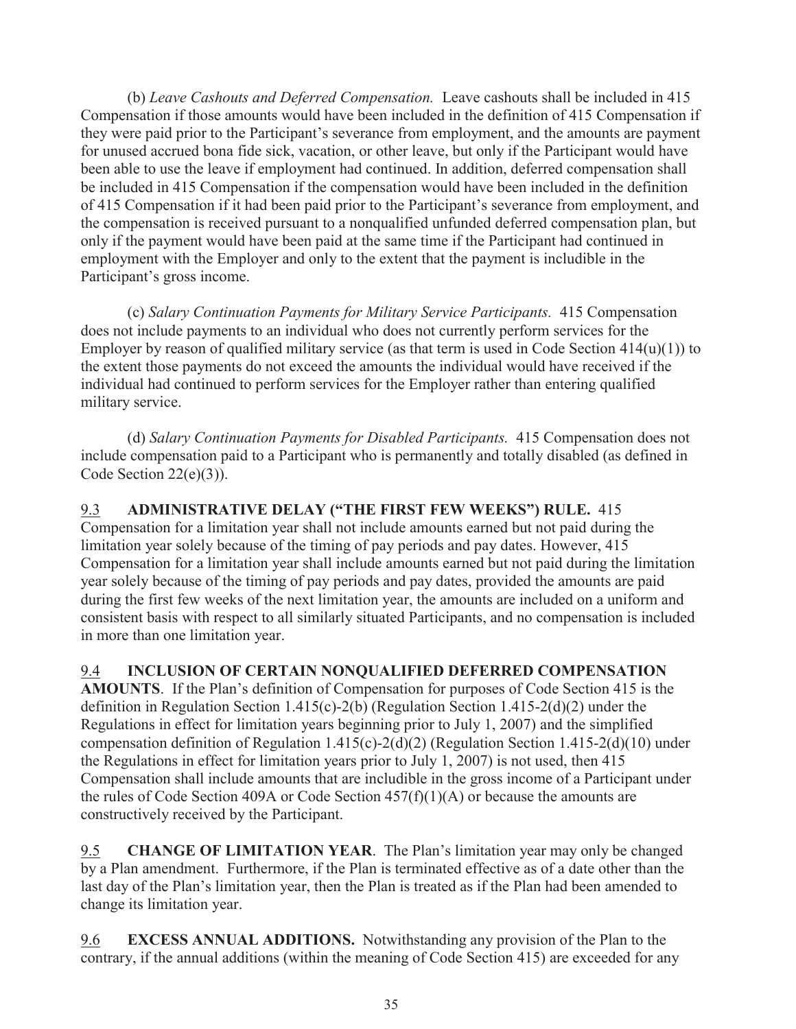(b) *Leave Cashouts and Deferred Compensation.* Leave cashouts shall be included in 415 Compensation if those amounts would have been included in the definition of 415 Compensation if they were paid prior to the Participant's severance from employment, and the amounts are payment for unused accrued bona fide sick, vacation, or other leave, but only if the Participant would have been able to use the leave if employment had continued. In addition, deferred compensation shall be included in 415 Compensation if the compensation would have been included in the definition of 415 Compensation if it had been paid prior to the Participant's severance from employment, and the compensation is received pursuant to a nonqualified unfunded deferred compensation plan, but only if the payment would have been paid at the same time if the Participant had continued in employment with the Employer and only to the extent that the payment is includible in the Participant's gross income.

(c) *Salary Continuation Payments for Military Service Participants.* 415 Compensation does not include payments to an individual who does not currently perform services for the Employer by reason of qualified military service (as that term is used in Code Section 414(u)(1)) to the extent those payments do not exceed the amounts the individual would have received if the individual had continued to perform services for the Employer rather than entering qualified military service.

(d) *Salary Continuation Payments for Disabled Participants.* 415 Compensation does not include compensation paid to a Participant who is permanently and totally disabled (as defined in Code Section 22(e)(3)).

9.3 **ADMINISTRATIVE DELAY ("THE FIRST FEW WEEKS") RULE.** 415 Compensation for a limitation year shall not include amounts earned but not paid during the limitation year solely because of the timing of pay periods and pay dates. However, 415 Compensation for a limitation year shall include amounts earned but not paid during the limitation year solely because of the timing of pay periods and pay dates, provided the amounts are paid during the first few weeks of the next limitation year, the amounts are included on a uniform and consistent basis with respect to all similarly situated Participants, and no compensation is included in more than one limitation year.

9.4 **INCLUSION OF CERTAIN NONQUALIFIED DEFERRED COMPENSATION AMOUNTS**. If the Plan's definition of Compensation for purposes of Code Section 415 is the definition in Regulation Section 1.415(c)-2(b) (Regulation Section 1.415-2(d)(2) under the Regulations in effect for limitation years beginning prior to July 1, 2007) and the simplified compensation definition of Regulation 1.415(c)-2(d)(2) (Regulation Section 1.415-2(d)(10) under the Regulations in effect for limitation years prior to July 1, 2007) is not used, then 415 Compensation shall include amounts that are includible in the gross income of a Participant under the rules of Code Section 409A or Code Section 457(f)(1)(A) or because the amounts are constructively received by the Participant.

9.5 **CHANGE OF LIMITATION YEAR**. The Plan's limitation year may only be changed by a Plan amendment. Furthermore, if the Plan is terminated effective as of a date other than the last day of the Plan's limitation year, then the Plan is treated as if the Plan had been amended to change its limitation year.

9.6 **EXCESS ANNUAL ADDITIONS.** Notwithstanding any provision of the Plan to the contrary, if the annual additions (within the meaning of Code Section 415) are exceeded for any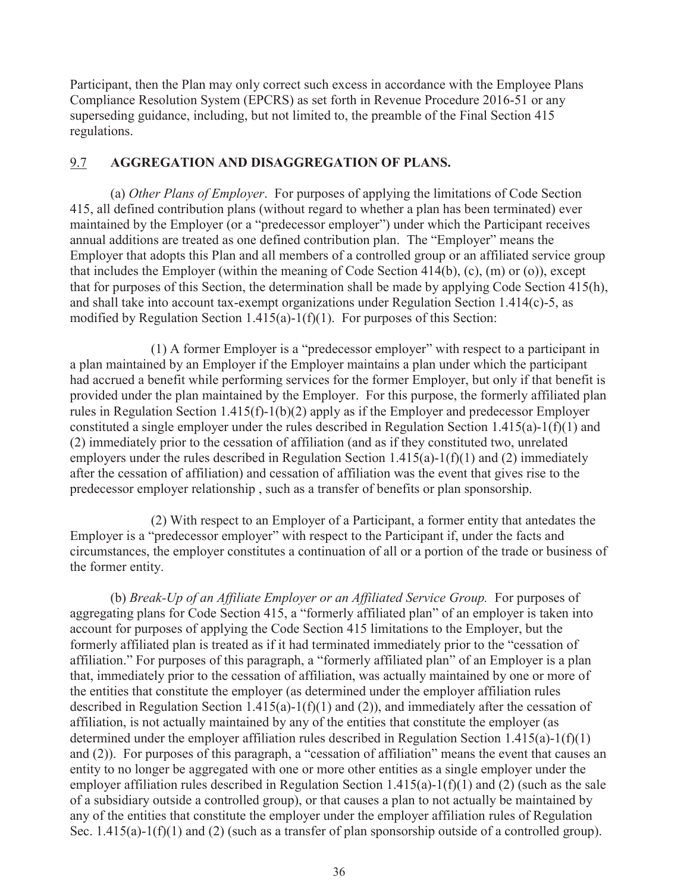Participant, then the Plan may only correct such excess in accordance with the Employee Plans Compliance Resolution System (EPCRS) as set forth in Revenue Procedure 2016-51 or any superseding guidance, including, but not limited to, the preamble of the Final Section 415 regulations.

## 9.7 AGGREGATION AND DISAGGREGATION OF PLANS.

(a) *Other Plans of Employer*. For purposes of applying the limitations of Code Section 415, all defined contribution plans (without regard to whether a plan has been terminated) ever maintained by the Employer (or a "predecessor employer") under which the Participant receives annual additions are treated as one defined contribution plan. The "Employer" means the Employer that adopts this Plan and all members of a controlled group or an affiliated service group that includes the Employer (within the meaning of Code Section 414(b), (c), (m) or (o)), except that for purposes of this Section, the determination shall be made by applying Code Section 415(h), and shall take into account tax-exempt organizations under Regulation Section 1.414(c)-5, as modified by Regulation Section 1.415(a)-1(f)(1). For purposes of this Section:

(1) A former Employer is a "predecessor employer" with respect to a participant in a plan maintained by an Employer if the Employer maintains a plan under which the participant had accrued a benefit while performing services for the former Employer, but only if that benefit is provided under the plan maintained by the Employer. For this purpose, the formerly affiliated plan rules in Regulation Section 1.415(f)-1(b)(2) apply as if the Employer and predecessor Employer constituted a single employer under the rules described in Regulation Section 1.415(a)-1(f)(1) and (2) immediately prior to the cessation of affiliation (and as if they constituted two, unrelated employers under the rules described in Regulation Section 1.415(a)-1(f)(1) and (2) immediately after the cessation of affiliation) and cessation of affiliation was the event that gives rise to the predecessor employer relationship , such as a transfer of benefits or plan sponsorship.

(2) With respect to an Employer of a Participant, a former entity that antedates the Employer is a "predecessor employer" with respect to the Participant if, under the facts and circumstances, the employer constitutes a continuation of all or a portion of the trade or business of the former entity.

(b) *Break-Up of an Affiliate Employer or an Affiliated Service Group.* For purposes of aggregating plans for Code Section 415, a "formerly affiliated plan" of an employer is taken into account for purposes of applying the Code Section 415 limitations to the Employer, but the formerly affiliated plan is treated as if it had terminated immediately prior to the "cessation of affiliation." For purposes of this paragraph, a "formerly affiliated plan" of an Employer is a plan that, immediately prior to the cessation of affiliation, was actually maintained by one or more of the entities that constitute the employer (as determined under the employer affiliation rules described in Regulation Section 1.415(a)-1(f)(1) and (2)), and immediately after the cessation of affiliation, is not actually maintained by any of the entities that constitute the employer (as determined under the employer affiliation rules described in Regulation Section 1.415(a)-1(f)(1) and (2)). For purposes of this paragraph, a "cessation of affiliation" means the event that causes an entity to no longer be aggregated with one or more other entities as a single employer under the employer affiliation rules described in Regulation Section 1.415(a)-1(f)(1) and (2) (such as the sale of a subsidiary outside a controlled group), or that causes a plan to not actually be maintained by any of the entities that constitute the employer under the employer affiliation rules of Regulation Sec. 1.415(a)-1(f)(1) and (2) (such as a transfer of plan sponsorship outside of a controlled group).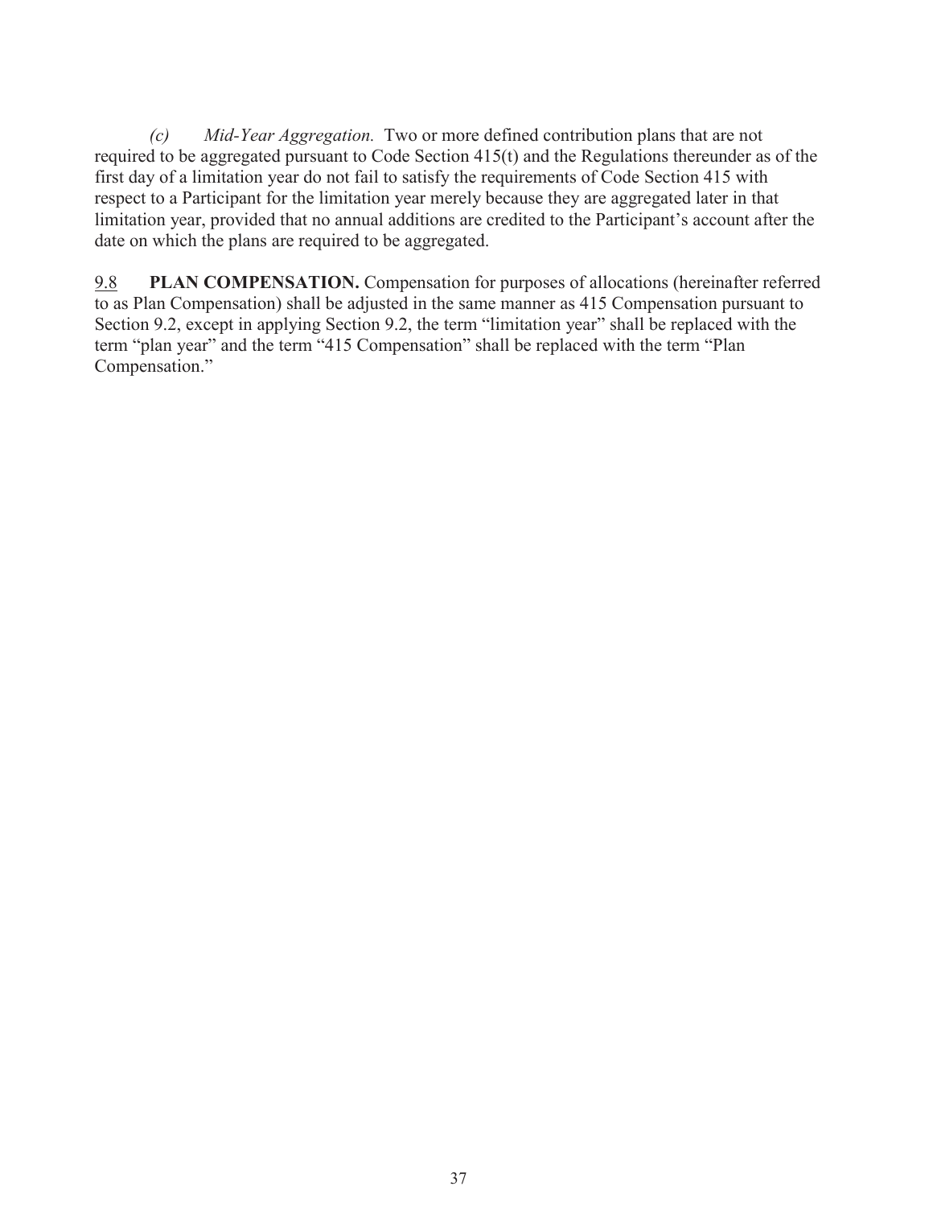*(c) Mid-Year Aggregation.* Two or more defined contribution plans that are not required to be aggregated pursuant to Code Section 415(t) and the Regulations thereunder as of the first day of a limitation year do not fail to satisfy the requirements of Code Section 415 with respect to a Participant for the limitation year merely because they are aggregated later in that limitation year, provided that no annual additions are credited to the Participant's account after the date on which the plans are required to be aggregated.

9.8 **PLAN COMPENSATION.** Compensation for purposes of allocations (hereinafter referred to as Plan Compensation) shall be adjusted in the same manner as 415 Compensation pursuant to Section 9.2, except in applying Section 9.2, the term "limitation year" shall be replaced with the term "plan year" and the term "415 Compensation" shall be replaced with the term "Plan Compensation."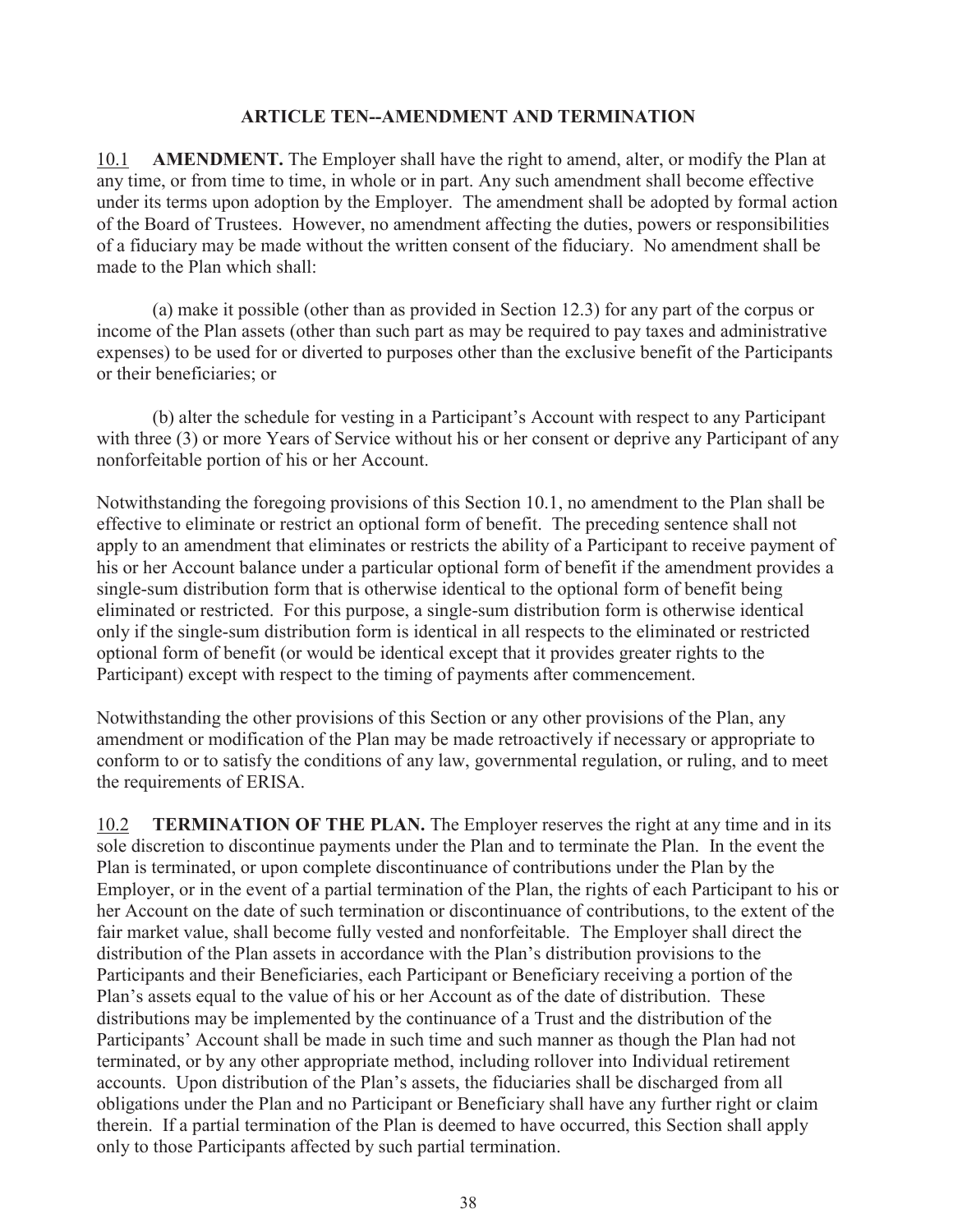## ARTICLE TEN--AMENDMENT AND TERMINATION

10.1 **AMENDMENT.** The Employer shall have the right to amend, alter, or modify the Plan at any time, or from time to time, in whole or in part. Any such amendment shall become effective under its terms upon adoption by the Employer. The amendment shall be adopted by formal action of the Board of Trustees. However, no amendment affecting the duties, powers or responsibilities of a fiduciary may be made without the written consent of the fiduciary. No amendment shall be made to the Plan which shall:

(a) make it possible (other than as provided in Section 12.3) for any part of the corpus or income of the Plan assets (other than such part as may be required to pay taxes and administrative expenses) to be used for or diverted to purposes other than the exclusive benefit of the Participants or their beneficiaries; or

(b) alter the schedule for vesting in a Participant's Account with respect to any Participant with three (3) or more Years of Service without his or her consent or deprive any Participant of any nonforfeitable portion of his or her Account.

Notwithstanding the foregoing provisions of this Section 10.1, no amendment to the Plan shall be effective to eliminate or restrict an optional form of benefit. The preceding sentence shall not apply to an amendment that eliminates or restricts the ability of a Participant to receive payment of his or her Account balance under a particular optional form of benefit if the amendment provides a single-sum distribution form that is otherwise identical to the optional form of benefit being eliminated or restricted. For this purpose, a single-sum distribution form is otherwise identical only if the single-sum distribution form is identical in all respects to the eliminated or restricted optional form of benefit (or would be identical except that it provides greater rights to the Participant) except with respect to the timing of payments after commencement.

Notwithstanding the other provisions of this Section or any other provisions of the Plan, any amendment or modification of the Plan may be made retroactively if necessary or appropriate to conform to or to satisfy the conditions of any law, governmental regulation, or ruling, and to meet the requirements of ERISA.

10.2 **TERMINATION OF THE PLAN.** The Employer reserves the right at any time and in its sole discretion to discontinue payments under the Plan and to terminate the Plan. In the event the Plan is terminated, or upon complete discontinuance of contributions under the Plan by the Employer, or in the event of a partial termination of the Plan, the rights of each Participant to his or her Account on the date of such termination or discontinuance of contributions, to the extent of the fair market value, shall become fully vested and nonforfeitable. The Employer shall direct the distribution of the Plan assets in accordance with the Plan's distribution provisions to the Participants and their Beneficiaries, each Participant or Beneficiary receiving a portion of the Plan's assets equal to the value of his or her Account as of the date of distribution. These distributions may be implemented by the continuance of a Trust and the distribution of the Participants' Account shall be made in such time and such manner as though the Plan had not terminated, or by any other appropriate method, including rollover into Individual retirement accounts. Upon distribution of the Plan's assets, the fiduciaries shall be discharged from all obligations under the Plan and no Participant or Beneficiary shall have any further right or claim therein. If a partial termination of the Plan is deemed to have occurred, this Section shall apply only to those Participants affected by such partial termination.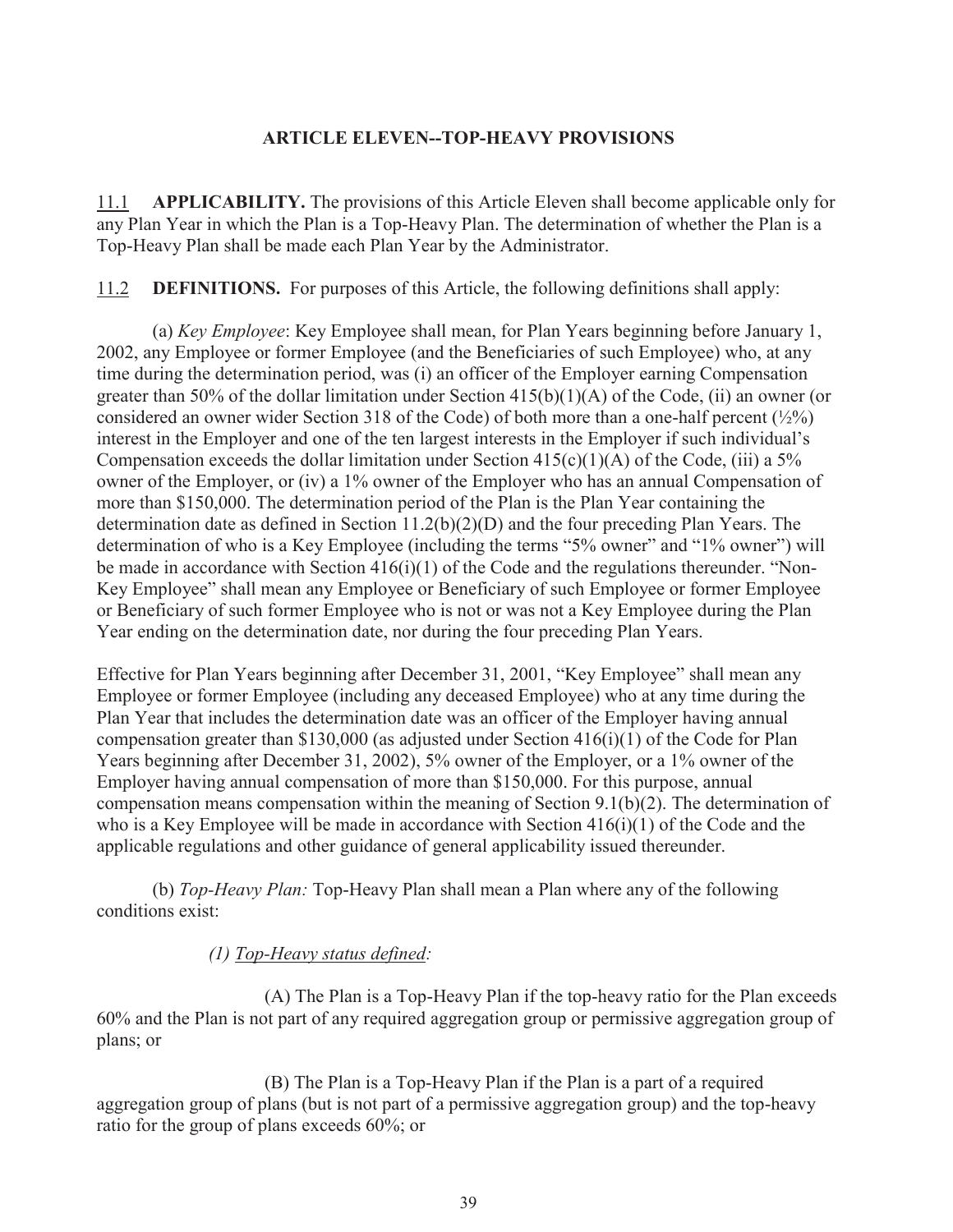## ARTICLE ELEVEN--TOP-HEAVY PROVISIONS

11.1 **APPLICABILITY.** The provisions of this Article Eleven shall become applicable only for any Plan Year in which the Plan is a Top-Heavy Plan. The determination of whether the Plan is a Top-Heavy Plan shall be made each Plan Year by the Administrator.

11.2 **DEFINITIONS.** For purposes of this Article, the following definitions shall apply:

(a) *Key Employee*: Key Employee shall mean, for Plan Years beginning before January 1, 2002, any Employee or former Employee (and the Beneficiaries of such Employee) who, at any time during the determination period, was (i) an officer of the Employer earning Compensation greater than 50% of the dollar limitation under Section 415(b)(1)(A) of the Code, (ii) an owner (or considered an owner wider Section 318 of the Code) of both more than a one-half percent (½%) interest in the Employer and one of the ten largest interests in the Employer if such individual's Compensation exceeds the dollar limitation under Section 415(c)(1)(A) of the Code, (iii) a 5% owner of the Employer, or (iv) a 1% owner of the Employer who has an annual Compensation of more than $150,000. The determination period of the Plan is the Plan Year containing the determination date as defined in Section 11.2(b)(2)(D) and the four preceding Plan Years. The determination of who is a Key Employee (including the terms "5% owner" and "1% owner") will be made in accordance with Section 416(i)(1) of the Code and the regulations thereunder. "Non-Key Employee" shall mean any Employee or Beneficiary of such Employee or former Employee or Beneficiary of such former Employee who is not or was not a Key Employee during the Plan Year ending on the determination date, nor during the four preceding Plan Years.

Effective for Plan Years beginning after December 31, 2001, "Key Employee" shall mean any Employee or former Employee (including any deceased Employee) who at any time during the Plan Year that includes the determination date was an officer of the Employer having annual compensation greater than $130,000 (as adjusted under Section 416(i)(1) of the Code for Plan Years beginning after December 31, 2002), 5% owner of the Employer, or a 1% owner of the Employer having annual compensation of more than $150,000. For this purpose, annual compensation means compensation within the meaning of Section 9.1(b)(2). The determination of who is a Key Employee will be made in accordance with Section 416(i)(1) of the Code and the applicable regulations and other guidance of general applicability issued thereunder.

(b) *Top-Heavy Plan:* Top-Heavy Plan shall mean a Plan where any of the following conditions exist:

*(1) Top-Heavy status defined:*

(A) The Plan is a Top-Heavy Plan if the top-heavy ratio for the Plan exceeds 60% and the Plan is not part of any required aggregation group or permissive aggregation group of plans; or

(B) The Plan is a Top-Heavy Plan if the Plan is a part of a required aggregation group of plans (but is not part of a permissive aggregation group) and the top-heavy ratio for the group of plans exceeds 60%; or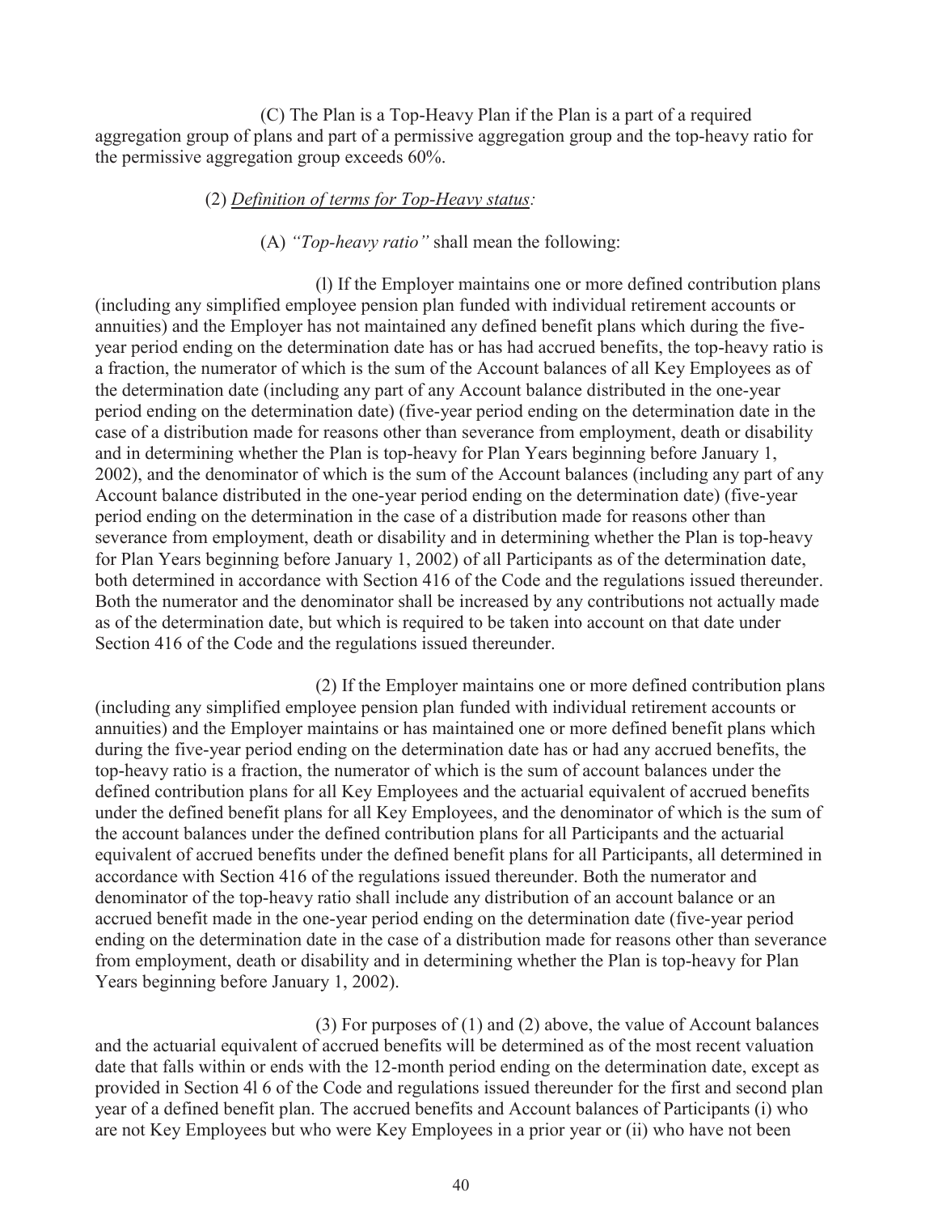(C) The Plan is a Top-Heavy Plan if the Plan is a part of a required aggregation group of plans and part of a permissive aggregation group and the top-heavy ratio for the permissive aggregation group exceeds 60%.

(2) *Definition of terms for Top-Heavy status:*

(A) *"Top-heavy ratio"* shall mean the following:

(l) If the Employer maintains one or more defined contribution plans (including any simplified employee pension plan funded with individual retirement accounts or annuities) and the Employer has not maintained any defined benefit plans which during the five-year period ending on the determination date has or has had accrued benefits, the top-heavy ratio is a fraction, the numerator of which is the sum of the Account balances of all Key Employees as of the determination date (including any part of any Account balance distributed in the one-year period ending on the determination date) (five-year period ending on the determination date in the case of a distribution made for reasons other than severance from employment, death or disability and in determining whether the Plan is top-heavy for Plan Years beginning before January 1, 2002), and the denominator of which is the sum of the Account balances (including any part of any Account balance distributed in the one-year period ending on the determination date) (five-year period ending on the determination in the case of a distribution made for reasons other than severance from employment, death or disability and in determining whether the Plan is top-heavy for Plan Years beginning before January 1, 2002) of all Participants as of the determination date, both determined in accordance with Section 416 of the Code and the regulations issued thereunder. Both the numerator and the denominator shall be increased by any contributions not actually made as of the determination date, but which is required to be taken into account on that date under Section 416 of the Code and the regulations issued thereunder.

(2) If the Employer maintains one or more defined contribution plans (including any simplified employee pension plan funded with individual retirement accounts or annuities) and the Employer maintains or has maintained one or more defined benefit plans which during the five-year period ending on the determination date has or had any accrued benefits, the top-heavy ratio is a fraction, the numerator of which is the sum of account balances under the defined contribution plans for all Key Employees and the actuarial equivalent of accrued benefits under the defined benefit plans for all Key Employees, and the denominator of which is the sum of the account balances under the defined contribution plans for all Participants and the actuarial equivalent of accrued benefits under the defined benefit plans for all Participants, all determined in accordance with Section 416 of the regulations issued thereunder. Both the numerator and denominator of the top-heavy ratio shall include any distribution of an account balance or an accrued benefit made in the one-year period ending on the determination date (five-year period ending on the determination date in the case of a distribution made for reasons other than severance from employment, death or disability and in determining whether the Plan is top-heavy for Plan Years beginning before January 1, 2002).

(3) For purposes of (1) and (2) above, the value of Account balances and the actuarial equivalent of accrued benefits will be determined as of the most recent valuation date that falls within or ends with the 12-month period ending on the determination date, except as provided in Section 4l 6 of the Code and regulations issued thereunder for the first and second plan year of a defined benefit plan. The accrued benefits and Account balances of Participants (i) who are not Key Employees but who were Key Employees in a prior year or (ii) who have not been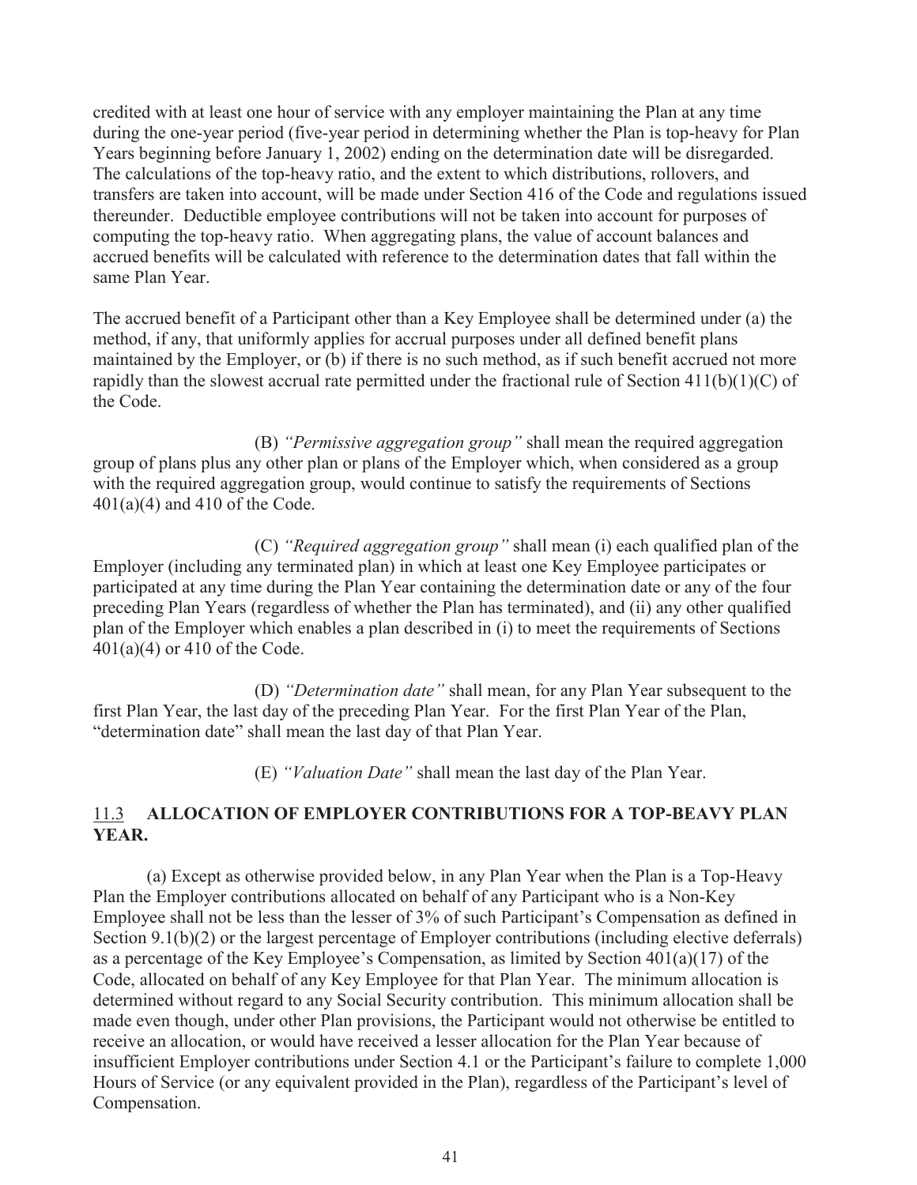credited with at least one hour of service with any employer maintaining the Plan at any time during the one-year period (five-year period in determining whether the Plan is top-heavy for Plan Years beginning before January 1, 2002) ending on the determination date will be disregarded. The calculations of the top-heavy ratio, and the extent to which distributions, rollovers, and transfers are taken into account, will be made under Section 416 of the Code and regulations issued thereunder. Deductible employee contributions will not be taken into account for purposes of computing the top-heavy ratio. When aggregating plans, the value of account balances and accrued benefits will be calculated with reference to the determination dates that fall within the same Plan Year.

The accrued benefit of a Participant other than a Key Employee shall be determined under (a) the method, if any, that uniformly applies for accrual purposes under all defined benefit plans maintained by the Employer, or (b) if there is no such method, as if such benefit accrued not more rapidly than the slowest accrual rate permitted under the fractional rule of Section 411(b)(1)(C) of the Code.

(B) *"Permissive aggregation group"* shall mean the required aggregation group of plans plus any other plan or plans of the Employer which, when considered as a group with the required aggregation group, would continue to satisfy the requirements of Sections 401(a)(4) and 410 of the Code.

(C) *"Required aggregation group"* shall mean (i) each qualified plan of the Employer (including any terminated plan) in which at least one Key Employee participates or participated at any time during the Plan Year containing the determination date or any of the four preceding Plan Years (regardless of whether the Plan has terminated), and (ii) any other qualified plan of the Employer which enables a plan described in (i) to meet the requirements of Sections 401(a)(4) or 410 of the Code.

(D) *"Determination date"* shall mean, for any Plan Year subsequent to the first Plan Year, the last day of the preceding Plan Year. For the first Plan Year of the Plan, "determination date" shall mean the last day of that Plan Year.

(E) *"Valuation Date"* shall mean the last day of the Plan Year.

## 11.3 ALLOCATION OF EMPLOYER CONTRIBUTIONS FOR A TOP-BEAVY PLAN YEAR.

(a) Except as otherwise provided below, in any Plan Year when the Plan is a Top-Heavy Plan the Employer contributions allocated on behalf of any Participant who is a Non-Key Employee shall not be less than the lesser of 3% of such Participant's Compensation as defined in Section 9.1(b)(2) or the largest percentage of Employer contributions (including elective deferrals) as a percentage of the Key Employee's Compensation, as limited by Section 401(a)(17) of the Code, allocated on behalf of any Key Employee for that Plan Year. The minimum allocation is determined without regard to any Social Security contribution. This minimum allocation shall be made even though, under other Plan provisions, the Participant would not otherwise be entitled to receive an allocation, or would have received a lesser allocation for the Plan Year because of insufficient Employer contributions under Section 4.1 or the Participant's failure to complete 1,000 Hours of Service (or any equivalent provided in the Plan), regardless of the Participant's level of Compensation.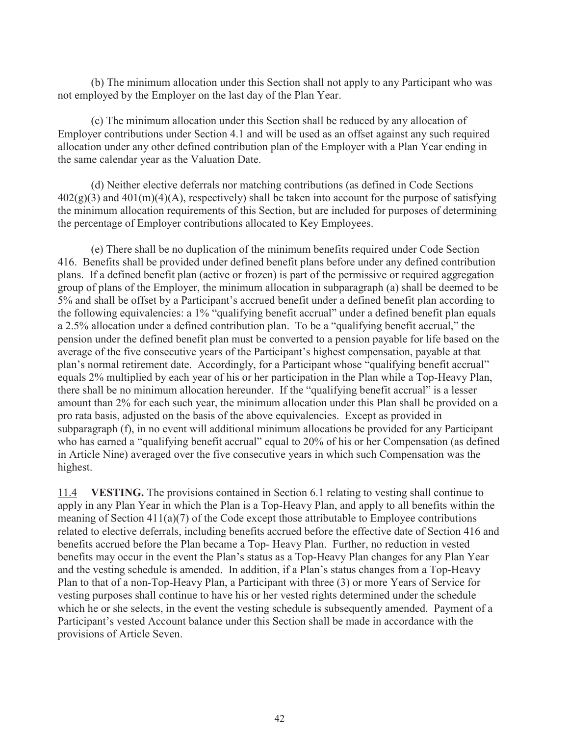(b) The minimum allocation under this Section shall not apply to any Participant who was not employed by the Employer on the last day of the Plan Year.

(c) The minimum allocation under this Section shall be reduced by any allocation of Employer contributions under Section 4.1 and will be used as an offset against any such required allocation under any other defined contribution plan of the Employer with a Plan Year ending in the same calendar year as the Valuation Date.

(d) Neither elective deferrals nor matching contributions (as defined in Code Sections 402(g)(3) and 401(m)(4)(A), respectively) shall be taken into account for the purpose of satisfying the minimum allocation requirements of this Section, but are included for purposes of determining the percentage of Employer contributions allocated to Key Employees.

(e) There shall be no duplication of the minimum benefits required under Code Section 416. Benefits shall be provided under defined benefit plans before under any defined contribution plans. If a defined benefit plan (active or frozen) is part of the permissive or required aggregation group of plans of the Employer, the minimum allocation in subparagraph (a) shall be deemed to be 5% and shall be offset by a Participant's accrued benefit under a defined benefit plan according to the following equivalencies: a 1% "qualifying benefit accrual" under a defined benefit plan equals a 2.5% allocation under a defined contribution plan. To be a "qualifying benefit accrual," the pension under the defined benefit plan must be converted to a pension payable for life based on the average of the five consecutive years of the Participant's highest compensation, payable at that plan's normal retirement date. Accordingly, for a Participant whose "qualifying benefit accrual" equals 2% multiplied by each year of his or her participation in the Plan while a Top-Heavy Plan, there shall be no minimum allocation hereunder. If the "qualifying benefit accrual" is a lesser amount than 2% for each such year, the minimum allocation under this Plan shall be provided on a pro rata basis, adjusted on the basis of the above equivalencies. Except as provided in subparagraph (f), in no event will additional minimum allocations be provided for any Participant who has earned a "qualifying benefit accrual" equal to 20% of his or her Compensation (as defined in Article Nine) averaged over the five consecutive years in which such Compensation was the highest.

11.4 **VESTING.** The provisions contained in Section 6.1 relating to vesting shall continue to apply in any Plan Year in which the Plan is a Top-Heavy Plan, and apply to all benefits within the meaning of Section 411(a)(7) of the Code except those attributable to Employee contributions related to elective deferrals, including benefits accrued before the effective date of Section 416 and benefits accrued before the Plan became a Top- Heavy Plan. Further, no reduction in vested benefits may occur in the event the Plan's status as a Top-Heavy Plan changes for any Plan Year and the vesting schedule is amended. In addition, if a Plan's status changes from a Top-Heavy Plan to that of a non-Top-Heavy Plan, a Participant with three (3) or more Years of Service for vesting purposes shall continue to have his or her vested rights determined under the schedule which he or she selects, in the event the vesting schedule is subsequently amended. Payment of a Participant's vested Account balance under this Section shall be made in accordance with the provisions of Article Seven.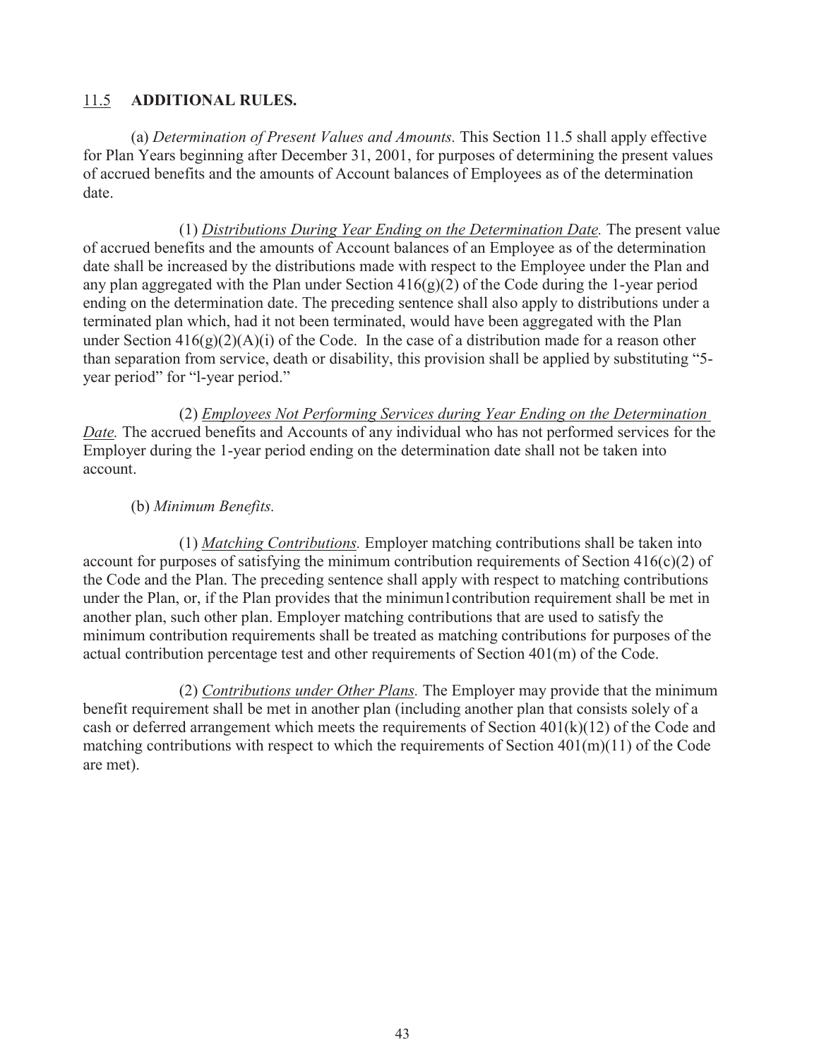## 11.5 ADDITIONAL RULES.

(a) *Determination of Present Values and Amounts.* This Section 11.5 shall apply effective for Plan Years beginning after December 31, 2001, for purposes of determining the present values of accrued benefits and the amounts of Account balances of Employees as of the determination date.

(1) *Distributions During Year Ending on the Determination Date.* The present value of accrued benefits and the amounts of Account balances of an Employee as of the determination date shall be increased by the distributions made with respect to the Employee under the Plan and any plan aggregated with the Plan under Section 416(g)(2) of the Code during the 1-year period ending on the determination date. The preceding sentence shall also apply to distributions under a terminated plan which, had it not been terminated, would have been aggregated with the Plan under Section 416(g)(2)(A)(i) of the Code. In the case of a distribution made for a reason other than separation from service, death or disability, this provision shall be applied by substituting "5-year period" for "l-year period."

(2) *Employees Not Performing Services during Year Ending on the Determination Date.* The accrued benefits and Accounts of any individual who has not performed services for the Employer during the 1-year period ending on the determination date shall not be taken into account.

(b) *Minimum Benefits.*

(1) *Matching Contributions.* Employer matching contributions shall be taken into account for purposes of satisfying the minimum contribution requirements of Section 416(c)(2) of the Code and the Plan. The preceding sentence shall apply with respect to matching contributions under the Plan, or, if the Plan provides that the minimun1contribution requirement shall be met in another plan, such other plan. Employer matching contributions that are used to satisfy the minimum contribution requirements shall be treated as matching contributions for purposes of the actual contribution percentage test and other requirements of Section 401(m) of the Code.

(2) *Contributions under Other Plans.* The Employer may provide that the minimum benefit requirement shall be met in another plan (including another plan that consists solely of a cash or deferred arrangement which meets the requirements of Section 401(k)(12) of the Code and matching contributions with respect to which the requirements of Section 401(m)(11) of the Code are met).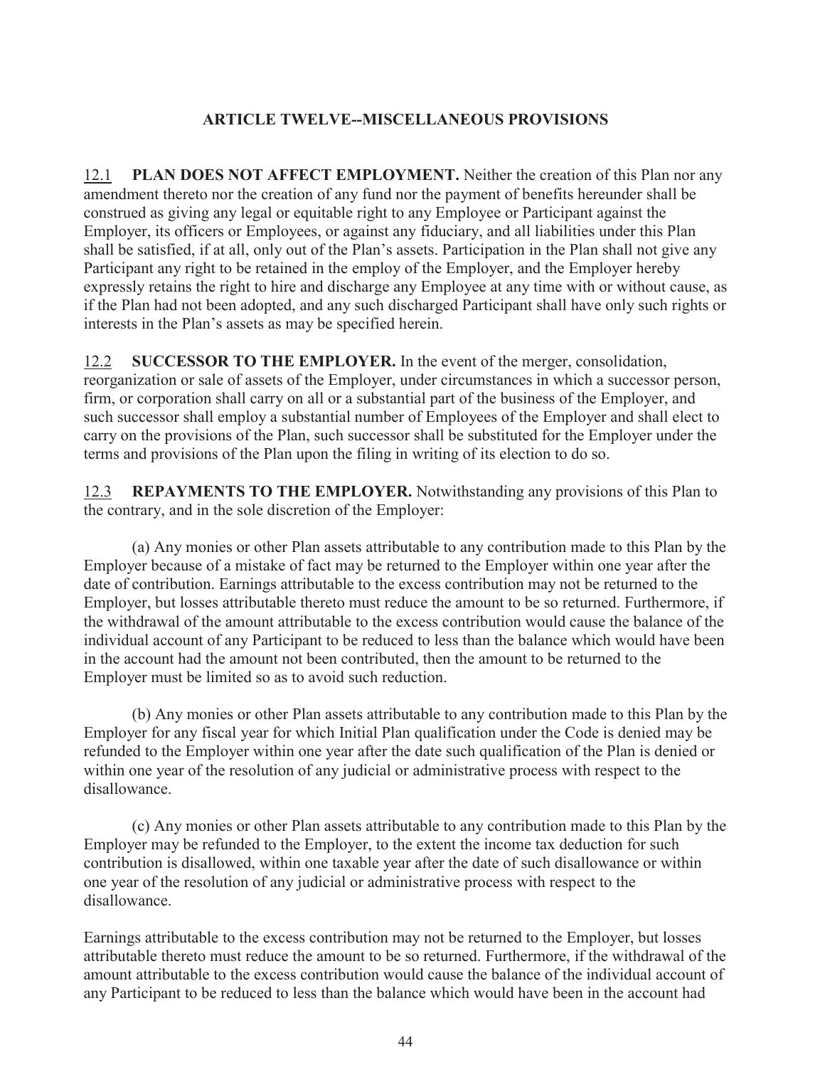## ARTICLE TWELVE--MISCELLANEOUS PROVISIONS

12.1 **PLAN DOES NOT AFFECT EMPLOYMENT.** Neither the creation of this Plan nor any amendment thereto nor the creation of any fund nor the payment of benefits hereunder shall be construed as giving any legal or equitable right to any Employee or Participant against the Employer, its officers or Employees, or against any fiduciary, and all liabilities under this Plan shall be satisfied, if at all, only out of the Plan's assets. Participation in the Plan shall not give any Participant any right to be retained in the employ of the Employer, and the Employer hereby expressly retains the right to hire and discharge any Employee at any time with or without cause, as if the Plan had not been adopted, and any such discharged Participant shall have only such rights or interests in the Plan's assets as may be specified herein.

12.2 **SUCCESSOR TO THE EMPLOYER.** In the event of the merger, consolidation, reorganization or sale of assets of the Employer, under circumstances in which a successor person, firm, or corporation shall carry on all or a substantial part of the business of the Employer, and such successor shall employ a substantial number of Employees of the Employer and shall elect to carry on the provisions of the Plan, such successor shall be substituted for the Employer under the terms and provisions of the Plan upon the filing in writing of its election to do so.

12.3 **REPAYMENTS TO THE EMPLOYER.** Notwithstanding any provisions of this Plan to the contrary, and in the sole discretion of the Employer:

(a) Any monies or other Plan assets attributable to any contribution made to this Plan by the Employer because of a mistake of fact may be returned to the Employer within one year after the date of contribution. Earnings attributable to the excess contribution may not be returned to the Employer, but losses attributable thereto must reduce the amount to be so returned. Furthermore, if the withdrawal of the amount attributable to the excess contribution would cause the balance of the individual account of any Participant to be reduced to less than the balance which would have been in the account had the amount not been contributed, then the amount to be returned to the Employer must be limited so as to avoid such reduction.

(b) Any monies or other Plan assets attributable to any contribution made to this Plan by the Employer for any fiscal year for which Initial Plan qualification under the Code is denied may be refunded to the Employer within one year after the date such qualification of the Plan is denied or within one year of the resolution of any judicial or administrative process with respect to the disallowance.

(c) Any monies or other Plan assets attributable to any contribution made to this Plan by the Employer may be refunded to the Employer, to the extent the income tax deduction for such contribution is disallowed, within one taxable year after the date of such disallowance or within one year of the resolution of any judicial or administrative process with respect to the disallowance.

Earnings attributable to the excess contribution may not be returned to the Employer, but losses attributable thereto must reduce the amount to be so returned. Furthermore, if the withdrawal of the amount attributable to the excess contribution would cause the balance of the individual account of any Participant to be reduced to less than the balance which would have been in the account had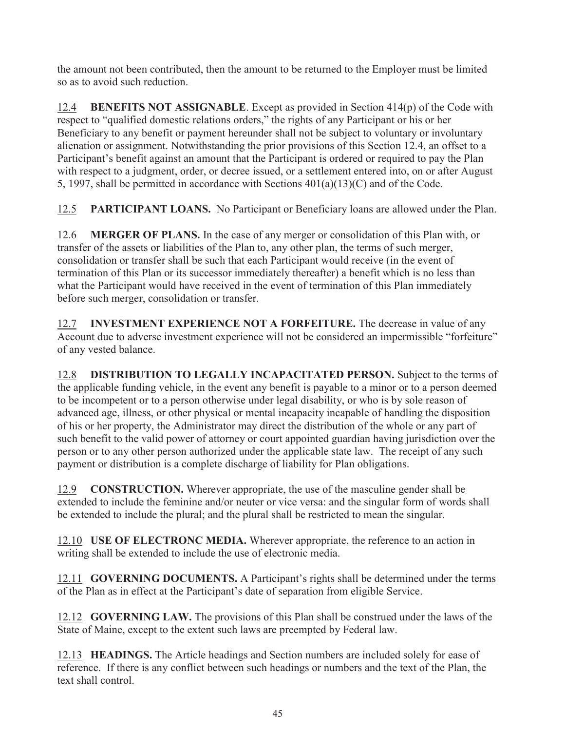the amount not been contributed, then the amount to be returned to the Employer must be limited so as to avoid such reduction.

12.4 **BENEFITS NOT ASSIGNABLE**. Except as provided in Section 414(p) of the Code with respect to "qualified domestic relations orders," the rights of any Participant or his or her Beneficiary to any benefit or payment hereunder shall not be subject to voluntary or involuntary alienation or assignment. Notwithstanding the prior provisions of this Section 12.4, an offset to a Participant's benefit against an amount that the Participant is ordered or required to pay the Plan with respect to a judgment, order, or decree issued, or a settlement entered into, on or after August 5, 1997, shall be permitted in accordance with Sections 401(a)(13)(C) and of the Code.

12.5 **PARTICIPANT LOANS.** No Participant or Beneficiary loans are allowed under the Plan.

12.6 **MERGER OF PLANS.** In the case of any merger or consolidation of this Plan with, or transfer of the assets or liabilities of the Plan to, any other plan, the terms of such merger, consolidation or transfer shall be such that each Participant would receive (in the event of termination of this Plan or its successor immediately thereafter) a benefit which is no less than what the Participant would have received in the event of termination of this Plan immediately before such merger, consolidation or transfer.

12.7 **INVESTMENT EXPERIENCE NOT A FORFEITURE.** The decrease in value of any Account due to adverse investment experience will not be considered an impermissible "forfeiture" of any vested balance.

12.8 **DISTRIBUTION TO LEGALLY INCAPACITATED PERSON.** Subject to the terms of the applicable funding vehicle, in the event any benefit is payable to a minor or to a person deemed to be incompetent or to a person otherwise under legal disability, or who is by sole reason of advanced age, illness, or other physical or mental incapacity incapable of handling the disposition of his or her property, the Administrator may direct the distribution of the whole or any part of such benefit to the valid power of attorney or court appointed guardian having jurisdiction over the person or to any other person authorized under the applicable state law. The receipt of any such payment or distribution is a complete discharge of liability for Plan obligations.

12.9 **CONSTRUCTION.** Wherever appropriate, the use of the masculine gender shall be extended to include the feminine and/or neuter or vice versa: and the singular form of words shall be extended to include the plural; and the plural shall be restricted to mean the singular.

12.10 **USE OF ELECTRONC MEDIA.** Wherever appropriate, the reference to an action in writing shall be extended to include the use of electronic media.

12.11 **GOVERNING DOCUMENTS.** A Participant's rights shall be determined under the terms of the Plan as in effect at the Participant's date of separation from eligible Service.

12.12 **GOVERNING LAW.** The provisions of this Plan shall be construed under the laws of the State of Maine, except to the extent such laws are preempted by Federal law.

12.13 **HEADINGS.** The Article headings and Section numbers are included solely for ease of reference. If there is any conflict between such headings or numbers and the text of the Plan, the text shall control.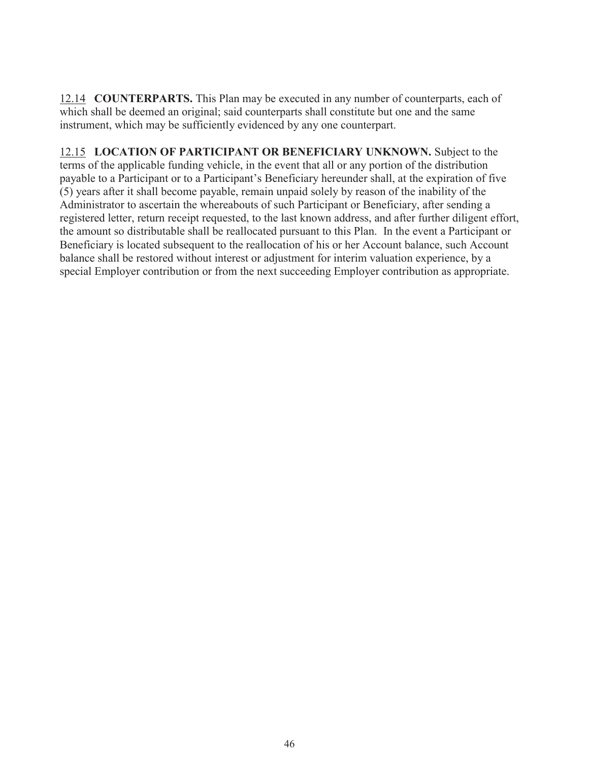12.14 **COUNTERPARTS.** This Plan may be executed in any number of counterparts, each of which shall be deemed an original; said counterparts shall constitute but one and the same instrument, which may be sufficiently evidenced by any one counterpart.

12.15 **LOCATION OF PARTICIPANT OR BENEFICIARY UNKNOWN.** Subject to the terms of the applicable funding vehicle, in the event that all or any portion of the distribution payable to a Participant or to a Participant's Beneficiary hereunder shall, at the expiration of five (5) years after it shall become payable, remain unpaid solely by reason of the inability of the Administrator to ascertain the whereabouts of such Participant or Beneficiary, after sending a registered letter, return receipt requested, to the last known address, and after further diligent effort, the amount so distributable shall be reallocated pursuant to this Plan. In the event a Participant or Beneficiary is located subsequent to the reallocation of his or her Account balance, such Account balance shall be restored without interest or adjustment for interim valuation experience, by a special Employer contribution or from the next succeeding Employer contribution as appropriate.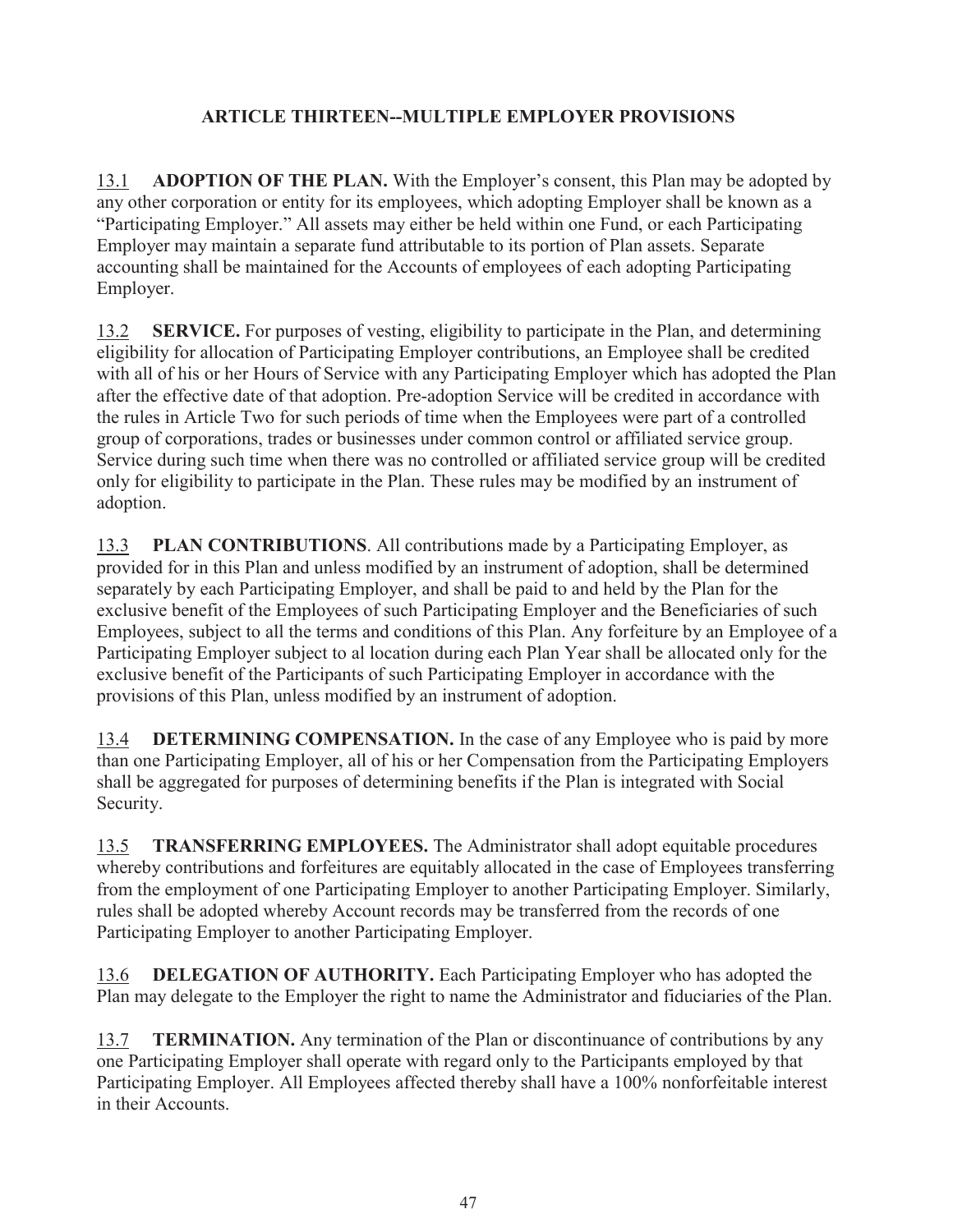## ARTICLE THIRTEEN--MULTIPLE EMPLOYER PROVISIONS

13.1 **ADOPTION OF THE PLAN.** With the Employer's consent, this Plan may be adopted by any other corporation or entity for its employees, which adopting Employer shall be known as a "Participating Employer." All assets may either be held within one Fund, or each Participating Employer may maintain a separate fund attributable to its portion of Plan assets. Separate accounting shall be maintained for the Accounts of employees of each adopting Participating Employer.

13.2 **SERVICE.** For purposes of vesting, eligibility to participate in the Plan, and determining eligibility for allocation of Participating Employer contributions, an Employee shall be credited with all of his or her Hours of Service with any Participating Employer which has adopted the Plan after the effective date of that adoption. Pre-adoption Service will be credited in accordance with the rules in Article Two for such periods of time when the Employees were part of a controlled group of corporations, trades or businesses under common control or affiliated service group. Service during such time when there was no controlled or affiliated service group will be credited only for eligibility to participate in the Plan. These rules may be modified by an instrument of adoption.

13.3 **PLAN CONTRIBUTIONS**. All contributions made by a Participating Employer, as provided for in this Plan and unless modified by an instrument of adoption, shall be determined separately by each Participating Employer, and shall be paid to and held by the Plan for the exclusive benefit of the Employees of such Participating Employer and the Beneficiaries of such Employees, subject to all the terms and conditions of this Plan. Any forfeiture by an Employee of a Participating Employer subject to al location during each Plan Year shall be allocated only for the exclusive benefit of the Participants of such Participating Employer in accordance with the provisions of this Plan, unless modified by an instrument of adoption.

13.4 **DETERMINING COMPENSATION.** In the case of any Employee who is paid by more than one Participating Employer, all of his or her Compensation from the Participating Employers shall be aggregated for purposes of determining benefits if the Plan is integrated with Social Security.

13.5 **TRANSFERRING EMPLOYEES.** The Administrator shall adopt equitable procedures whereby contributions and forfeitures are equitably allocated in the case of Employees transferring from the employment of one Participating Employer to another Participating Employer. Similarly, rules shall be adopted whereby Account records may be transferred from the records of one Participating Employer to another Participating Employer.

13.6 **DELEGATION OF AUTHORITY.** Each Participating Employer who has adopted the Plan may delegate to the Employer the right to name the Administrator and fiduciaries of the Plan.

13.7 **TERMINATION.** Any termination of the Plan or discontinuance of contributions by any one Participating Employer shall operate with regard only to the Participants employed by that Participating Employer. All Employees affected thereby shall have a 100% nonforfeitable interest in their Accounts.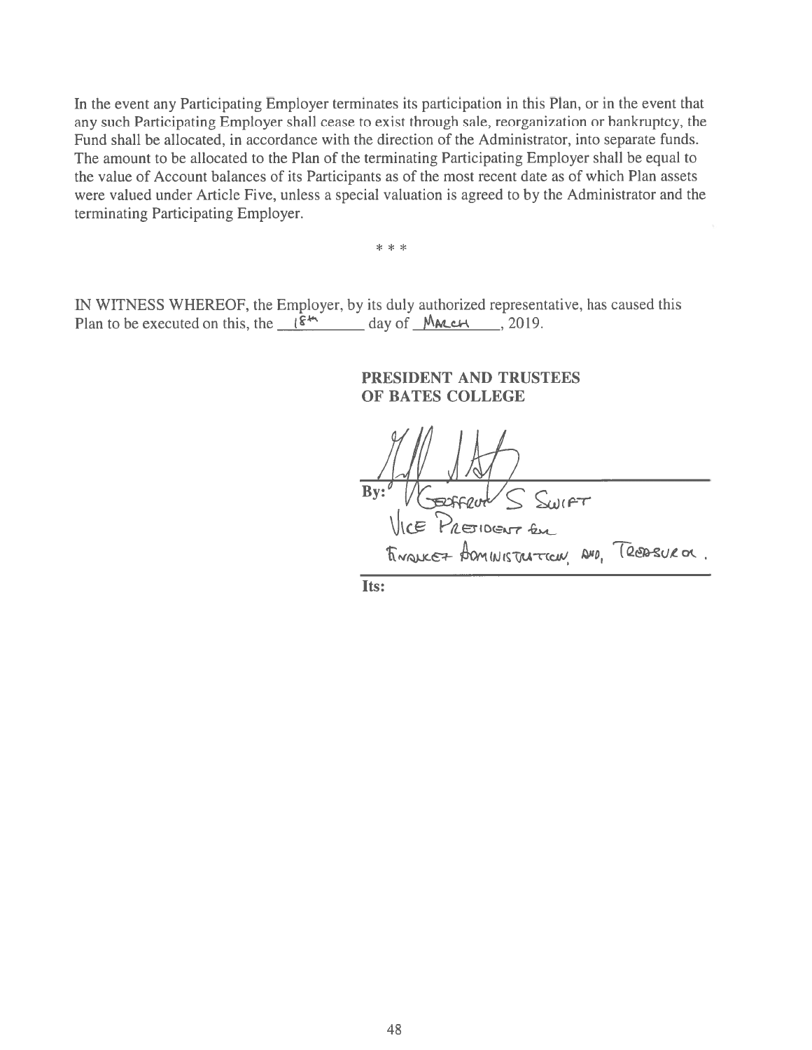In the event any Participating Employer terminates its participation in this Plan, or in the event that any such Participating Employer shall cease to exist through sale, reorganization or bankruptcy, the Fund shall be allocated, in accordance with the direction of the Administrator, into separate funds. The amount to be allocated to the Plan of the terminating Participating Employer shall be equal to the value of Account balances of its Participants as of the most recent date as of which Plan assets were valued under Article Five, unless a special valuation is agreed to by the Administrator and the terminating Participating Employer.

\* \* \*

IN WITNESS WHEREOF, the Employer, by its duly authorized representative, has caused this Plan to be executed on this, the 18th day of March, 2019.

**PRESIDENT AND TRUSTEES OF BATES COLLEGE**

By: Geoffrey S Swift

Vice President for Finance, Administration, and Treasurer.

**Its:**